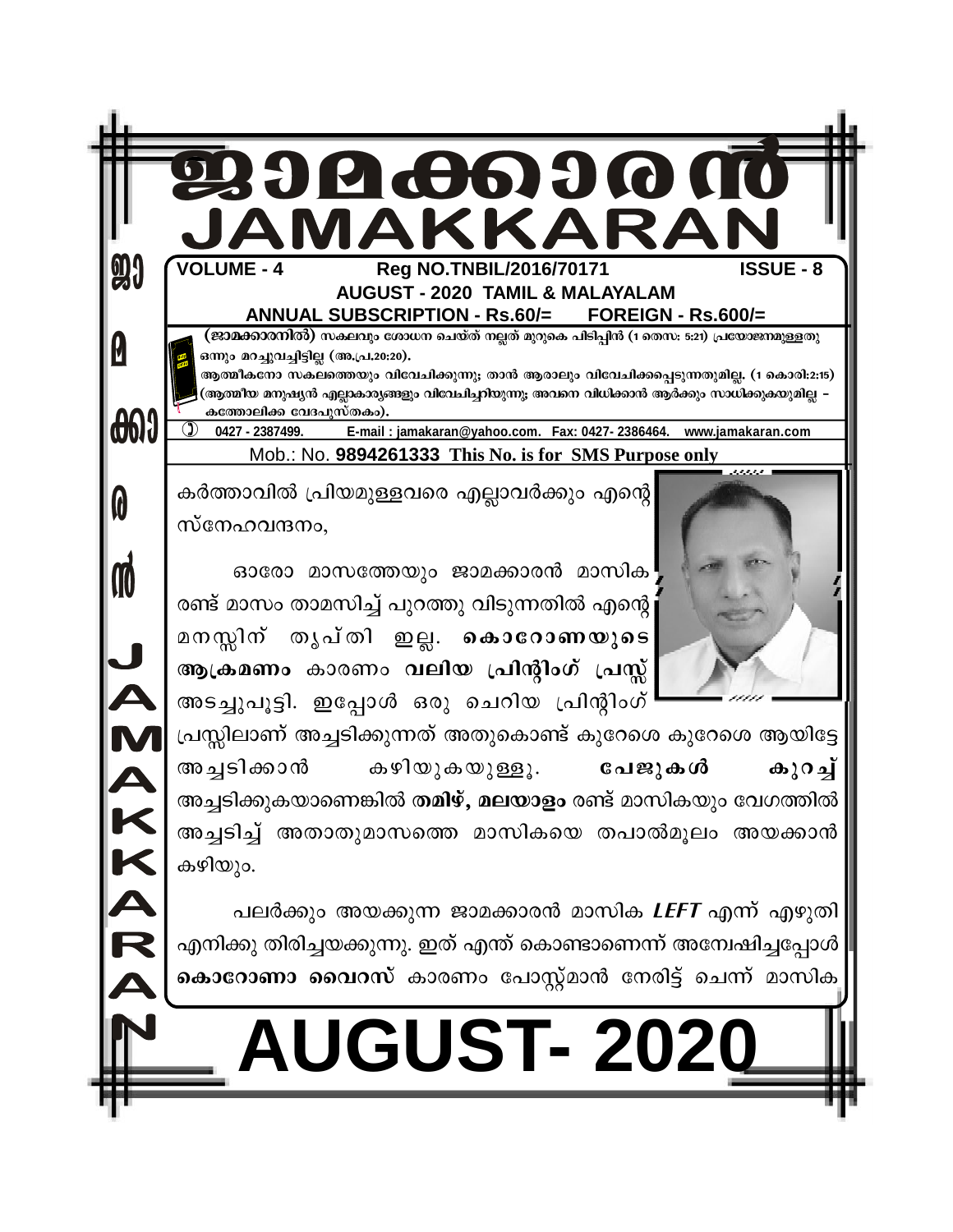# ജാമക്കാരൻ
# JAMAKKARAN

**VOLUME - 4** **Reg NO.TNBIL/2016/70171** **ISSUE - 8**

**AUGUST - 2020 TAMIL & MALAYALAM**

**ANNUAL SUBSCRIPTION - Rs.60/= FOREIGN - Rs.600/=**

**(ജാമക്കാരനിൽ)** സകലവും ശോധന ചെയ്ത് നല്ലത് മുറുകെ പിടിപ്പിൻ (1 തെസ: 5:21) പ്രയോജനമുള്ളതു ഒന്നും മറച്ചുവച്ചിട്ടില്ല (അ.പ്ര.20:20).

ആത്മീകനോ സകലത്തെയും വിവേചിക്കുന്നു; താൻ ആരാലും വിവേചിക്കപ്പെടുന്നതുമില്ല. (1 കൊരി:2:15) (ആത്മീയ മനുഷ്യൻ എല്ലാകാര്യങ്ങളും വിവേചിച്ചറിയുന്നു; അവനെ വിധിക്കാൻ ആർക്കും സാധിക്കുകയുമില്ല – കത്തോലിക്ക വേദപുസ്തകം).

0427 - 2387499. E-mail : jamakaran@yahoo.com. Fax: 0427- 2386464. www.jamakaran.com

Mob.: No. **9894261333 This No. is for SMS Purpose only**

കർത്താവിൽ പ്രിയമുള്ളവരെ എല്ലാവർക്കും എന്റെ സ്നേഹവന്ദനം,

ഓരോ മാസത്തേയും ജാമക്കാരൻ മാസിക രണ്ട് മാസം താമസിച്ച് പുറത്തു വിടുന്നതിൽ എന്റെ മനസ്സിന് തൃപ്തി ഇല്ല. **കൊറോണയുടെ ആക്രമണം** കാരണം **വലിയ പ്രിന്റിംഗ് പ്രസ്സ്** അടച്ചുപൂട്ടി. ഇപ്പോൾ ഒരു ചെറിയ പ്രിന്റിംഗ് പ്രസ്സിലാണ് അച്ചടിക്കുന്നത് അതുകൊണ്ട് കുറേശെ കുറേശെ ആയിട്ടേ അച്ചടിക്കാൻ കഴിയുകയുള്ളൂ. **പേജുകൾ കുറച്ച്** അച്ചടിക്കുകയാണെങ്കിൽ **തമിഴ്, മലയാളം** രണ്ട് മാസികയും വേഗത്തിൽ അച്ചടിച്ച് അതാതുമാസത്തെ മാസികയെ തപാൽമൂലം അയക്കാൻ കഴിയും.

പലർക്കും അയക്കുന്ന ജാമക്കാരൻ മാസിക ***LEFT*** എന്ന് എഴുതി എനിക്കു തിരിച്ചയക്കുന്നു. ഇത് എന്ത് കൊണ്ടാണെന്ന് അന്വേഷിച്ചപ്പോൾ **കൊറോണാ വൈറസ്** കാരണം പോസ്റ്റ്മാൻ നേരിട്ട് ചെന്ന് മാസിക

# AUGUST- 2020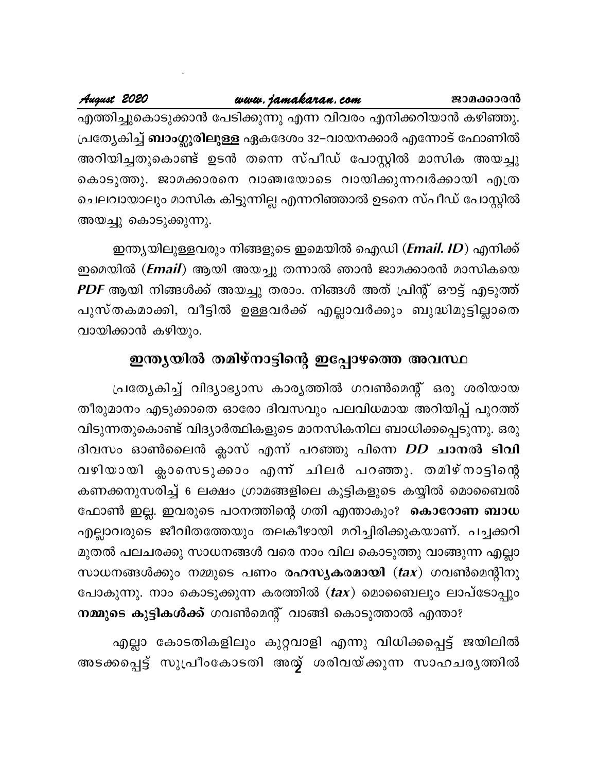എത്തിച്ചുകൊടുക്കാൻ പേടിക്കുന്നു എന്ന വിവരം എനിക്കറിയാൻ കഴിഞ്ഞു. പ്രത്യേകിച്ച് **ബാംഗ്ലൂരിലുള്ള** ഏകദേശം 32–വായനക്കാർ എന്നോട് ഫോണിൽ അറിയിച്ചതുകൊണ്ട് ഉടൻ തന്നെ സ്പീഡ് പോസ്റ്റിൽ മാസിക അയച്ചു കൊടുത്തു. ജാമക്കാരനെ വാഞ്ചയോടെ വായിക്കുന്നവർക്കായി എത്ര ചെലവായാലും മാസിക കിട്ടുന്നില്ല എന്നറിഞ്ഞാൽ ഉടനെ സ്പീഡ് പോസ്റ്റിൽ അയച്ചു കൊടുക്കുന്നു.

ഇന്ത്യയിലുള്ളവരും നിങ്ങളുടെ ഇമെയിൽ ഐഡി (***Email. ID***) എനിക്ക് ഇമെയിൽ (***Email***) ആയി അയച്ചു തന്നാൽ ഞാൻ ജാമക്കാരൻ മാസികയെ ***PDF*** ആയി നിങ്ങൾക്ക് അയച്ചു തരാം. നിങ്ങൾ അത് പ്രിന്റ് ഔട്ട് എടുത്ത് പുസ്തകമാക്കി, വീട്ടിൽ ഉള്ളവർക്ക് എല്ലാവർക്കും ബുദ്ധിമുട്ടില്ലാതെ വായിക്കാൻ കഴിയും.

## ഇന്ത്യയിൽ തമിഴ്നാട്ടിന്റെ ഇപ്പോഴത്തെ അവസ്ഥ

പ്രത്യേകിച്ച് വിദ്യാഭ്യാസ കാര്യത്തിൽ ഗവൺമെന്റ് ഒരു ശരിയായ തീരുമാനം എടുക്കാതെ ഓരോ ദിവസവും പലവിധമായ അറിയിപ്പ് പുറത്ത് വിടുന്നതുകൊണ്ട് വിദ്യാർത്ഥികളുടെ മാനസികനില ബാധിക്കപ്പെടുന്നു. ഒരു ദിവസം ഓൺലൈൻ ക്ലാസ് എന്ന് പറഞ്ഞു പിന്നെ ***DD* ചാനൽ ടിവി** വഴിയായി ക്ലാസെടുക്കാം എന്ന് ചിലർ പറഞ്ഞു. തമിഴ്നാട്ടിന്റെ കണക്കനുസരിച്ച് 6 ലക്ഷം ഗ്രാമങ്ങളിലെ കുട്ടികളുടെ കയ്യിൽ മൊബൈൽ ഫോൺ ഇല്ല. ഇവരുടെ പഠനത്തിന്റെ ഗതി എന്താകും? **കൊറോണ ബാധ** എല്ലാവരുടെ ജീവിതത്തേയും തലകീഴായി മറിച്ചിരിക്കുകയാണ്. പച്ചക്കറി മുതൽ പലചരക്കു സാധനങ്ങൾ വരെ നാം വില കൊടുത്തു വാങ്ങുന്ന എല്ലാ സാധനങ്ങൾക്കും നമ്മുടെ പണം **രഹസ്യകരമായി** (***tax***) ഗവൺമെന്റിനു പോകുന്നു. നാം കൊടുക്കുന്ന കരത്തിൽ (***tax***) മൊബൈലും ലാപ്ടോപ്പും **നമ്മുടെ കുട്ടികൾക്ക്** ഗവൺമെന്റ് വാങ്ങി കൊടുത്താൽ എന്താ?

എല്ലാ കോടതികളിലും കുറ്റവാളി എന്നു വിധിക്കപ്പെട്ട് ജയിലിൽ അടക്കപ്പെട്ട് സുപ്രീംകോടതി അത് ശരിവയ്ക്കുന്ന സാഹചര്യത്തിൽ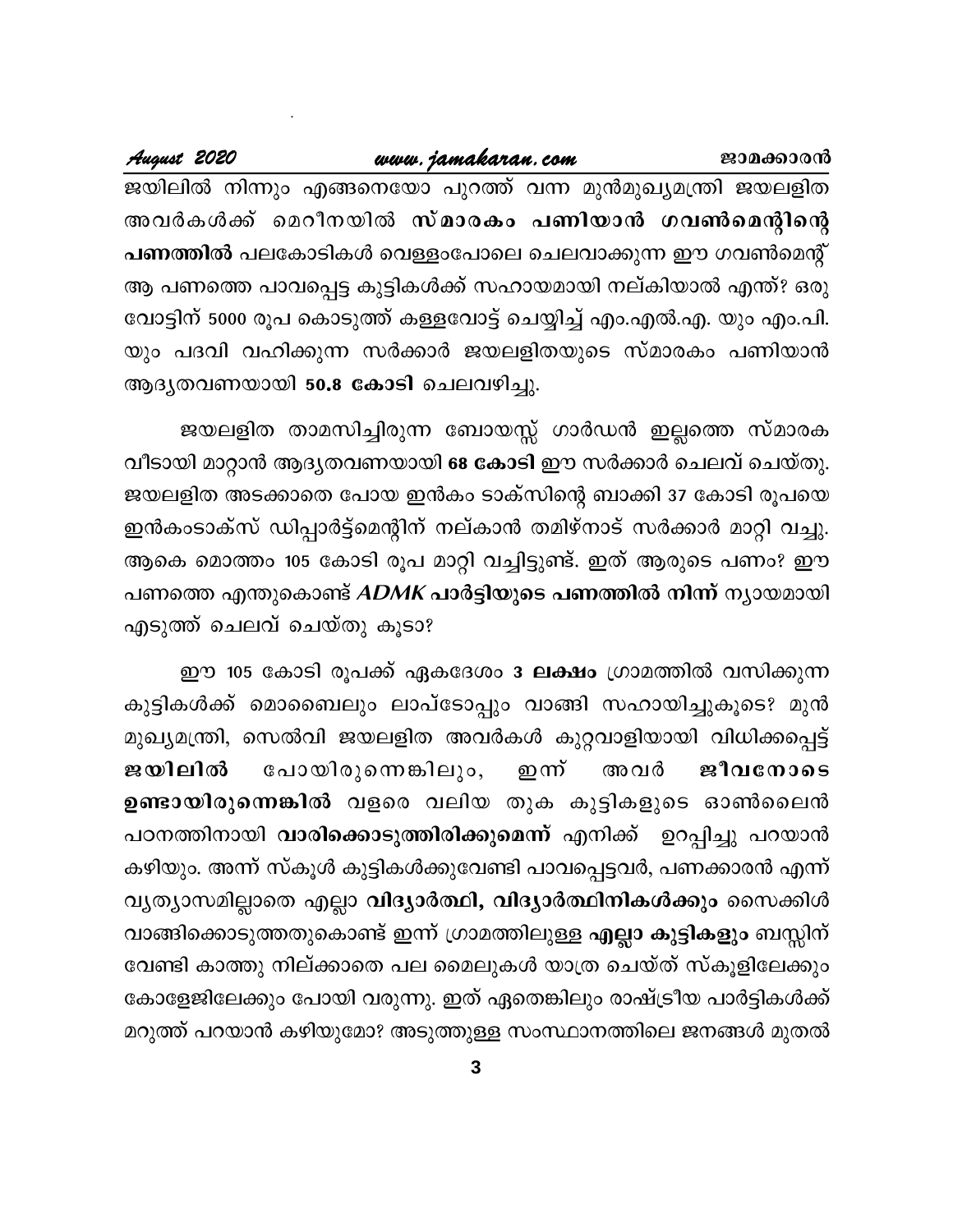ജയിലിൽ നിന്നും എങ്ങനെയോ പുറത്ത് വന്ന മുൻമുഖ്യമന്ത്രി ജയലളിത അവർകൾക്ക് മെറീനയിൽ **സ്മാരകം പണിയാൻ ഗവൺമെന്റിന്റെ പണത്തിൽ** പലകോടികൾ വെള്ളംപോലെ ചെലവാക്കുന്ന ഈ ഗവൺമെന്റ് ആ പണത്തെ പാവപ്പെട്ട കുട്ടികൾക്ക് സഹായമായി നല്കിയാൽ എന്ത്? ഒരു വോട്ടിന് 5000 രൂപ കൊടുത്ത് കള്ളവോട്ട് ചെയ്യിച്ച് എം.എൽ.എ. യും എം.പി. യും പദവി വഹിക്കുന്ന സർക്കാർ ജയലളിതയുടെ സ്മാരകം പണിയാൻ ആദ്യതവണയായി **50.8 കോടി** ചെലവഴിച്ചു.

ജയലളിത താമസിച്ചിരുന്ന ബോയസ്സ് ഗാർഡൻ ഇല്ലത്തെ സ്മാരക വീടായി മാറ്റാൻ ആദ്യതവണയായി **68 കോടി** ഈ സർക്കാർ ചെലവ് ചെയ്തു. ജയലളിത അടക്കാതെ പോയ ഇൻകം ടാക്സിന്റെ ബാക്കി 37 കോടി രൂപയെ ഇൻകംടാക്സ് ഡിപ്പാർട്ട്മെന്റിന് നല്കാൻ തമിഴ്നാട് സർക്കാർ മാറ്റി വച്ചു. ആകെ മൊത്തം 105 കോടി രൂപ മാറ്റി വച്ചിട്ടുണ്ട്. ഇത് ആരുടെ പണം? ഈ പണത്തെ എന്തുകൊണ്ട് ***ADMK* പാർട്ടിയുടെ പണത്തിൽ നിന്ന്** ന്യായമായി എടുത്ത് ചെലവ് ചെയ്തു കൂടാ?

ഈ 105 കോടി രൂപക്ക് ഏകദേശം **3 ലക്ഷം** ഗ്രാമത്തിൽ വസിക്കുന്ന കുട്ടികൾക്ക് മൊബൈലും ലാപ്ടോപ്പും വാങ്ങി സഹായിച്ചുകൂടെ? മുൻ മുഖ്യമന്ത്രി, സെൽവി ജയലളിത അവർകൾ കുറ്റവാളിയായി വിധിക്കപ്പെട്ട് **ജയിലിൽ** പോയിരുന്നെങ്കിലും, ഇന്ന് അവർ **ജീവനോടെ ഉണ്ടായിരുന്നെങ്കിൽ** വളരെ വലിയ തുക കുട്ടികളുടെ ഓൺലൈൻ പഠനത്തിനായി **വാരിക്കൊടുത്തിരിക്കുമെന്ന്** എനിക്ക് ഉറപ്പിച്ചു പറയാൻ കഴിയും. അന്ന് സ്കൂൾ കുട്ടികൾക്കുവേണ്ടി പാവപ്പെട്ടവർ, പണക്കാരൻ എന്ന് വ്യത്യാസമില്ലാതെ എല്ലാ **വിദ്യാർത്ഥി, വിദ്യാർത്ഥിനികൾക്കും** സൈക്കിൾ വാങ്ങിക്കൊടുത്തതുകൊണ്ട് ഇന്ന് ഗ്രാമത്തിലുള്ള **എല്ലാ കുട്ടികളും** ബസ്സിന് വേണ്ടി കാത്തു നില്ക്കാതെ പല മൈലുകൾ യാത്ര ചെയ്ത് സ്കൂളിലേക്കും കോളേജിലേക്കും പോയി വരുന്നു. ഇത് ഏതെങ്കിലും രാഷ്ട്രീയ പാർട്ടികൾക്ക് മറുത്ത് പറയാൻ കഴിയുമോ? അടുത്തുള്ള സംസ്ഥാനത്തിലെ ജനങ്ങൾ മുതൽ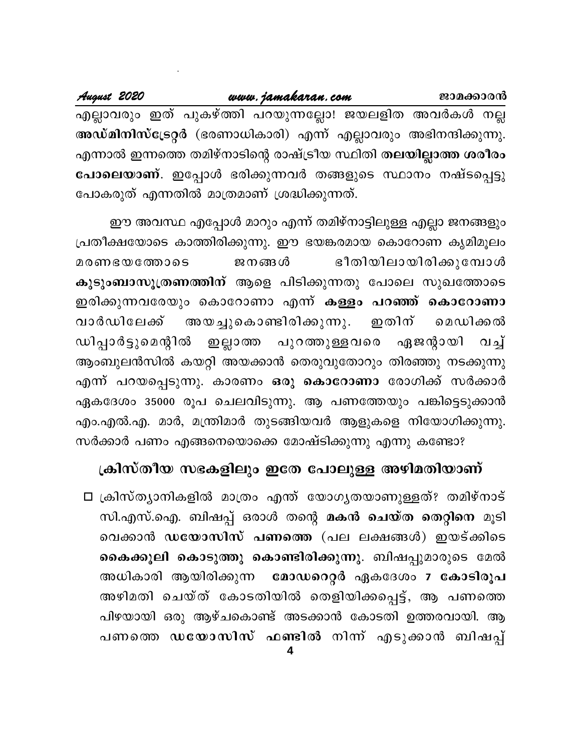എല്ലാവരും ഇത് പുകഴ്ത്തി പറയുന്നല്ലോ! ജയലളിത അവർകൾ നല്ല **അഡ്മിനിസ്ട്രേറ്റർ** (ഭരണാധികാരി) എന്ന് എല്ലാവരും അഭിനന്ദിക്കുന്നു. എന്നാൽ ഇന്നത്തെ തമിഴ്നാടിന്റെ രാഷ്ട്രീയ സ്ഥിതി **തലയില്ലാത്ത ശരീരം പോലെയാണ്**. ഇപ്പോൾ ഭരിക്കുന്നവർ തങ്ങളുടെ സ്ഥാനം നഷ്ടപ്പെട്ടു പോകരുത് എന്നതിൽ മാത്രമാണ് ശ്രദ്ധിക്കുന്നത്.

ഈ അവസ്ഥ എപ്പോൾ മാറും എന്ന് തമിഴ്നാട്ടിലുള്ള എല്ലാ ജനങ്ങളും പ്രതീക്ഷയോടെ കാത്തിരിക്കുന്നു. ഈ ഭയങ്കരമായ കൊറോണ കൃമിമൂലം മരണഭയത്തോടെ ജനങ്ങൾ ഭീതിയിലായിരിക്കുമ്പോൾ **കുടുംബാസൂത്രണത്തിന്** ആളെ പിടിക്കുന്നതു പോലെ സുഖത്തോടെ ഇരിക്കുന്നവരേയും കൊറോണാ എന്ന് **കള്ളം പറഞ്ഞ് കൊറോണാ** വാർഡിലേക്ക് അയച്ചുകൊണ്ടിരിക്കുന്നു. ഇതിന് മെഡിക്കൽ ഡിപ്പാർട്ടുമെന്റിൽ ഇല്ലാത്ത പുറത്തുള്ളവരെ ഏജന്റായി വച്ച് ആംബുലൻസിൽ കയറ്റി അയക്കാൻ തെരുവുതോറും തിരഞ്ഞു നടക്കുന്നു എന്ന് പറയപ്പെടുന്നു. കാരണം **ഒരു കൊറോണാ** രോഗിക്ക് സർക്കാർ ഏകദേശം 35000 രൂപ ചെലവിടുന്നു. ആ പണത്തേയും പങ്കിട്ടെടുക്കാൻ എം.എൽ.എ. മാർ, മന്ത്രിമാർ തുടങ്ങിയവർ ആളുകളെ നിയോഗിക്കുന്നു. സർക്കാർ പണം എങ്ങനെയൊക്കെ മോഷ്ടിക്കുന്നു എന്നു കണ്ടോ?

## ക്രിസ്തീയ സഭകളിലും ഇതേ പോലുള്ള അഴിമതിയാണ്

- ക്രിസ്ത്യാനികളിൽ മാത്രം എന്ത് യോഗ്യതയാണുള്ളത്? തമിഴ്നാട് സി.എസ്.ഐ. ബിഷപ്പ് ഒരാൾ തന്റെ **മകൻ ചെയ്ത തെറ്റിനെ** മൂടി വെക്കാൻ **ഡയോസിസ് പണത്തെ** (പല ലക്ഷങ്ങൾ) ഇയട്ക്കിടെ **കൈക്കൂലി കൊടുത്തു കൊണ്ടിരിക്കുന്നു**. ബിഷപ്പുമാരുടെ മേൽ അധികാരി ആയിരിക്കുന്ന **മോഡറെറ്റർ** ഏകദേശം **7 കോടിരൂപ** അഴിമതി ചെയ്ത് കോടതിയിൽ തെളിയിക്കപ്പെട്ട്, ആ പണത്തെ പിഴയായി ഒരു ആഴ്ചകൊണ്ട് അടക്കാൻ കോടതി ഉത്തരവായി. ആ പണത്തെ **ഡയോസിസ് ഫണ്ടിൽ** നിന്ന് എടുക്കാൻ ബിഷപ്പ്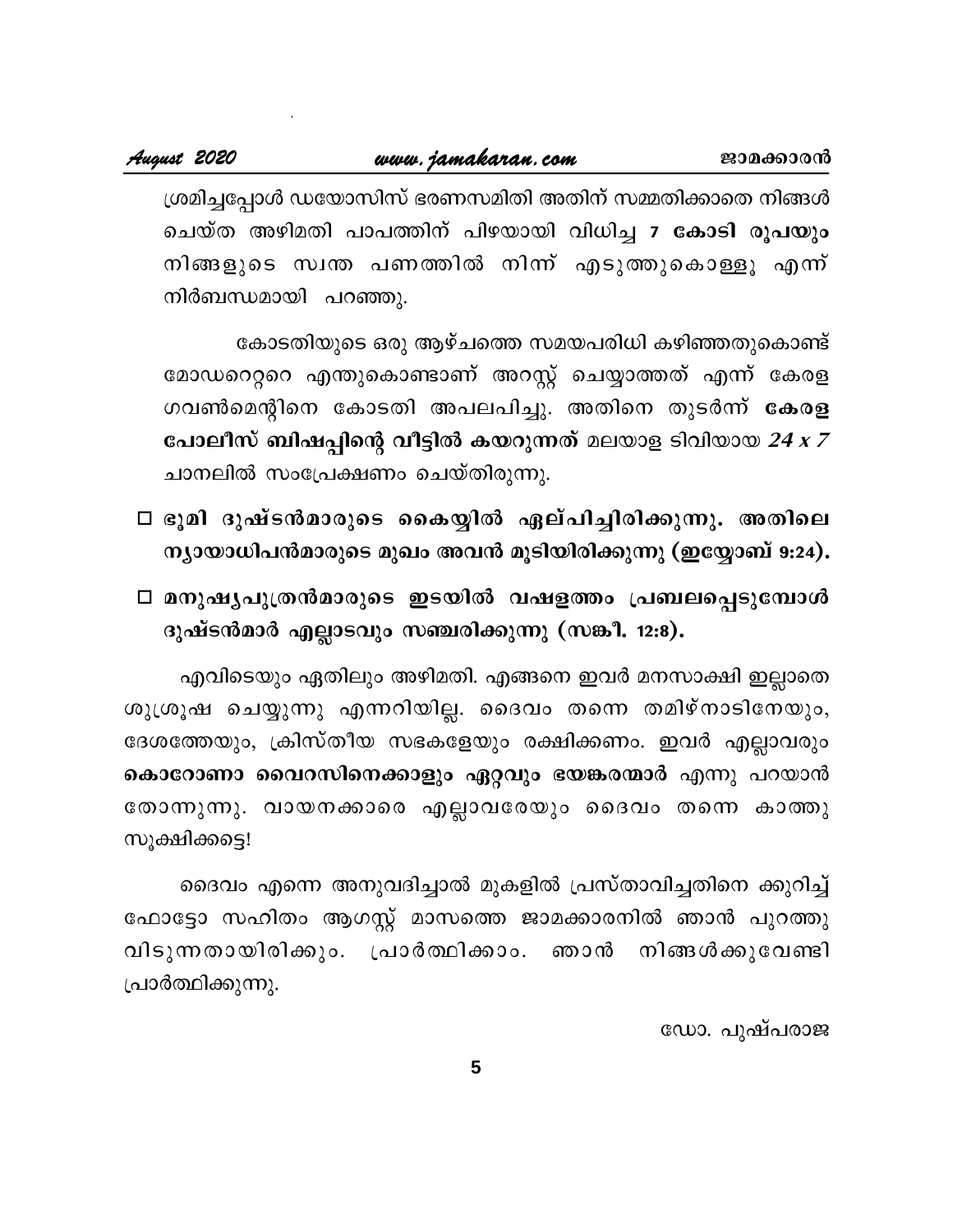ശ്രമിച്ചപ്പോൾ ഡയോസിസ് ഭരണസമിതി അതിന് സമ്മതിക്കാതെ നിങ്ങൾ ചെയ്ത അഴിമതി പാപത്തിന് പിഴയായി വിധിച്ച **7 കോടി രൂപയും** നിങ്ങളുടെ സ്വന്ത പണത്തിൽ നിന്ന് എടുത്തുകൊള്ളൂ എന്ന് നിർബന്ധമായി പറഞ്ഞു.

കോടതിയുടെ ഒരു ആഴ്ചത്തെ സമയപരിധി കഴിഞ്ഞതുകൊണ്ട് മോഡറേറ്ററെ എന്തുകൊണ്ടാണ് അറസ്റ്റ് ചെയ്യാത്തത് എന്ന് കേരള ഗവൺമെന്റിനെ കോടതി അപലപിച്ചു. അതിനെ തുടർന്ന് **കേരള പോലീസ് ബിഷപ്പിന്റെ വീട്ടിൽ കയറുന്നത്** മലയാള ടിവിയായ *24 x 7* ചാനലിൽ സംപ്രേക്ഷണം ചെയ്തിരുന്നു.

- □ **ഭൂമി ദുഷ്ടൻമാരുടെ കൈയ്യിൽ ഏല്പിച്ചിരിക്കുന്നു. അതിലെ ന്യായാധിപൻമാരുടെ മുഖം അവൻ മൂടിയിരിക്കുന്നു (ഇയ്യോബ് 9:24).**
- □ **മനുഷ്യപുത്രൻമാരുടെ ഇടയിൽ വഷളത്തം പ്രബലപ്പെടുമ്പോൾ ദുഷ്ടൻമാർ എല്ലാടവും സഞ്ചരിക്കുന്നു (സങ്കീ. 12:8).**

എവിടെയും ഏതിലും അഴിമതി. എങ്ങനെ ഇവർ മനസാക്ഷി ഇല്ലാതെ ശുശ്രൂഷ ചെയ്യുന്നു എന്നറിയില്ല. ദൈവം തന്നെ തമിഴ്നാടിനേയും, ദേശത്തേയും, ക്രിസ്തീയ സഭകളേയും രക്ഷിക്കണം. ഇവർ എല്ലാവരും **കൊറോണാ വൈറസിനെക്കാളും ഏറ്റവും ഭയങ്കരന്മാർ** എന്നു പറയാൻ തോന്നുന്നു. വായനക്കാരെ എല്ലാവരേയും ദൈവം തന്നെ കാത്തു സൂക്ഷിക്കട്ടെ!

ദൈവം എന്നെ അനുവദിച്ചാൽ മുകളിൽ പ്രസ്താവിച്ചതിനെ ക്കുറിച്ച് ഫോട്ടോ സഹിതം ആഗസ്റ്റ് മാസത്തെ ജാമക്കാരനിൽ ഞാൻ പുറത്തു വിടുന്നതായിരിക്കും. പ്രാർത്ഥിക്കാം. ഞാൻ നിങ്ങൾക്കുവേണ്ടി പ്രാർത്ഥിക്കുന്നു.

ഡോ. പുഷ്പരാജ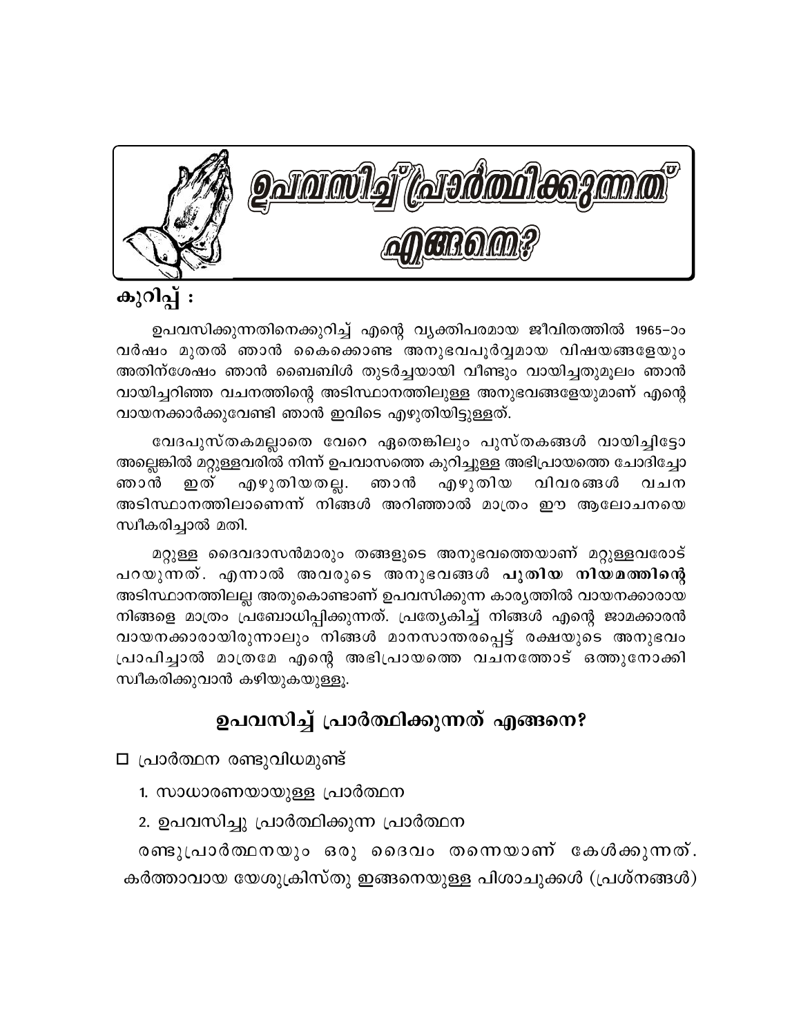# ഉപവസിച്ച് പ്രാർത്ഥിക്കുന്നത് എങ്ങനെ?

**കുറിപ്പ് :**

ഉപവസിക്കുന്നതിനെക്കുറിച്ച് എന്റെ വ്യക്തിപരമായ ജീവിതത്തിൽ 1965–ാം വർഷം മുതൽ ഞാൻ കൈക്കൊണ്ട അനുഭവപൂർവ്വമായ വിഷയങ്ങളേയും അതിന്ശേഷം ഞാൻ ബൈബിൾ തുടർച്ചയായി വീണ്ടും വായിച്ചതുമൂലം ഞാൻ വായിച്ചറിഞ്ഞ വചനത്തിന്റെ അടിസ്ഥാനത്തിലുള്ള അനുഭവങ്ങളേയുമാണ് എന്റെ വായനക്കാർക്കുവേണ്ടി ഞാൻ ഇവിടെ എഴുതിയിട്ടുള്ളത്.

വേദപുസ്തകമല്ലാതെ വേറെ ഏതെങ്കിലും പുസ്തകങ്ങൾ വായിച്ചിട്ടോ അല്ലെങ്കിൽ മറ്റുള്ളവരിൽ നിന്ന് ഉപവാസത്തെ കുറിച്ചുള്ള അഭിപ്രായത്തെ ചോദിച്ചോ ഞാൻ ഇത് എഴുതിയതല്ല. ഞാൻ എഴുതിയ വിവരങ്ങൾ വചന അടിസ്ഥാനത്തിലാണെന്ന് നിങ്ങൾ അറിഞ്ഞാൽ മാത്രം ഈ ആലോചനയെ സ്വീകരിച്ചാൽ മതി.

മറ്റുള്ള ദൈവദാസൻമാരും തങ്ങളുടെ അനുഭവത്തെയാണ് മറ്റുള്ളവരോട് പറയുന്നത്. എന്നാൽ അവരുടെ അനുഭവങ്ങൾ **പുതിയ നിയമത്തിന്റെ** അടിസ്ഥാനത്തിലല്ല അതുകൊണ്ടാണ് ഉപവസിക്കുന്ന കാര്യത്തിൽ വായനക്കാരായ നിങ്ങളെ മാത്രം പ്രബോധിപ്പിക്കുന്നത്. പ്രത്യേകിച്ച് നിങ്ങൾ എന്റെ ജാമക്കാരൻ വായനക്കാരായിരുന്നാലും നിങ്ങൾ മാനസാന്തരപ്പെട്ട് രക്ഷയുടെ അനുഭവം പ്രാപിച്ചാൽ മാത്രമേ എന്റെ അഭിപ്രായത്തെ വചനത്തോട് ഒത്തുനോക്കി സ്വീകരിക്കുവാൻ കഴിയുകയുള്ളൂ.

## ഉപവസിച്ച് പ്രാർത്ഥിക്കുന്നത് എങ്ങനെ?

☐ പ്രാർത്ഥന രണ്ടുവിധമുണ്ട്

1. സാധാരണയായുള്ള പ്രാർത്ഥന
2. ഉപവസിച്ചു പ്രാർത്ഥിക്കുന്ന പ്രാർത്ഥന

രണ്ടുപ്രാർത്ഥനയും ഒരു ദൈവം തന്നെയാണ് കേൾക്കുന്നത്. കർത്താവായ യേശുക്രിസ്തു ഇങ്ങനെയുള്ള പിശാചുക്കൾ (പ്രശ്നങ്ങൾ)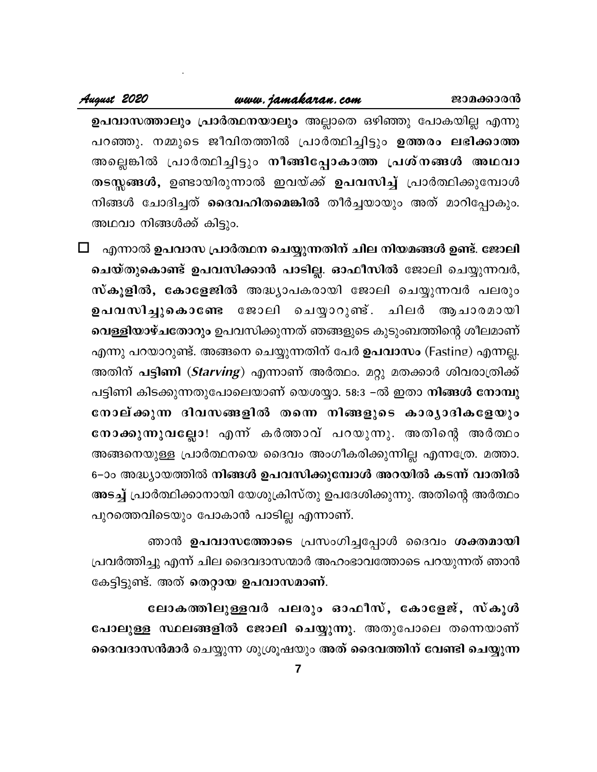**ഉപവാസത്താലും പ്രാർത്ഥനയാലും** അല്ലാതെ ഒഴിഞ്ഞു പോകയില്ല എന്നു പറഞ്ഞു. നമ്മുടെ ജീവിതത്തിൽ പ്രാർത്ഥിച്ചിട്ടും **ഉത്തരം ലഭിക്കാത്ത** അല്ലെങ്കിൽ പ്രാർത്ഥിച്ചിട്ടും **നീങ്ങിപ്പോകാത്ത പ്രശ്നങ്ങൾ അഥവാ തടസ്സങ്ങൾ,** ഉണ്ടായിരുന്നാൽ ഇവയ്ക്ക് **ഉപവസിച്ച്** പ്രാർത്ഥിക്കുമ്പോൾ നിങ്ങൾ ചോദിച്ചത് **ദൈവഹിതമെങ്കിൽ** തീർച്ചയായും അത് മാറിപ്പോകും. അഥവാ നിങ്ങൾക്ക് കിട്ടും.

- എന്നാൽ **ഉപവാസ പ്രാർത്ഥന ചെയ്യുന്നതിന് ചില നിയമങ്ങൾ ഉണ്ട്. ജോലി ചെയ്തുകൊണ്ട് ഉപവസിക്കാൻ പാടില്ല. ഓഫീസിൽ** ജോലി ചെയ്യുന്നവർ, **സ്കൂളിൽ, കോളേജിൽ** അദ്ധ്യാപകരായി ജോലി ചെയ്യുന്നവർ പലരും **ഉപവസിച്ചുകൊണ്ടേ** ജോലി ചെയ്യാറുണ്ട്. ചിലർ ആചാരമായി **വെള്ളിയാഴ്ചതോറും** ഉപവസിക്കുന്നത് ഞങ്ങളുടെ കുടുംബത്തിന്റെ ശീലമാണ് എന്നു പറയാറുണ്ട്. അങ്ങനെ ചെയ്യുന്നതിന് പേർ **ഉപവാസം** (Fasting) എന്നല്ല. അതിന് **പട്ടിണി** (***Starving***) എന്നാണ് അർത്ഥം. മറ്റു മതക്കാർ ശിവരാത്രിക്ക് പട്ടിണി കിടക്കുന്നതുപോലെയാണ് യെശയ്യാ. 58:3 –ൽ ഇതാ **നിങ്ങൾ നോമ്പു നോല്ക്കുന്ന ദിവസങ്ങളിൽ തന്നെ നിങ്ങളുടെ കാര്യാദികളേയും നോക്കുന്നുവല്ലോ!** എന്ന് കർത്താവ് പറയുന്നു. അതിന്റെ അർത്ഥം അങ്ങനെയുള്ള പ്രാർത്ഥനയെ ദൈവം അംഗീകരിക്കുന്നില്ല എന്നത്രേ. മത്താ. 6–ാം അദ്ധ്യായത്തിൽ **നിങ്ങൾ ഉപവസിക്കുമ്പോൾ അറയിൽ കടന്ന് വാതിൽ അടച്ച്** പ്രാർത്ഥിക്കാനായി യേശുക്രിസ്തു ഉപദേശിക്കുന്നു. അതിന്റെ അർത്ഥം പുറത്തെവിടെയും പോകാൻ പാടില്ല എന്നാണ്.

ഞാൻ **ഉപവാസത്തോടെ** പ്രസംഗിച്ചപ്പോൾ ദൈവം **ശക്തമായി** പ്രവർത്തിച്ചു എന്ന് ചില ദൈവദാസന്മാർ അഹംഭാവത്തോടെ പറയുന്നത് ഞാൻ കേട്ടിട്ടുണ്ട്. അത് **തെറ്റായ ഉപവാസമാണ്.**

**ലോകത്തിലുള്ളവർ പലരും ഓഫീസ്, കോളേജ്, സ്കൂൾ പോലുള്ള സ്ഥലങ്ങളിൽ ജോലി ചെയ്യുന്നു.** അതുപോലെ തന്നെയാണ് **ദൈവദാസൻമാർ** ചെയ്യുന്ന ശുശ്രൂഷയും **അത് ദൈവത്തിന് വേണ്ടി ചെയ്യുന്ന**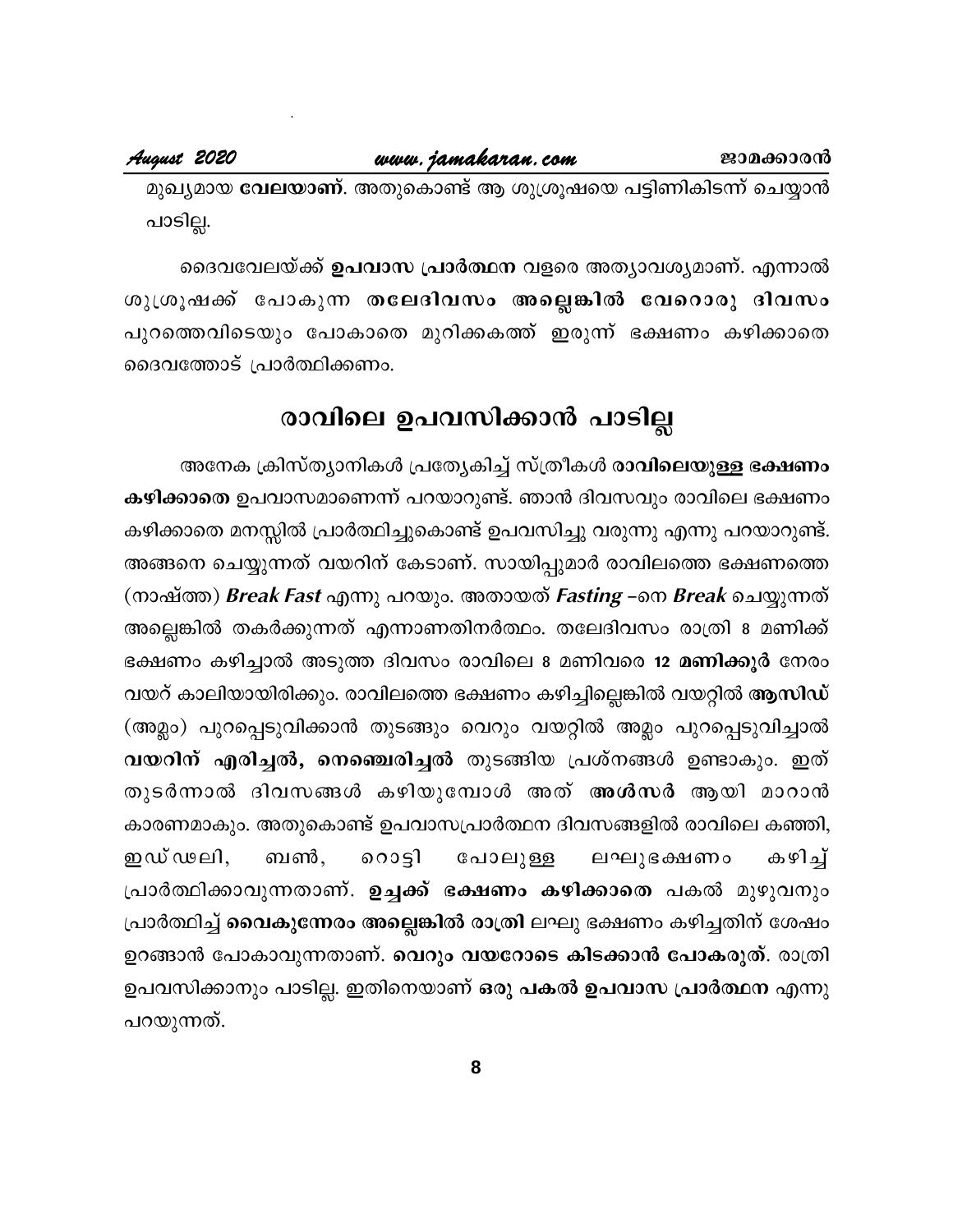മുഖ്യമായ **വേലയാണ്**. അതുകൊണ്ട് ആ ശുശ്രൂഷയെ പട്ടിണികിടന്ന് ചെയ്യാൻ പാടില്ല.

ദൈവവേലയ്ക്ക് **ഉപവാസ പ്രാർത്ഥന** വളരെ അത്യാവശ്യമാണ്. എന്നാൽ ശുശ്രൂഷക്ക് പോകുന്ന **തലേദിവസം അല്ലെങ്കിൽ വേറൊരു ദിവസം** പുറത്തെവിടെയും പോകാതെ മുറിക്കകത്ത് ഇരുന്ന് ഭക്ഷണം കഴിക്കാതെ ദൈവത്തോട് പ്രാർത്ഥിക്കണം.

## രാവിലെ ഉപവസിക്കാൻ പാടില്ല

അനേക ക്രിസ്ത്യാനികൾ പ്രത്യേകിച്ച് സ്ത്രീകൾ **രാവിലെയുള്ള ഭക്ഷണം കഴിക്കാതെ** ഉപവാസമാണെന്ന് പറയാറുണ്ട്. ഞാൻ ദിവസവും രാവിലെ ഭക്ഷണം കഴിക്കാതെ മനസ്സിൽ പ്രാർത്ഥിച്ചുകൊണ്ട് ഉപവസിച്ചു വരുന്നു എന്നു പറയാറുണ്ട്. അങ്ങനെ ചെയ്യുന്നത് വയറിന് കേടാണ്. സായിപ്പുമാർ രാവിലത്തെ ഭക്ഷണത്തെ (നാഷ്ത്ത) ***Break Fast*** എന്നു പറയും. അതായത് ***Fasting*** -നെ ***Break*** ചെയ്യുന്നത് അല്ലെങ്കിൽ തകർക്കുന്നത് എന്നാണതിനർത്ഥം. തലേദിവസം രാത്രി 8 മണിക്ക് ഭക്ഷണം കഴിച്ചാൽ അടുത്ത ദിവസം രാവിലെ 8 മണിവരെ **12 മണിക്കൂർ** നേരം വയറ് കാലിയായിരിക്കും. രാവിലത്തെ ഭക്ഷണം കഴിച്ചില്ലെങ്കിൽ വയറ്റിൽ **ആസിഡ്** (അമ്ലം) പുറപ്പെടുവിക്കാൻ തുടങ്ങും വെറും വയറ്റിൽ അമ്ലം പുറപ്പെടുവിച്ചാൽ **വയറിന് എരിച്ചൽ, നെഞ്ചെരിച്ചൽ** തുടങ്ങിയ പ്രശ്നങ്ങൾ ഉണ്ടാകും. ഇത് തുടർന്നാൽ ദിവസങ്ങൾ കഴിയുമ്പോൾ അത് **അൾസർ** ആയി മാറാൻ കാരണമാകും. അതുകൊണ്ട് ഉപവാസപ്രാർത്ഥന ദിവസങ്ങളിൽ രാവിലെ കഞ്ഞി, ഇഡ്ഢലി, ബൺ, റൊട്ടി പോലുള്ള ലഘുഭക്ഷണം കഴിച്ച് പ്രാർത്ഥിക്കാവുന്നതാണ്. **ഉച്ചക്ക് ഭക്ഷണം കഴിക്കാതെ** പകൽ മുഴുവനും പ്രാർത്ഥിച്ച് **വൈകുന്നേരം അല്ലെങ്കിൽ രാത്രി** ലഘു ഭക്ഷണം കഴിച്ചതിന് ശേഷം ഉറങ്ങാൻ പോകാവുന്നതാണ്. **വെറും വയറോടെ കിടക്കാൻ പോകരുത്**. രാത്രി ഉപവസിക്കാനും പാടില്ല. ഇതിനെയാണ് **ഒരു പകൽ ഉപവാസ പ്രാർത്ഥന** എന്നു പറയുന്നത്.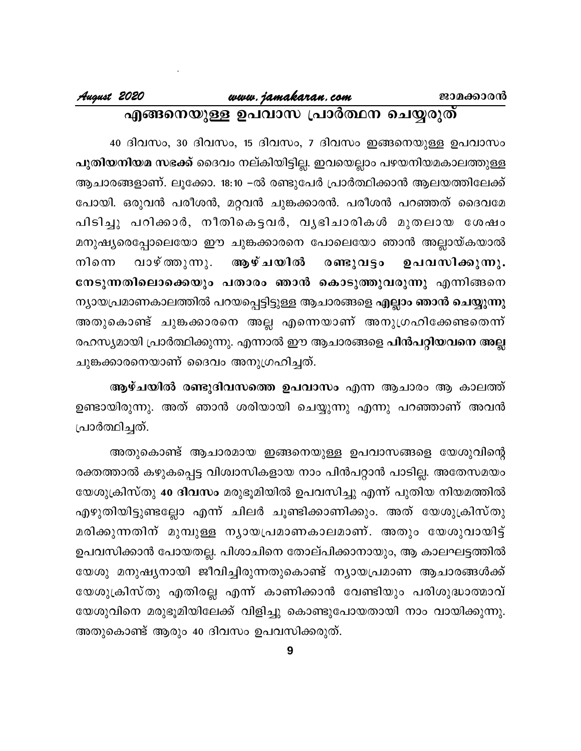# എങ്ങനെയുള്ള ഉപവാസ പ്രാർത്ഥന ചെയ്യരുത്

40 ദിവസം, 30 ദിവസം, 15 ദിവസം, 7 ദിവസം ഇങ്ങനെയുള്ള ഉപവാസം **പുതിയനിയമ സഭക്ക്** ദൈവം നല്കിയിട്ടില്ല. ഇവയെല്ലാം പഴയനിയമകാലത്തുള്ള ആചാരങ്ങളാണ്. ലൂക്കോ. 18:10 –ൽ രണ്ടുപേർ പ്രാർത്ഥിക്കാൻ ആലയത്തിലേക്ക് പോയി. ഒരുവൻ പരീശൻ, മറ്റവൻ ചുങ്കക്കാരൻ. പരീശൻ പറഞ്ഞത് ദൈവമേ പിടിച്ചു പറിക്കാർ, നീതികെട്ടവർ, വ്യഭിചാരികൾ മുതലായ ശേഷം മനുഷ്യരെപ്പോലെയോ ഈ ചുങ്കക്കാരനെ പോലെയോ ഞാൻ അല്ലായ്കയാൽ നിന്നെ വാഴ്ത്തുന്നു. **ആഴ്ചയിൽ രണ്ടുവട്ടം ഉപവസിക്കുന്നു. നേടുന്നതിലൊക്കെയും പതാരം ഞാൻ കൊടുത്തുവരുന്നു** എന്നിങ്ങനെ ന്യായപ്രമാണകാലത്തിൽ പറയപ്പെട്ടിട്ടുള്ള ആചാരങ്ങളെ **എല്ലാം ഞാൻ ചെയ്യുന്നു** അതുകൊണ്ട് ചുങ്കക്കാരനെ അല്ല എന്നെയാണ് അനുഗ്രഹിക്കേണ്ടതെന്ന് രഹസ്യമായി പ്രാർത്ഥിക്കുന്നു. എന്നാൽ ഈ ആചാരങ്ങളെ **പിൻപറ്റിയവനെ അല്ല** ചുങ്കക്കാരനെയാണ് ദൈവം അനുഗ്രഹിച്ചത്.

**ആഴ്ചയിൽ രണ്ടുദിവസത്തെ ഉപവാസം** എന്ന ആചാരം ആ കാലത്ത് ഉണ്ടായിരുന്നു. അത് ഞാൻ ശരിയായി ചെയ്യുന്നു എന്നു പറഞ്ഞാണ് അവൻ പ്രാർത്ഥിച്ചത്.

അതുകൊണ്ട് ആചാരമായ ഇങ്ങനെയുള്ള ഉപവാസങ്ങളെ യേശുവിന്റെ രക്തത്താൽ കഴുകപ്പെട്ട വിശ്വാസികളായ നാം പിൻപറ്റാൻ പാടില്ല. അതേസമയം യേശുക്രിസ്തു **40 ദിവസം** മരുഭൂമിയിൽ ഉപവസിച്ചു എന്ന് പുതിയ നിയമത്തിൽ എഴുതിയിട്ടുണ്ടല്ലോ എന്ന് ചിലർ ചൂണ്ടിക്കാണിക്കും. അത് യേശുക്രിസ്തു മരിക്കുന്നതിന് മുമ്പുള്ള ന്യായപ്രമാണകാലമാണ്. അതും യേശുവായിട്ട് ഉപവസിക്കാൻ പോയതല്ല. പിശാചിനെ തോല്പിക്കാനായും, ആ കാലഘട്ടത്തിൽ യേശു മനുഷ്യനായി ജീവിച്ചിരുന്നതുകൊണ്ട് ന്യായപ്രമാണ ആചാരങ്ങൾക്ക് യേശുക്രിസ്തു എതിരല്ല എന്ന് കാണിക്കാൻ വേണ്ടിയും പരിശുദ്ധാത്മാവ് യേശുവിനെ മരുഭൂമിയിലേക്ക് വിളിച്ചു കൊണ്ടുപോയതായി നാം വായിക്കുന്നു. അതുകൊണ്ട് ആരും 40 ദിവസം ഉപവസിക്കരുത്.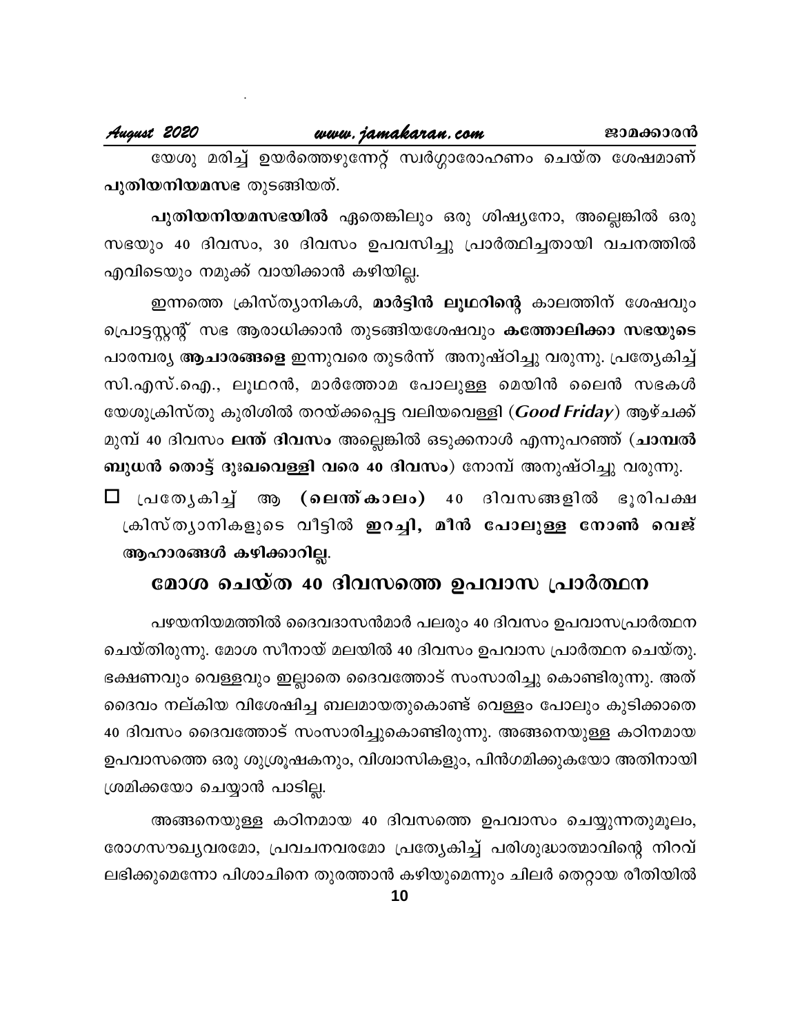യേശു മരിച്ച് ഉയർത്തെഴുന്നേറ്റ് സ്വർഗ്ഗാരോഹണം ചെയ്ത ശേഷമാണ് **പുതിയനിയമസഭ** തുടങ്ങിയത്.

**പുതിയനിയമസഭയിൽ** ഏതെങ്കിലും ഒരു ശിഷ്യനോ, അല്ലെങ്കിൽ ഒരു സഭയും 40 ദിവസം, 30 ദിവസം ഉപവസിച്ചു പ്രാർത്ഥിച്ചതായി വചനത്തിൽ എവിടെയും നമുക്ക് വായിക്കാൻ കഴിയില്ല.

ഇന്നത്തെ ക്രിസ്ത്യാനികൾ, **മാർട്ടിൻ ലൂഥറിന്റെ** കാലത്തിന് ശേഷവും പ്രൊട്ടസ്റ്റന്റ് സഭ ആരാധിക്കാൻ തുടങ്ങിയശേഷവും **കത്തോലിക്കാ സഭയുടെ** പാരമ്പര്യ **ആചാരങ്ങളെ** ഇന്നുവരെ തുടർന്ന് അനുഷ്ഠിച്ചു വരുന്നു. പ്രത്യേകിച്ച് സി.എസ്.ഐ., ലൂഥറൻ, മാർത്തോമ പോലുള്ള മെയിൻ ലൈൻ സഭകൾ യേശുക്രിസ്തു കുരിശിൽ തറയ്ക്കപ്പെട്ട വലിയവെള്ളി (***Good Friday***) ആഴ്ചക്ക് മുമ്പ് 40 ദിവസം **ലന്ത് ദിവസം** അല്ലെങ്കിൽ ഒടുക്കനാൾ എന്നുപറഞ്ഞ് (**ചാമ്പൽ ബുധൻ തൊട്ട് ദുഃഖവെള്ളി വരെ 40 ദിവസം**) നോമ്പ് അനുഷ്ഠിച്ചു വരുന്നു.

- പ്രത്യേകിച്ച് ആ **(ലെന്ത് കാലം)** 40 ദിവസങ്ങളിൽ ഭൂരിപക്ഷ ക്രിസ്ത്യാനികളുടെ വീട്ടിൽ **ഇറച്ചി, മീൻ പോലുള്ള നോൺ വെജ് ആഹാരങ്ങൾ കഴിക്കാറില്ല.**

## മോശ ചെയ്ത 40 ദിവസത്തെ ഉപവാസ പ്രാർത്ഥന

പഴയനിയമത്തിൽ ദൈവദാസൻമാർ പലരും 40 ദിവസം ഉപവാസപ്രാർത്ഥന ചെയ്തിരുന്നു. മോശ സീനായ് മലയിൽ 40 ദിവസം ഉപവാസ പ്രാർത്ഥന ചെയ്തു. ഭക്ഷണവും വെള്ളവും ഇല്ലാതെ ദൈവത്തോട് സംസാരിച്ചു കൊണ്ടിരുന്നു. അത് ദൈവം നല്കിയ വിശേഷിച്ച ബലമായതുകൊണ്ട് വെള്ളം പോലും കുടിക്കാതെ 40 ദിവസം ദൈവത്തോട് സംസാരിച്ചുകൊണ്ടിരുന്നു. അങ്ങനെയുള്ള കഠിനമായ ഉപവാസത്തെ ഒരു ശുശ്രൂഷകനും, വിശ്വാസികളും, പിൻഗമിക്കുകയോ അതിനായി ശ്രമിക്കയോ ചെയ്യാൻ പാടില്ല.

അങ്ങനെയുള്ള കഠിനമായ 40 ദിവസത്തെ ഉപവാസം ചെയ്യുന്നതുമൂലം, രോഗസൗഖ്യവരമോ, പ്രവചനവരമോ പ്രത്യേകിച്ച് പരിശുദ്ധാത്മാവിന്റെ നിറവ് ലഭിക്കുമെന്നോ പിശാചിനെ തുരത്താൻ കഴിയുമെന്നും ചിലർ തെറ്റായ രീതിയിൽ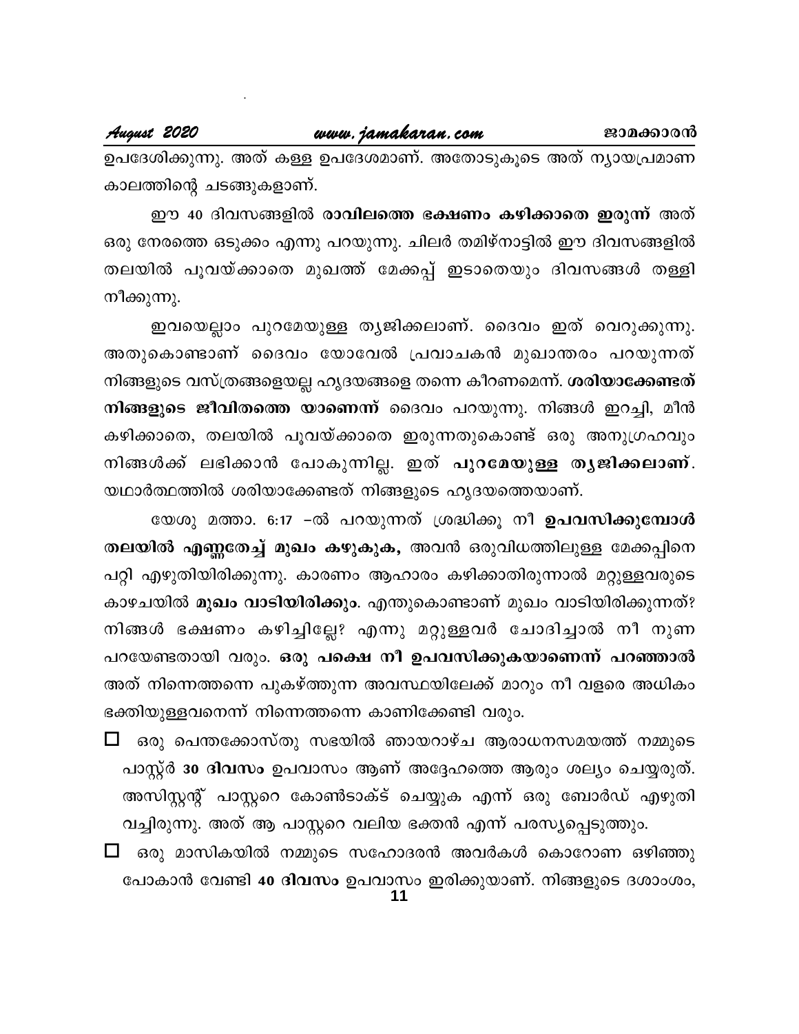ഉപദേശിക്കുന്നു. അത് കള്ള ഉപദേശമാണ്. അതോടുകൂടെ അത് ന്യായപ്രമാണ കാലത്തിന്റെ ചടങ്ങുകളാണ്.

ഈ 40 ദിവസങ്ങളിൽ **രാവിലത്തെ ഭക്ഷണം കഴിക്കാതെ ഇരുന്ന്** അത് ഒരു നേരത്തെ ഒടുക്കം എന്നു പറയുന്നു. ചിലർ തമിഴ്നാട്ടിൽ ഈ ദിവസങ്ങളിൽ തലയിൽ പൂവയ്ക്കാതെ മുഖത്ത് മേക്കപ്പ് ഇടാതെയും ദിവസങ്ങൾ തള്ളി നീക്കുന്നു.

ഇവയെല്ലാം പുറമേയുള്ള ത്യജിക്കലാണ്. ദൈവം ഇത് വെറുക്കുന്നു. അതുകൊണ്ടാണ് ദൈവം യോവേൽ പ്രവാചകൻ മുഖാന്തരം പറയുന്നത് നിങ്ങളുടെ വസ്ത്രങ്ങളെയല്ല ഹൃദയങ്ങളെ തന്നെ കീറണമെന്ന്. **ശരിയാക്കേണ്ടത് നിങ്ങളുടെ ജീവിതത്തെ യാണെന്ന്** ദൈവം പറയുന്നു. നിങ്ങൾ ഇറച്ചി, മീൻ കഴിക്കാതെ, തലയിൽ പൂവയ്ക്കാതെ ഇരുന്നതുകൊണ്ട് ഒരു അനുഗ്രഹവും നിങ്ങൾക്ക് ലഭിക്കാൻ പോകുന്നില്ല. ഇത് **പുറമേയുള്ള ത്യജിക്കലാണ്**. യഥാർത്ഥത്തിൽ ശരിയാക്കേണ്ടത് നിങ്ങളുടെ ഹൃദയത്തെയാണ്.

യേശു മത്താ. 6:17 –ൽ പറയുന്നത് ശ്രദ്ധിക്കൂ നീ **ഉപവസിക്കുമ്പോൾ തലയിൽ എണ്ണതേച്ച് മുഖം കഴുകുക,** അവൻ ഒരുവിധത്തിലുള്ള മേക്കപ്പിനെ പറ്റി എഴുതിയിരിക്കുന്നു. കാരണം ആഹാരം കഴിക്കാതിരുന്നാൽ മറ്റുള്ളവരുടെ കാഴചയിൽ **മുഖം വാടിയിരിക്കും**. എന്തുകൊണ്ടാണ് മുഖം വാടിയിരിക്കുന്നത്? നിങ്ങൾ ഭക്ഷണം കഴിച്ചില്ലേ? എന്നു മറ്റുള്ളവർ ചോദിച്ചാൽ നീ നുണ പറയേണ്ടതായി വരും. **ഒരു പക്ഷെ നീ ഉപവസിക്കുകയാണെന്ന് പറഞ്ഞാൽ** അത് നിന്നെത്തന്നെ പുകഴ്ത്തുന്ന അവസ്ഥയിലേക്ക് മാറും നീ വളരെ അധികം ഭക്തിയുള്ളവനെന്ന് നിന്നെത്തന്നെ കാണിക്കേണ്ടി വരും.

- ☐ ഒരു പെന്തക്കോസ്തു സഭയിൽ ഞായറാഴ്ച ആരാധനസമയത്ത് നമ്മുടെ പാസ്റ്റർ **30 ദിവസം** ഉപവാസം ആണ് അദ്ദേഹത്തെ ആരും ശല്യം ചെയ്യരുത്. അസിസ്റ്റന്റ് പാസ്റ്ററെ കോൺടാക്ട് ചെയ്യുക എന്ന് ഒരു ബോർഡ് എഴുതി വച്ചിരുന്നു. അത് ആ പാസ്റ്ററെ വലിയ ഭക്തൻ എന്ന് പരസ്യപ്പെടുത്തും.
- ☐ ഒരു മാസികയിൽ നമ്മുടെ സഹോദരൻ അവർകൾ കൊറോണ ഒഴിഞ്ഞു പോകാൻ വേണ്ടി **40 ദിവസം** ഉപവാസം ഇരിക്കുയാണ്. നിങ്ങളുടെ ദശാംശം,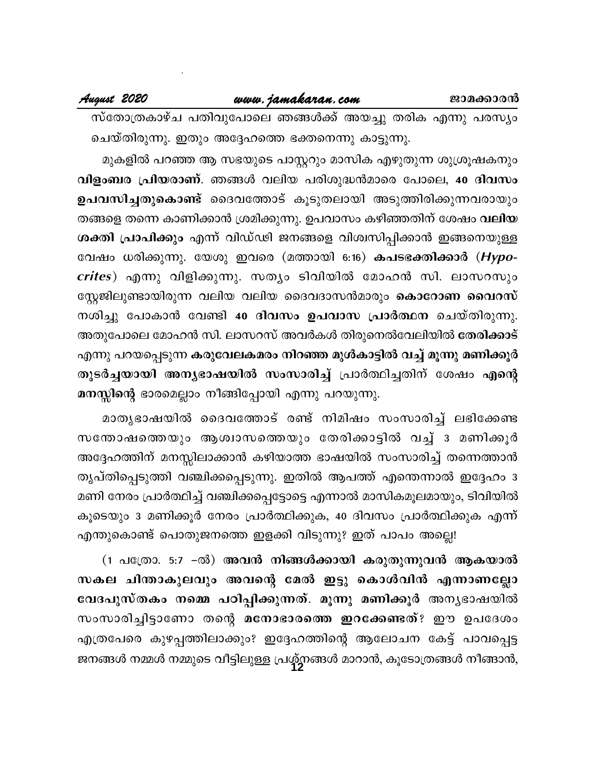സ്തോത്രകാഴ്ച പതിവുപോലെ ഞങ്ങൾക്ക് അയച്ചു തരിക എന്നു പരസ്യം ചെയ്തിരുന്നു. ഇതും അദ്ദേഹത്തെ ഭക്തനെന്നു കാട്ടുന്നു.

മുകളിൽ പറഞ്ഞ ആ സഭയുടെ പാസ്റ്ററും മാസിക എഴുതുന്ന ശുശ്രൂഷകനും **വിളംബര പ്രിയരാണ്**. ഞങ്ങൾ വലിയ പരിശുദ്ധൻമാരെ പോലെ, **40 ദിവസം ഉപവസിച്ചതുകൊണ്ട്** ദൈവത്തോട് കൂടുതലായി അടുത്തിരിക്കുന്നവരായും തങ്ങളെ തന്നെ കാണിക്കാൻ ശ്രമിക്കുന്നു. ഉപവാസം കഴിഞ്ഞതിന് ശേഷം **വലിയ ശക്തി പ്രാപിക്കും** എന്ന് വിഡ്ഢി ജനങ്ങളെ വിശ്വസിപ്പിക്കാൻ ഇങ്ങനെയുള്ള വേഷം ധരിക്കുന്നു. യേശു ഇവരെ (മത്തായി 6:16) **കപടഭക്തിക്കാർ** (***Hypocrites***) എന്നു വിളിക്കുന്നു. സത്യം ടിവിയിൽ മോഹൻ സി. ലാസറസും സ്റ്റേജിലുണ്ടായിരുന്ന വലിയ വലിയ ദൈവദാസൻമാരും **കൊറോണ വൈറസ്** നശിച്ചു പോകാൻ വേണ്ടി **40 ദിവസം ഉപവാസ പ്രാർത്ഥന** ചെയ്തിരുന്നു. അതുപോലെ മോഹൻ സി. ലാസറസ് അവർകൾ തിരുനെൽവേലിയിൽ **തേരിക്കാട്** എന്നു പറയപ്പെടുന്ന **കരുവേലകമരം നിറഞ്ഞ മുൾകാട്ടിൽ വച്ച് മൂന്നു മണിക്കൂർ തുടർച്ചയായി അന്യഭാഷയിൽ സംസാരിച്ച്** പ്രാർത്ഥിച്ചതിന് ശേഷം **എന്റെ മനസ്സിന്റെ** ഭാരമെല്ലാം നീങ്ങിപ്പോയി എന്നു പറയുന്നു.

മാതൃഭാഷയിൽ ദൈവത്തോട് രണ്ട് നിമിഷം സംസാരിച്ച് ലഭിക്കേണ്ട സന്തോഷത്തെയും ആശ്വാസത്തെയും തേരിക്കാട്ടിൽ വച്ച് 3 മണിക്കൂർ അദ്ദേഹത്തിന് മനസ്സിലാക്കാൻ കഴിയാത്ത ഭാഷയിൽ സംസാരിച്ച് തന്നെത്താൻ തൃപ്തിപ്പെടുത്തി വഞ്ചിക്കപ്പെടുന്നു. ഇതിൽ ആപത്ത് എന്തെന്നാൽ ഇദ്ദേഹം 3 മണി നേരം പ്രാർത്ഥിച്ച് വഞ്ചിക്കപ്പെട്ടോട്ടെ എന്നാൽ മാസികമൂലമായും, ടിവിയിൽ കൂടെയും 3 മണിക്കൂർ നേരം പ്രാർത്ഥിക്കുക, 40 ദിവസം പ്രാർത്ഥിക്കുക എന്ന് എന്തുകൊണ്ട് പൊതുജനത്തെ ഇളക്കി വിടുന്നു? ഇത് പാപം അല്ലെ!

(1 പത്രോ. 5:7 –ൽ) **അവൻ നിങ്ങൾക്കായി കരുതുന്നുവൻ ആകയാൽ സകല ചിന്താകുലവും അവന്റെ മേൽ ഇട്ടു കൊൾവിൻ എന്നാണല്ലോ വേദപുസ്തകം നമ്മെ പഠിപ്പിക്കുന്നത്. മൂന്നു മണിക്കൂർ** അന്യഭാഷയിൽ സംസാരിച്ചിട്ടാണോ തന്റെ **മനോഭാരത്തെ ഇറക്കേണ്ടത്**? ഈ ഉപദേശം എത്രപേരെ കുഴപ്പത്തിലാക്കും? ഇദ്ദേഹത്തിന്റെ ആലോചന കേട്ട് പാവപ്പെട്ട ജനങ്ങൾ നമ്മൾ നമ്മുടെ വീട്ടിലുള്ള പ്രശ്നങ്ങൾ മാറാൻ, കൂടോത്രങ്ങൾ നീങ്ങാൻ,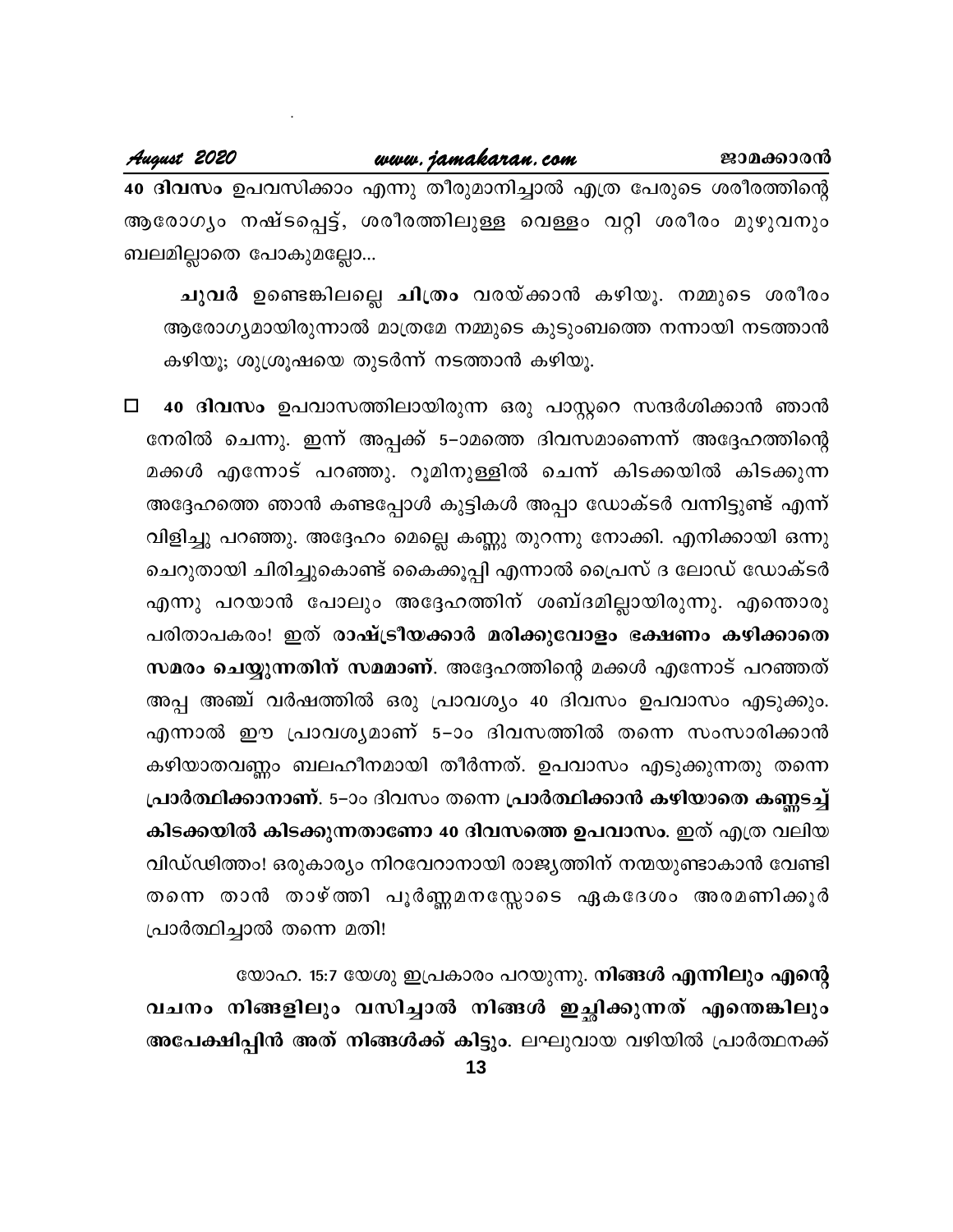**40 ദിവസം** ഉപവസിക്കാം എന്നു തീരുമാനിച്ചാൽ എത്ര പേരുടെ ശരീരത്തിന്റെ ആരോഗ്യം നഷ്ടപ്പെട്ട്, ശരീരത്തിലുള്ള വെള്ളം വറ്റി ശരീരം മുഴുവനും ബലമില്ലാതെ പോകുമല്ലോ...

**ചുവർ** ഉണ്ടെങ്കിലല്ലെ **ചിത്രം** വരയ്ക്കാൻ കഴിയൂ. നമ്മുടെ ശരീരം ആരോഗ്യമായിരുന്നാൽ മാത്രമേ നമ്മുടെ കുടുംബത്തെ നന്നായി നടത്താൻ കഴിയൂ; ശുശ്രൂഷയെ തുടർന്ന് നടത്താൻ കഴിയൂ.

- **40 ദിവസം** ഉപവാസത്തിലായിരുന്ന ഒരു പാസ്റ്ററെ സന്ദർശിക്കാൻ ഞാൻ നേരിൽ ചെന്നു. ഇന്ന് അപ്പക്ക് 5-ാമത്തെ ദിവസമാണെന്ന് അദ്ദേഹത്തിന്റെ മക്കൾ എന്നോട് പറഞ്ഞു. റൂമിനുള്ളിൽ ചെന്ന് കിടക്കയിൽ കിടക്കുന്ന അദ്ദേഹത്തെ ഞാൻ കണ്ടപ്പോൾ കുട്ടികൾ അപ്പാ ഡോക്ടർ വന്നിട്ടുണ്ട് എന്ന് വിളിച്ചു പറഞ്ഞു. അദ്ദേഹം മെല്ലെ കണ്ണു തുറന്നു നോക്കി. എനിക്കായി ഒന്നു ചെറുതായി ചിരിച്ചുകൊണ്ട് കൈക്കൂപ്പി എന്നാൽ പ്രൈസ് ദ ലോഡ് ഡോക്ടർ എന്നു പറയാൻ പോലും അദ്ദേഹത്തിന് ശബ്ദമില്ലായിരുന്നു. എന്തൊരു പരിതാപകരം! ഇത് **രാഷ്ട്രീയക്കാർ മരിക്കുവോളം ഭക്ഷണം കഴിക്കാതെ സമരം ചെയ്യുന്നതിന് സമമാണ്**. അദ്ദേഹത്തിന്റെ മക്കൾ എന്നോട് പറഞ്ഞത് അപ്പ അഞ്ച് വർഷത്തിൽ ഒരു പ്രാവശ്യം 40 ദിവസം ഉപവാസം എടുക്കും. എന്നാൽ ഈ പ്രാവശ്യമാണ് 5-ാം ദിവസത്തിൽ തന്നെ സംസാരിക്കാൻ കഴിയാതവണ്ണം ബലഹീനമായി തീർന്നത്. ഉപവാസം എടുക്കുന്നതു തന്നെ **പ്രാർത്ഥിക്കാനാണ്**. 5-ാം ദിവസം തന്നെ **പ്രാർത്ഥിക്കാൻ കഴിയാതെ കണ്ണടച്ച് കിടക്കയിൽ കിടക്കുന്നതാണോ 40 ദിവസത്തെ ഉപവാസം**. ഇത് എത്ര വലിയ വിഡ്ഢിത്തം! ഒരുകാര്യം നിറവേറാനായി രാജ്യത്തിന് നന്മയുണ്ടാകാൻ വേണ്ടി തന്നെ താൻ താഴ്ത്തി പൂർണ്ണമനസ്സോടെ ഏകദേശം അരമണിക്കൂർ പ്രാർത്ഥിച്ചാൽ തന്നെ മതി!

യോഹ. 15:7 യേശു ഇപ്രകാരം പറയുന്നു. **നിങ്ങൾ എന്നിലും എന്റെ വചനം നിങ്ങളിലും വസിച്ചാൽ നിങ്ങൾ ഇച്ഛിക്കുന്നത് എന്തെങ്കിലും അപേക്ഷിപ്പിൻ അത് നിങ്ങൾക്ക് കിട്ടും**. ലഘുവായ വഴിയിൽ പ്രാർത്ഥനക്ക്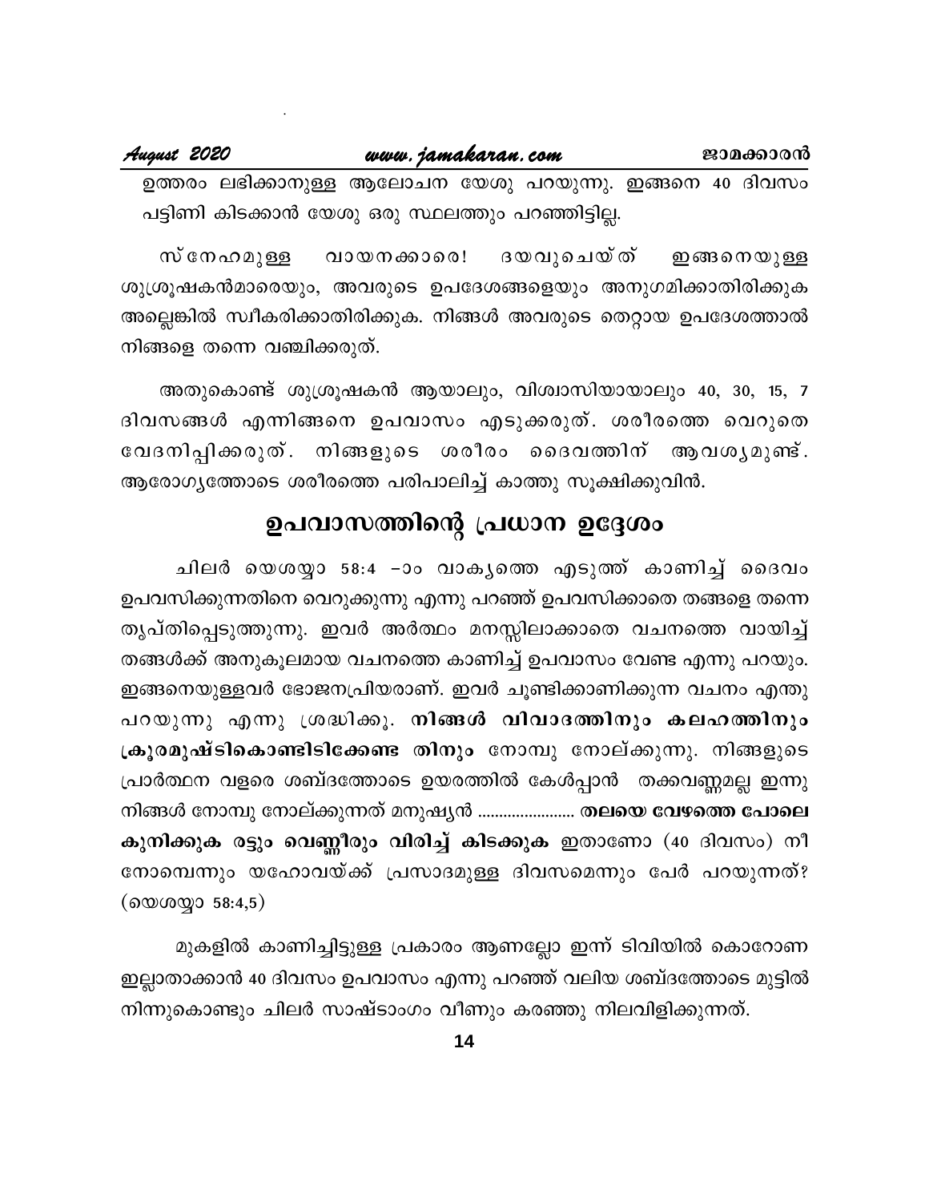ഉത്തരം ലഭിക്കാനുള്ള ആലോചന യേശു പറയുന്നു. ഇങ്ങനെ 40 ദിവസം പട്ടിണി കിടക്കാൻ യേശു ഒരു സ്ഥലത്തും പറഞ്ഞിട്ടില്ല.

സ്നേഹമുള്ള വായനക്കാരെ! ദയവുചെയ്ത് ഇങ്ങനെയുള്ള ശുശ്രൂഷകൻമാരെയും, അവരുടെ ഉപദേശങ്ങളെയും അനുഗമിക്കാതിരിക്കുക അല്ലെങ്കിൽ സ്വീകരിക്കാതിരിക്കുക. നിങ്ങൾ അവരുടെ തെറ്റായ ഉപദേശത്താൽ നിങ്ങളെ തന്നെ വഞ്ചിക്കരുത്.

അതുകൊണ്ട് ശുശ്രൂഷകൻ ആയാലും, വിശ്വാസിയായാലും 40, 30, 15, 7 ദിവസങ്ങൾ എന്നിങ്ങനെ ഉപവാസം എടുക്കരുത്. ശരീരത്തെ വെറുതെ വേദനിപ്പിക്കരുത്. നിങ്ങളുടെ ശരീരം ദൈവത്തിന് ആവശ്യമുണ്ട്. ആരോഗ്യത്തോടെ ശരീരത്തെ പരിപാലിച്ച് കാത്തു സൂക്ഷിക്കുവിൻ.

## ഉപവാസത്തിന്റെ പ്രധാന ഉദ്ദേശം

ചിലർ യെശയ്യാ 58:4 -ാം വാക്യത്തെ എടുത്ത് കാണിച്ച് ദൈവം ഉപവസിക്കുന്നതിനെ വെറുക്കുന്നു എന്നു പറഞ്ഞ് ഉപവസിക്കാതെ തങ്ങളെ തന്നെ തൃപ്തിപ്പെടുത്തുന്നു. ഇവർ അർത്ഥം മനസ്സിലാക്കാതെ വചനത്തെ വായിച്ച് തങ്ങൾക്ക് അനുകൂലമായ വചനത്തെ കാണിച്ച് ഉപവാസം വേണ്ട എന്നു പറയും. ഇങ്ങനെയുള്ളവർ ഭോജനപ്രിയരാണ്. ഇവർ ചൂണ്ടിക്കാണിക്കുന്ന വചനം എന്തു പറയുന്നു എന്നു ശ്രദ്ധിക്കൂ. **നിങ്ങൾ വിവാദത്തിനും കലഹത്തിനും ക്രൂരമുഷ്ടികൊണ്ടിടിക്കേണ്ട തിനും** നോമ്പു നോല്ക്കുന്നു. നിങ്ങളുടെ പ്രാർത്ഥന വളരെ ശബ്ദത്തോടെ ഉയരത്തിൽ കേൾപ്പാൻ തക്കവണ്ണമല്ല ഇന്നു നിങ്ങൾ നോമ്പു നോല്ക്കുന്നത് മനുഷ്യൻ ...................... **തലയെ വേഴത്തെ പോലെ കുനിക്കുക രട്ടും വെണ്ണീറും വിരിച്ച് കിടക്കുക** ഇതാണോ (40 ദിവസം) നീ നോമ്പെന്നും യഹോവയ്ക്ക് പ്രസാദമുള്ള ദിവസമെന്നും പേർ പറയുന്നത്? (യെശയ്യാ 58:4,5)

മുകളിൽ കാണിച്ചിട്ടുള്ള പ്രകാരം ആണല്ലോ ഇന്ന് ടിവിയിൽ കൊറോണ ഇല്ലാതാക്കാൻ 40 ദിവസം ഉപവാസം എന്നു പറഞ്ഞ് വലിയ ശബ്ദത്തോടെ മുട്ടിൽ നിന്നുകൊണ്ടും ചിലർ സാഷ്ടാംഗം വീണും കരഞ്ഞു നിലവിളിക്കുന്നത്.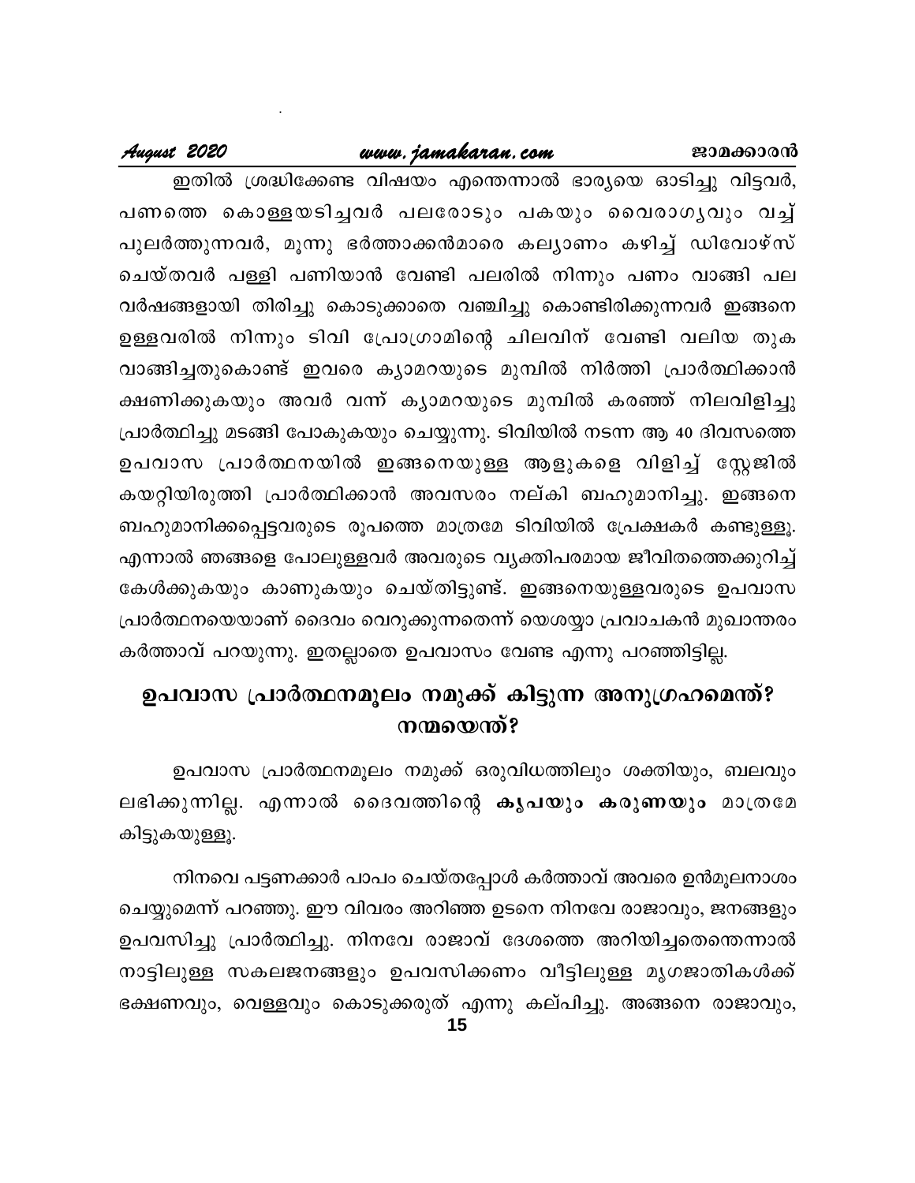ഇതിൽ ശ്രദ്ധിക്കേണ്ട വിഷയം എന്തെന്നാൽ ഭാര്യയെ ഓടിച്ചു വിട്ടവർ, പണത്തെ കൊള്ളയടിച്ചവർ പലരോടും പകയും വൈരാഗ്യവും വച്ച് പുലർത്തുന്നവർ, മൂന്നു ഭർത്താക്കൻമാരെ കല്യാണം കഴിച്ച് ഡിവോഴ്സ് ചെയ്തവർ പള്ളി പണിയാൻ വേണ്ടി പലരിൽ നിന്നും പണം വാങ്ങി പല വർഷങ്ങളായി തിരിച്ചു കൊടുക്കാതെ വഞ്ചിച്ചു കൊണ്ടിരിക്കുന്നവർ ഇങ്ങനെ ഉള്ളവരിൽ നിന്നും ടിവി പ്രോഗ്രാമിന്റെ ചിലവിന് വേണ്ടി വലിയ തുക വാങ്ങിച്ചതുകൊണ്ട് ഇവരെ ക്യാമറയുടെ മുമ്പിൽ നിർത്തി പ്രാർത്ഥിക്കാൻ ക്ഷണിക്കുകയും അവർ വന്ന് ക്യാമറയുടെ മുമ്പിൽ കരഞ്ഞ് നിലവിളിച്ചു പ്രാർത്ഥിച്ചു മടങ്ങി പോകുകയും ചെയ്യുന്നു. ടിവിയിൽ നടന്ന ആ 40 ദിവസത്തെ ഉപവാസ പ്രാർത്ഥനയിൽ ഇങ്ങനെയുള്ള ആളുകളെ വിളിച്ച് സ്റ്റേജിൽ കയറ്റിയിരുത്തി പ്രാർത്ഥിക്കാൻ അവസരം നല്കി ബഹുമാനിച്ചു. ഇങ്ങനെ ബഹുമാനിക്കപ്പെട്ടവരുടെ രൂപത്തെ മാത്രമേ ടിവിയിൽ പ്രേക്ഷകർ കണ്ടുള്ളൂ. എന്നാൽ ഞങ്ങളെ പോലുള്ളവർ അവരുടെ വ്യക്തിപരമായ ജീവിതത്തെക്കുറിച്ച് കേൾക്കുകയും കാണുകയും ചെയ്തിട്ടുണ്ട്. ഇങ്ങനെയുള്ളവരുടെ ഉപവാസ പ്രാർത്ഥനയെയാണ് ദൈവം വെറുക്കുന്നതെന്ന് യെശയ്യാ പ്രവാചകൻ മുഖാന്തരം കർത്താവ് പറയുന്നു. ഇതല്ലാതെ ഉപവാസം വേണ്ട എന്നു പറഞ്ഞിട്ടില്ല.

## ഉപവാസ പ്രാർത്ഥനമൂലം നമുക്ക് കിട്ടുന്ന അനുഗ്രഹമെന്ത്? നന്മയെന്ത്?

ഉപവാസ പ്രാർത്ഥനമൂലം നമുക്ക് ഒരുവിധത്തിലും ശക്തിയും, ബലവും ലഭിക്കുന്നില്ല. എന്നാൽ ദൈവത്തിന്റെ **കൃപയും കരുണയും** മാത്രമേ കിട്ടുകയുള്ളൂ.

നിനവെ പട്ടണക്കാർ പാപം ചെയ്തപ്പോൾ കർത്താവ് അവരെ ഉൻമൂലനാശം ചെയ്യുമെന്ന് പറഞ്ഞു. ഈ വിവരം അറിഞ്ഞ ഉടനെ നിനവേ രാജാവും, ജനങ്ങളും ഉപവസിച്ചു പ്രാർത്ഥിച്ചു. നിനവേ രാജാവ് ദേശത്തെ അറിയിച്ചതെന്തെന്നാൽ നാട്ടിലുള്ള സകലജനങ്ങളും ഉപവസിക്കണം വീട്ടിലുള്ള മൃഗജാതികൾക്ക് ഭക്ഷണവും, വെള്ളവും കൊടുക്കരുത് എന്നു കല്പിച്ചു. അങ്ങനെ രാജാവും,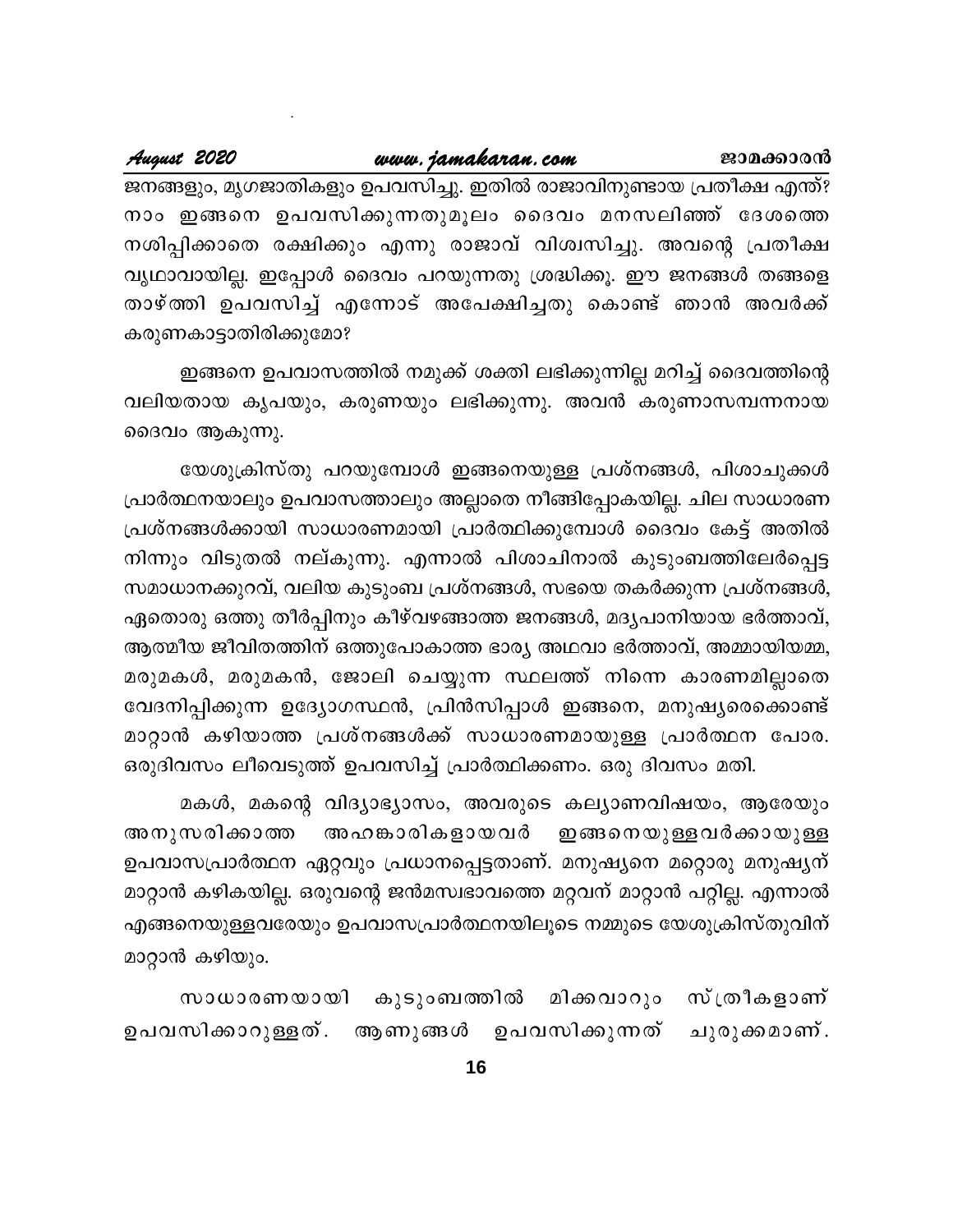ജനങ്ങളും, മൃഗജാതികളും ഉപവസിച്ചു. ഇതിൽ രാജാവിനുണ്ടായ പ്രതീക്ഷ എന്ത്? നാം ഇങ്ങനെ ഉപവസിക്കുന്നതുമൂലം ദൈവം മനസലിഞ്ഞ് ദേശത്തെ നശിപ്പിക്കാതെ രക്ഷിക്കും എന്നു രാജാവ് വിശ്വസിച്ചു. അവന്റെ പ്രതീക്ഷ വൃഥാവായില്ല. ഇപ്പോൾ ദൈവം പറയുന്നതു ശ്രദ്ധിക്കൂ. ഈ ജനങ്ങൾ തങ്ങളെ താഴ്ത്തി ഉപവസിച്ച് എന്നോട് അപേക്ഷിച്ചതു കൊണ്ട് ഞാൻ അവർക്ക് കരുണകാട്ടാതിരിക്കുമോ?

ഇങ്ങനെ ഉപവാസത്തിൽ നമുക്ക് ശക്തി ലഭിക്കുന്നില്ല മറിച്ച് ദൈവത്തിന്റെ വലിയതായ കൃപയും, കരുണയും ലഭിക്കുന്നു. അവൻ കരുണാസമ്പന്നനായ ദൈവം ആകുന്നു.

യേശുക്രിസ്തു പറയുമ്പോൾ ഇങ്ങനെയുള്ള പ്രശ്നങ്ങൾ, പിശാചുക്കൾ പ്രാർത്ഥനയാലും ഉപവാസത്താലും അല്ലാതെ നീങ്ങിപ്പോകയില്ല. ചില സാധാരണ പ്രശ്നങ്ങൾക്കായി സാധാരണമായി പ്രാർത്ഥിക്കുമ്പോൾ ദൈവം കേട്ട് അതിൽ നിന്നും വിടുതൽ നല്കുന്നു. എന്നാൽ പിശാചിനാൽ കുടുംബത്തിലേർപ്പെട്ട സമാധാനക്കുറവ്, വലിയ കുടുംബ പ്രശ്നങ്ങൾ, സഭയെ തകർക്കുന്ന പ്രശ്നങ്ങൾ, ഏതൊരു ഒത്തു തീർപ്പിനും കീഴ്‌വഴങ്ങാത്ത ജനങ്ങൾ, മദ്യപാനിയായ ഭർത്താവ്, ആത്മീയ ജീവിതത്തിന് ഒത്തുപോകാത്ത ഭാര്യ അഥവാ ഭർത്താവ്, അമ്മായിയമ്മ, മരുമകൾ, മരുമകൻ, ജോലി ചെയ്യുന്ന സ്ഥലത്ത് നിന്നെ കാരണമില്ലാതെ വേദനിപ്പിക്കുന്ന ഉദ്യോഗസ്ഥൻ, പ്രിൻസിപ്പാൾ ഇങ്ങനെ, മനുഷ്യരെക്കൊണ്ട് മാറ്റാൻ കഴിയാത്ത പ്രശ്നങ്ങൾക്ക് സാധാരണമായുള്ള പ്രാർത്ഥന പോര. ഒരുദിവസം ലീവെടുത്ത് ഉപവസിച്ച് പ്രാർത്ഥിക്കണം. ഒരു ദിവസം മതി.

മകൾ, മകന്റെ വിദ്യാഭ്യാസം, അവരുടെ കല്യാണവിഷയം, ആരേയും അനുസരിക്കാത്ത അഹങ്കാരികളായവർ ഇങ്ങനെയുള്ളവർക്കായുള്ള ഉപവാസപ്രാർത്ഥന ഏറ്റവും പ്രധാനപ്പെട്ടതാണ്. മനുഷ്യനെ മറ്റൊരു മനുഷ്യന് മാറ്റാൻ കഴികയില്ല. ഒരുവന്റെ ജൻമസ്വഭാവത്തെ മറ്റവന് മാറ്റാൻ പറ്റില്ല. എന്നാൽ എങ്ങനെയുള്ളവരേയും ഉപവാസപ്രാർത്ഥനയിലൂടെ നമ്മുടെ യേശുക്രിസ്തുവിന് മാറ്റാൻ കഴിയും.

സാധാരണയായി കുടുംബത്തിൽ മിക്കവാറും സ്ത്രീകളാണ് ഉപവസിക്കാറുള്ളത്. ആണുങ്ങൾ ഉപവസിക്കുന്നത് ചുരുക്കമാണ്.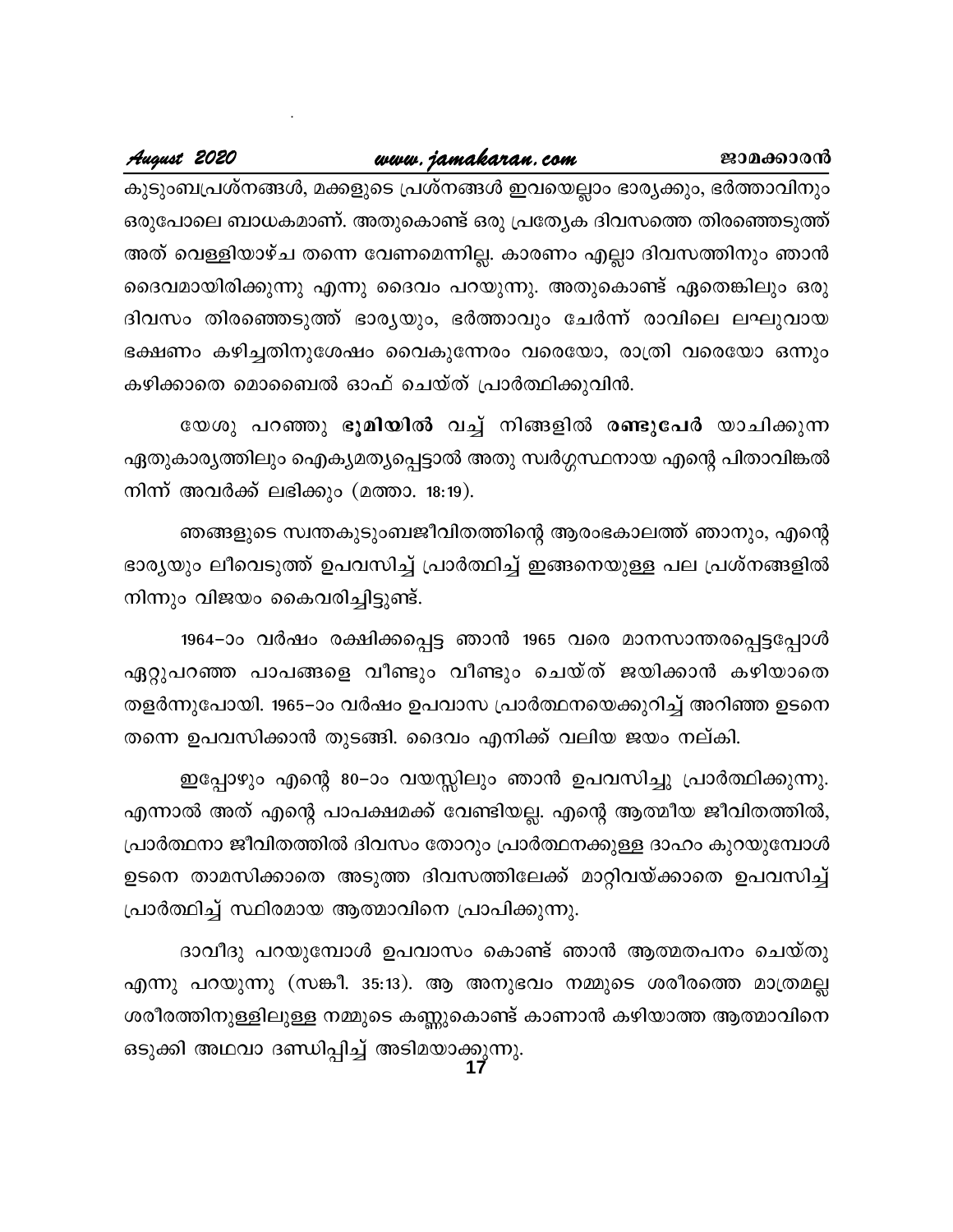കുടുംബപ്രശ്നങ്ങൾ, മക്കളുടെ പ്രശ്നങ്ങൾ ഇവയെല്ലാം ഭാര്യക്കും, ഭർത്താവിനും ഒരുപോലെ ബാധകമാണ്. അതുകൊണ്ട് ഒരു പ്രത്യേക ദിവസത്തെ തിരഞ്ഞെടുത്ത് അത് വെള്ളിയാഴ്ച തന്നെ വേണമെന്നില്ല. കാരണം എല്ലാ ദിവസത്തിനും ഞാൻ ദൈവമായിരിക്കുന്നു എന്നു ദൈവം പറയുന്നു. അതുകൊണ്ട് ഏതെങ്കിലും ഒരു ദിവസം തിരഞ്ഞെടുത്ത് ഭാര്യയും, ഭർത്താവും ചേർന്ന് രാവിലെ ലഘുവായ ഭക്ഷണം കഴിച്ചതിനുശേഷം വൈകുന്നേരം വരെയോ, രാത്രി വരെയോ ഒന്നും കഴിക്കാതെ മൊബൈൽ ഓഫ് ചെയ്ത് പ്രാർത്ഥിക്കുവിൻ.

യേശു പറഞ്ഞു **ഭൂമിയിൽ** വച്ച് നിങ്ങളിൽ **രണ്ടുപേർ** യാചിക്കുന്ന ഏതുകാര്യത്തിലും ഐക്യമത്യപ്പെട്ടാൽ അതു സ്വർഗ്ഗസ്ഥനായ എന്റെ പിതാവിങ്കൽ നിന്ന് അവർക്ക് ലഭിക്കും (മത്താ. 18:19).

ഞങ്ങളുടെ സ്വന്തകുടുംബജീവിതത്തിന്റെ ആരംഭകാലത്ത് ഞാനും, എന്റെ ഭാര്യയും ലീവെടുത്ത് ഉപവസിച്ച് പ്രാർത്ഥിച്ച് ഇങ്ങനെയുള്ള പല പ്രശ്നങ്ങളിൽ നിന്നും വിജയം കൈവരിച്ചിട്ടുണ്ട്.

1964–ാം വർഷം രക്ഷിക്കപ്പെട്ട ഞാൻ 1965 വരെ മാനസാന്തരപ്പെട്ടപ്പോൾ ഏറ്റുപറഞ്ഞ പാപങ്ങളെ വീണ്ടും വീണ്ടും ചെയ്ത് ജയിക്കാൻ കഴിയാതെ തളർന്നുപോയി. 1965–ാം വർഷം ഉപവാസ പ്രാർത്ഥനയെക്കുറിച്ച് അറിഞ്ഞ ഉടനെ തന്നെ ഉപവസിക്കാൻ തുടങ്ങി. ദൈവം എനിക്ക് വലിയ ജയം നല്കി.

ഇപ്പോഴും എന്റെ 80–ാം വയസ്സിലും ഞാൻ ഉപവസിച്ചു പ്രാർത്ഥിക്കുന്നു. എന്നാൽ അത് എന്റെ പാപക്ഷമക്ക് വേണ്ടിയല്ല. എന്റെ ആത്മീയ ജീവിതത്തിൽ, പ്രാർത്ഥനാ ജീവിതത്തിൽ ദിവസം തോറും പ്രാർത്ഥനക്കുള്ള ദാഹം കുറയുമ്പോൾ ഉടനെ താമസിക്കാതെ അടുത്ത ദിവസത്തിലേക്ക് മാറ്റിവയ്ക്കാതെ ഉപവസിച്ച് പ്രാർത്ഥിച്ച് സ്ഥിരമായ ആത്മാവിനെ പ്രാപിക്കുന്നു.

ദാവീദു പറയുമ്പോൾ ഉപവാസം കൊണ്ട് ഞാൻ ആത്മതപനം ചെയ്തു എന്നു പറയുന്നു (സങ്കീ. 35:13). ആ അനുഭവം നമ്മുടെ ശരീരത്തെ മാത്രമല്ല ശരീരത്തിനുള്ളിലുള്ള നമ്മുടെ കണ്ണുകൊണ്ട് കാണാൻ കഴിയാത്ത ആത്മാവിനെ ഒടുക്കി അഥവാ ദണ്ഡിപ്പിച്ച് അടിമയാക്കുന്നു.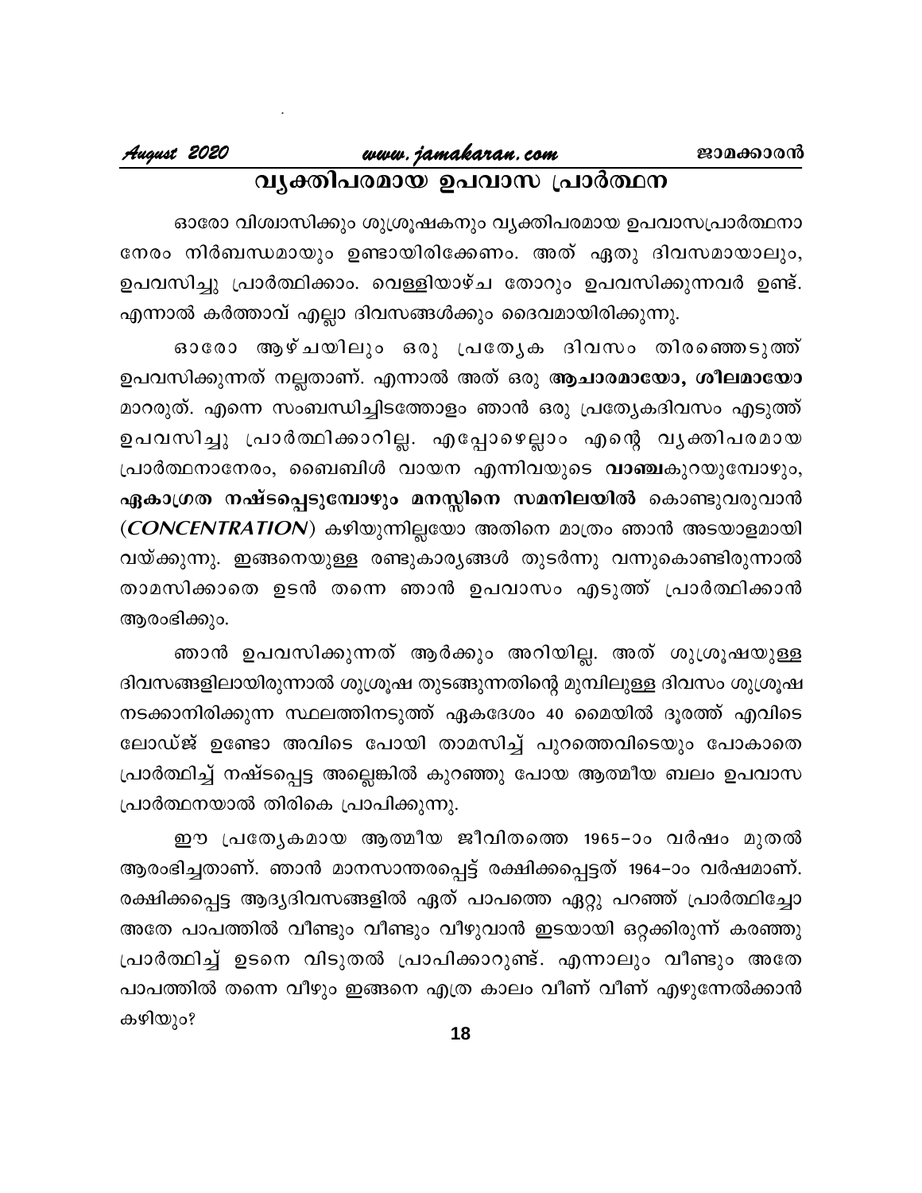## വ്യക്തിപരമായ ഉപവാസ പ്രാർത്ഥന

ഓരോ വിശ്വാസിക്കും ശുശ്രൂഷകനും വ്യക്തിപരമായ ഉപവാസപ്രാർത്ഥനാ നേരം നിർബന്ധമായും ഉണ്ടായിരിക്കേണം. അത് ഏതു ദിവസമായാലും, ഉപവസിച്ചു പ്രാർത്ഥിക്കാം. വെള്ളിയാഴ്ച തോറും ഉപവസിക്കുന്നവർ ഉണ്ട്. എന്നാൽ കർത്താവ് എല്ലാ ദിവസങ്ങൾക്കും ദൈവമായിരിക്കുന്നു.

ഓരോ ആഴ്ചയിലും ഒരു പ്രത്യേക ദിവസം തിരഞ്ഞെടുത്ത് ഉപവസിക്കുന്നത് നല്ലതാണ്. എന്നാൽ അത് ഒരു **ആചാരമായോ, ശീലമായോ** മാററുത്. എന്നെ സംബന്ധിച്ചിടത്തോളം ഞാൻ ഒരു പ്രത്യേകദിവസം എടുത്ത് ഉപവസിച്ചു പ്രാർത്ഥിക്കാറില്ല. എപ്പോഴെല്ലാം എന്റെ വ്യക്തിപരമായ പ്രാർത്ഥനാനേരം, ബൈബിൾ വായന എന്നിവയുടെ **വാഞ്ഛ**കുറയുമ്പോഴും, **ഏകാഗ്രത നഷ്ടപ്പെടുമ്പോഴും മനസ്സിനെ സമനിലയിൽ** കൊണ്ടുവരുവാൻ (***CONCENTRATION***) കഴിയുന്നില്ലയോ അതിനെ മാത്രം ഞാൻ അടയാളമായി വയ്ക്കുന്നു. ഇങ്ങനെയുള്ള രണ്ടുകാര്യങ്ങൾ തുടർന്നു വന്നുകൊണ്ടിരുന്നാൽ താമസിക്കാതെ ഉടൻ തന്നെ ഞാൻ ഉപവാസം എടുത്ത് പ്രാർത്ഥിക്കാൻ ആരംഭിക്കും.

ഞാൻ ഉപവസിക്കുന്നത് ആർക്കും അറിയില്ല. അത് ശുശ്രൂഷയുള്ള ദിവസങ്ങളിലായിരുന്നാൽ ശുശ്രൂഷ തുടങ്ങുന്നതിന്റെ മുമ്പിലുള്ള ദിവസം ശുശ്രൂഷ നടക്കാനിരിക്കുന്ന സ്ഥലത്തിനടുത്ത് ഏകദേശം 40 മൈയിൽ ദൂരത്ത് എവിടെ ലോഡ്ജ് ഉണ്ടോ അവിടെ പോയി താമസിച്ച് പുറത്തെവിടെയും പോകാതെ പ്രാർത്ഥിച്ച് നഷ്ടപ്പെട്ട അല്ലെങ്കിൽ കുറഞ്ഞു പോയ ആത്മീയ ബലം ഉപവാസ പ്രാർത്ഥനയാൽ തിരികെ പ്രാപിക്കുന്നു.

ഈ പ്രത്യേകമായ ആത്മീയ ജീവിതത്തെ 1965-ാം വർഷം മുതൽ ആരംഭിച്ചതാണ്. ഞാൻ മാനസാന്തരപ്പെട്ട് രക്ഷിക്കപ്പെട്ടത് 1964-ാം വർഷമാണ്. രക്ഷിക്കപ്പെട്ട ആദ്യദിവസങ്ങളിൽ ഏത് പാപത്തെ ഏറ്റു പറഞ്ഞ് പ്രാർത്ഥിച്ചോ അതേ പാപത്തിൽ വീണ്ടും വീണ്ടും വീഴുവാൻ ഇടയായി ഒറ്റക്കിരുന്ന് കരഞ്ഞു പ്രാർത്ഥിച്ച് ഉടനെ വിടുതൽ പ്രാപിക്കാറുണ്ട്. എന്നാലും വീണ്ടും അതേ പാപത്തിൽ തന്നെ വീഴും ഇങ്ങനെ എത്ര കാലം വീണ് വീണ് എഴുന്നേൽക്കാൻ കഴിയും?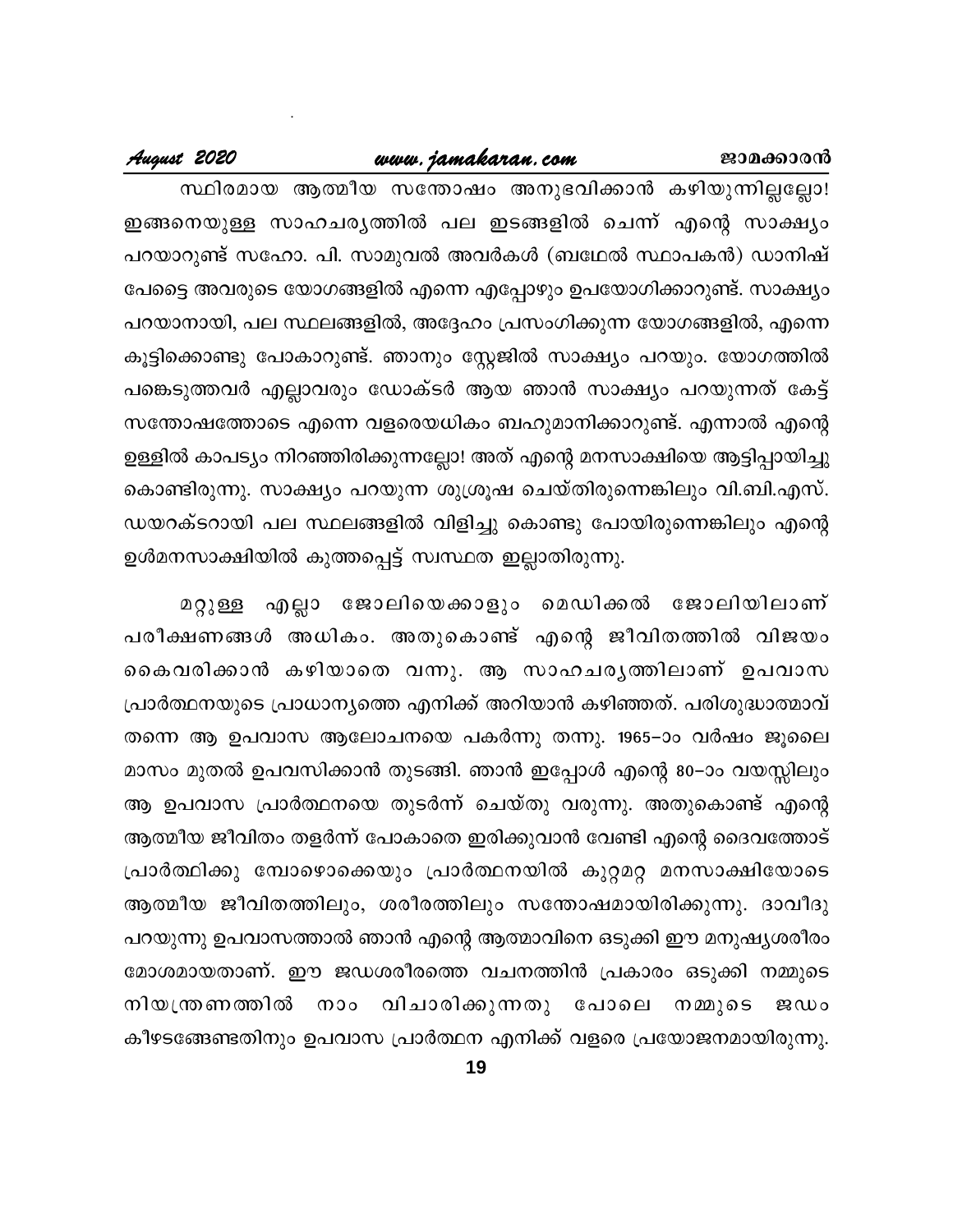സ്ഥിരമായ ആത്മീയ സന്തോഷം അനുഭവിക്കാൻ കഴിയുന്നില്ലല്ലോ! ഇങ്ങനെയുള്ള സാഹചര്യത്തിൽ പല ഇടങ്ങളിൽ ചെന്ന് എന്റെ സാക്ഷ്യം പറയാറുണ്ട് സഹോ. പി. സാമുവൽ അവർകൾ (ബഥേൽ സ്ഥാപകൻ) ഡാനിഷ് പേട്ടൈ അവരുടെ യോഗങ്ങളിൽ എന്നെ എപ്പോഴും ഉപയോഗിക്കാറുണ്ട്. സാക്ഷ്യം പറയാനായി, പല സ്ഥലങ്ങളിൽ, അദ്ദേഹം പ്രസംഗിക്കുന്ന യോഗങ്ങളിൽ, എന്നെ കൂട്ടിക്കൊണ്ടു പോകാറുണ്ട്. ഞാനും സ്റ്റേജിൽ സാക്ഷ്യം പറയും. യോഗത്തിൽ പങ്കെടുത്തവർ എല്ലാവരും ഡോക്ടർ ആയ ഞാൻ സാക്ഷ്യം പറയുന്നത് കേട്ട് സന്തോഷത്തോടെ എന്നെ വളരെയധികം ബഹുമാനിക്കാറുണ്ട്. എന്നാൽ എന്റെ ഉള്ളിൽ കാപട്യം നിറഞ്ഞിരിക്കുന്നല്ലോ! അത് എന്റെ മനസാക്ഷിയെ ആട്ടിപ്പായിച്ചു കൊണ്ടിരുന്നു. സാക്ഷ്യം പറയുന്ന ശുശ്രൂഷ ചെയ്തിരുന്നെങ്കിലും വി.ബി.എസ്. ഡയറക്ടറായി പല സ്ഥലങ്ങളിൽ വിളിച്ചു കൊണ്ടു പോയിരുന്നെങ്കിലും എന്റെ ഉൾമനസാക്ഷിയിൽ കുത്തപ്പെട്ട് സ്വസ്ഥത ഇല്ലാതിരുന്നു.

മറ്റുള്ള എല്ലാ ജോലിയെക്കാളും മെഡിക്കൽ ജോലിയിലാണ് പരീക്ഷണങ്ങൾ അധികം. അതുകൊണ്ട് എന്റെ ജീവിതത്തിൽ വിജയം കൈവരിക്കാൻ കഴിയാതെ വന്നു. ആ സാഹചര്യത്തിലാണ് ഉപവാസ പ്രാർത്ഥനയുടെ പ്രാധാന്യത്തെ എനിക്ക് അറിയാൻ കഴിഞ്ഞത്. പരിശുദ്ധാത്മാവ് തന്നെ ആ ഉപവാസ ആലോചനയെ പകർന്നു തന്നു. 1965–ാം വർഷം ജൂലൈ മാസം മുതൽ ഉപവസിക്കാൻ തുടങ്ങി. ഞാൻ ഇപ്പോൾ എന്റെ 80–ാം വയസ്സിലും ആ ഉപവാസ പ്രാർത്ഥനയെ തുടർന്ന് ചെയ്തു വരുന്നു. അതുകൊണ്ട് എന്റെ ആത്മീയ ജീവിതം തളർന്ന് പോകാതെ ഇരിക്കുവാൻ വേണ്ടി എന്റെ ദൈവത്തോട് പ്രാർത്ഥിക്കു മ്പോഴൊക്കെയും പ്രാർത്ഥനയിൽ കുറ്റമറ്റ മനസാക്ഷിയോടെ ആത്മീയ ജീവിതത്തിലും, ശരീരത്തിലും സന്തോഷമായിരിക്കുന്നു. ദാവീദു പറയുന്നു ഉപവാസത്താൽ ഞാൻ എന്റെ ആത്മാവിനെ ഒടുക്കി ഈ മനുഷ്യശരീരം മോശമായതാണ്. ഈ ജഡശരീരത്തെ വചനത്തിൻ പ്രകാരം ഒടുക്കി നമ്മുടെ നിയന്ത്രണത്തിൽ നാം വിചാരിക്കുന്നതു പോലെ നമ്മുടെ ജഡം കീഴടങ്ങേണ്ടതിനും ഉപവാസ പ്രാർത്ഥന എനിക്ക് വളരെ പ്രയോജനമായിരുന്നു.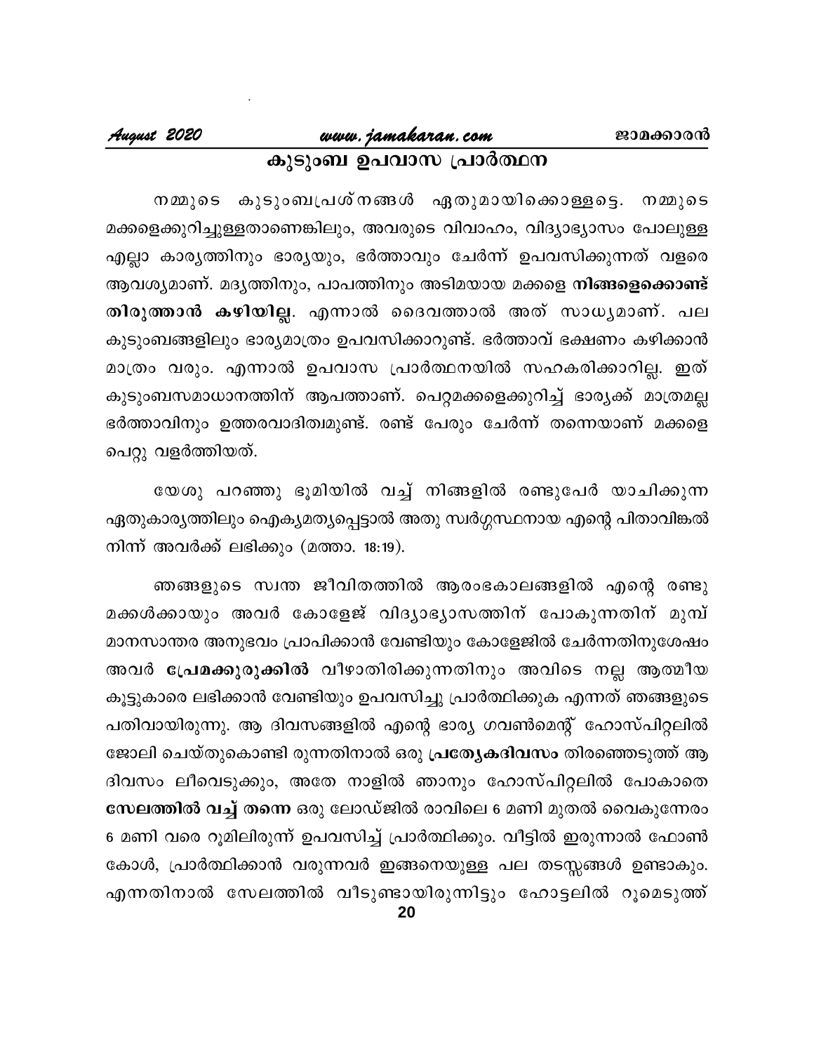## കുടുംബ ഉപവാസ പ്രാർത്ഥന

നമ്മുടെ കുടുംബപ്രശ്നങ്ങൾ ഏതുമായിക്കൊള്ളട്ടെ. നമ്മുടെ മക്കളെക്കുറിച്ചുള്ളതാണെങ്കിലും, അവരുടെ വിവാഹം, വിദ്യാഭ്യാസം പോലുള്ള എല്ലാ കാര്യത്തിനും ഭാര്യയും, ഭർത്താവും ചേർന്ന് ഉപവസിക്കുന്നത് വളരെ ആവശ്യമാണ്. മദ്യത്തിനും, പാപത്തിനും അടിമയായ മക്കളെ **നിങ്ങളെക്കൊണ്ട് തിരുത്താൻ കഴിയില്ല**. എന്നാൽ ദൈവത്താൽ അത് സാധ്യമാണ്. പല കുടുംബങ്ങളിലും ഭാര്യമാത്രം ഉപവസിക്കാറുണ്ട്. ഭർത്താവ് ഭക്ഷണം കഴിക്കാൻ മാത്രം വരും. എന്നാൽ ഉപവാസ പ്രാർത്ഥനയിൽ സഹകരിക്കാറില്ല. ഇത് കുടുംബസമാധാനത്തിന് ആപത്താണ്. പെറ്റമക്കളെക്കുറിച്ച് ഭാര്യക്ക് മാത്രമല്ല ഭർത്താവിനും ഉത്തരവാദിത്വമുണ്ട്. രണ്ട് പേരും ചേർന്ന് തന്നെയാണ് മക്കളെ പെറ്റു വളർത്തിയത്.

യേശു പറഞ്ഞു ഭൂമിയിൽ വച്ച് നിങ്ങളിൽ രണ്ടുപേർ യാചിക്കുന്ന ഏതുകാര്യത്തിലും ഐക്യമത്യപ്പെട്ടാൽ അതു സ്വർഗ്ഗസ്ഥനായ എന്റെ പിതാവിങ്കൽ നിന്ന് അവർക്ക് ലഭിക്കും (മത്താ. 18:19).

ഞങ്ങളുടെ സ്വന്ത ജീവിതത്തിൽ ആരംഭകാലങ്ങളിൽ എന്റെ രണ്ടു മക്കൾക്കായും അവർ കോളേജ് വിദ്യാഭ്യാസത്തിന് പോകുന്നതിന് മുമ്പ് മാനസാന്തര അനുഭവം പ്രാപിക്കാൻ വേണ്ടിയും കോളേജിൽ ചേർന്നതിനുശേഷം അവർ **പ്രേമക്കുരുക്കിൽ** വീഴാതിരിക്കുന്നതിനും അവിടെ നല്ല ആത്മീയ കൂട്ടുകാരെ ലഭിക്കാൻ വേണ്ടിയും ഉപവസിച്ചു പ്രാർത്ഥിക്കുക എന്നത് ഞങ്ങളുടെ പതിവായിരുന്നു. ആ ദിവസങ്ങളിൽ എന്റെ ഭാര്യ ഗവൺമെന്റ് ഹോസ്പിറ്റലിൽ ജോലി ചെയ്തുകൊണ്ടി രുന്നതിനാൽ ഒരു **പ്രത്യേകദിവസം** തിരഞ്ഞെടുത്ത് ആ ദിവസം ലീവെടുക്കും, അതേ നാളിൽ ഞാനും ഹോസ്പിറ്റലിൽ പോകാതെ **സേലത്തിൽ വച്ച് തന്നെ** ഒരു ലോഡ്ജിൽ രാവിലെ 6 മണി മുതൽ വൈകുന്നേരം 6 മണി വരെ റൂമിലിരുന്ന് ഉപവസിച്ച് പ്രാർത്ഥിക്കും. വീട്ടിൽ ഇരുന്നാൽ ഫോൺ കോൾ, പ്രാർത്ഥിക്കാൻ വരുന്നവർ ഇങ്ങനെയുള്ള പല തടസ്സങ്ങൾ ഉണ്ടാകും. എന്നതിനാൽ സേലത്തിൽ വീടുണ്ടായിരുന്നിട്ടും ഹോട്ടലിൽ റൂമെടുത്ത്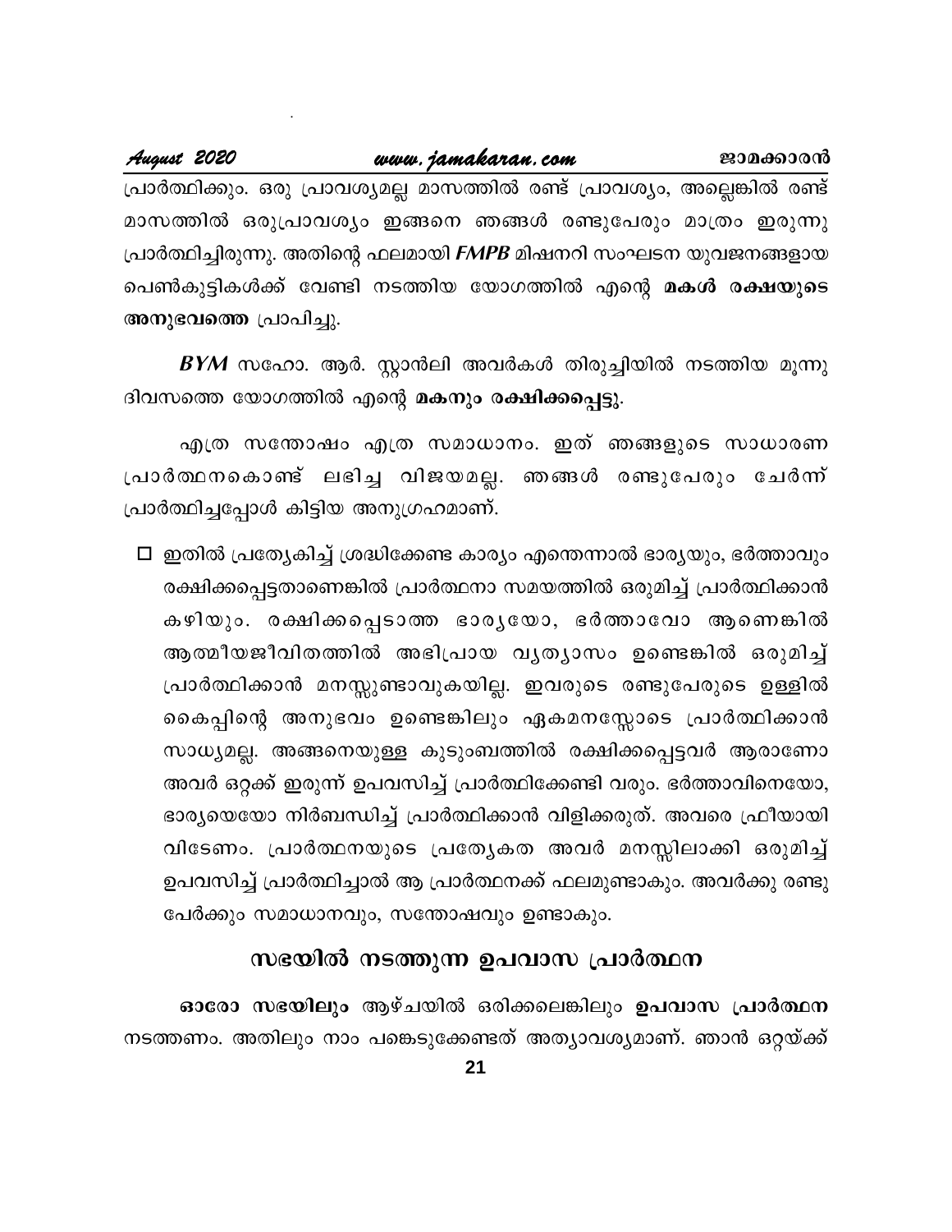പ്രാർത്ഥിക്കും. ഒരു പ്രാവശ്യമല്ല മാസത്തിൽ രണ്ട് പ്രാവശ്യം, അല്ലെങ്കിൽ രണ്ട് മാസത്തിൽ ഒരുപ്രാവശ്യം ഇങ്ങനെ ഞങ്ങൾ രണ്ടുപേരും മാത്രം ഇരുന്നു പ്രാർത്ഥിച്ചിരുന്നു. അതിന്റെ ഫലമായി ***FMPB*** മിഷനറി സംഘടന യുവജനങ്ങളായ പെൺകുട്ടികൾക്ക് വേണ്ടി നടത്തിയ യോഗത്തിൽ എന്റെ **മകൾ രക്ഷയുടെ അനുഭവത്തെ** പ്രാപിച്ചു.

***BYM*** സഹോ. ആർ. സ്റ്റാൻലി അവർകൾ തിരുച്ചിയിൽ നടത്തിയ മൂന്നു ദിവസത്തെ യോഗത്തിൽ എന്റെ **മകനും രക്ഷിക്കപ്പെട്ടു.**

എത്ര സന്തോഷം എത്ര സമാധാനം. ഇത് ഞങ്ങളുടെ സാധാരണ പ്രാർത്ഥനകൊണ്ട് ലഭിച്ച വിജയമല്ല. ഞങ്ങൾ രണ്ടുപേരും ചേർന്ന് പ്രാർത്ഥിച്ചപ്പോൾ കിട്ടിയ അനുഗ്രഹമാണ്.

- ഇതിൽ പ്രത്യേകിച്ച് ശ്രദ്ധിക്കേണ്ട കാര്യം എന്തെന്നാൽ ഭാര്യയും, ഭർത്താവും രക്ഷിക്കപ്പെട്ടതാണെങ്കിൽ പ്രാർത്ഥനാ സമയത്തിൽ ഒരുമിച്ച് പ്രാർത്ഥിക്കാൻ കഴിയും. രക്ഷിക്കപ്പെടാത്ത ഭാര്യയോ, ഭർത്താവോ ആണെങ്കിൽ ആത്മീയജീവിതത്തിൽ അഭിപ്രായ വ്യത്യാസം ഉണ്ടെങ്കിൽ ഒരുമിച്ച് പ്രാർത്ഥിക്കാൻ മനസ്സുണ്ടാവുകയില്ല. ഇവരുടെ രണ്ടുപേരുടെ ഉള്ളിൽ കൈപ്പിന്റെ അനുഭവം ഉണ്ടെങ്കിലും ഏകമനസ്സോടെ പ്രാർത്ഥിക്കാൻ സാധ്യമല്ല. അങ്ങനെയുള്ള കുടുംബത്തിൽ രക്ഷിക്കപ്പെട്ടവർ ആരാണോ അവർ ഒറ്റക്ക് ഇരുന്ന് ഉപവസിച്ച് പ്രാർത്ഥിക്കേണ്ടി വരും. ഭർത്താവിനെയോ, ഭാര്യയെയോ നിർബന്ധിച്ച് പ്രാർത്ഥിക്കാൻ വിളിക്കരുത്. അവരെ ഫ്രീയായി വിടേണം. പ്രാർത്ഥനയുടെ പ്രത്യേകത അവർ മനസ്സിലാക്കി ഒരുമിച്ച് ഉപവസിച്ച് പ്രാർത്ഥിച്ചാൽ ആ പ്രാർത്ഥനക്ക് ഫലമുണ്ടാകും. അവർക്കു രണ്ടു പേർക്കും സമാധാനവും, സന്തോഷവും ഉണ്ടാകും.

## സഭയിൽ നടത്തുന്ന ഉപവാസ പ്രാർത്ഥന

**ഓരോ സഭയിലും** ആഴ്ചയിൽ ഒരിക്കലെങ്കിലും **ഉപവാസ പ്രാർത്ഥന** നടത്തണം. അതിലും നാം പങ്കെടുക്കേണ്ടത് അത്യാവശ്യമാണ്. ഞാൻ ഒറ്റയ്ക്ക്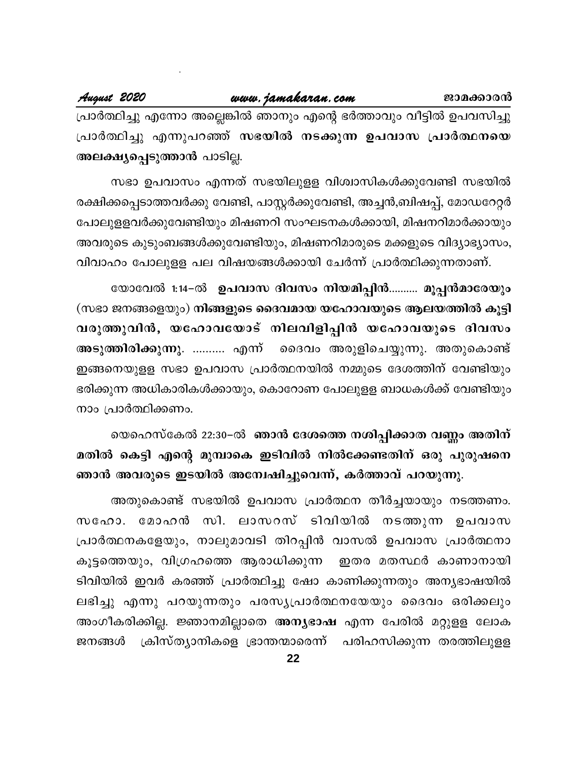പ്രാർത്ഥിച്ചു എന്നോ അല്ലെങ്കിൽ ഞാനും എന്റെ ഭർത്താവും വീട്ടിൽ ഉപവസിച്ചു പ്രാർത്ഥിച്ചു എന്നുപറഞ്ഞ് **സഭയിൽ നടക്കുന്ന ഉപവാസ പ്രാർത്ഥനയെ അലക്ഷ്യപ്പെടുത്താൻ** പാടില്ല.

സഭാ ഉപവാസം എന്നത് സഭയിലുള്ള വിശ്വാസികൾക്കുവേണ്ടി സഭയിൽ രക്ഷിക്കപ്പെടാത്തവർക്കു വേണ്ടി, പാസ്റ്റർക്കുവേണ്ടി, അച്ചൻ,ബിഷപ്പ്, മോഡറേറ്റർ പോലുള്ളവർക്കുവേണ്ടിയും മിഷണറി സംഘടനകൾക്കായി, മിഷനറിമാർക്കായും അവരുടെ കുടുംബങ്ങൾക്കുവേണ്ടിയും, മിഷണറിമാരുടെ മക്കളുടെ വിദ്യാഭ്യാസം, വിവാഹം പോലുള്ള പല വിഷയങ്ങൾക്കായി ചേർന്ന് പ്രാർത്ഥിക്കുന്നതാണ്.

യോവേൽ 1:14–ൽ **ഉപവാസ ദിവസം നിയമിപ്പിൻ.......... മൂപ്പൻമാരേയും** (സഭാ ജനങ്ങളെയും) **നിങ്ങളുടെ ദൈവമായ യഹോവയുടെ ആലയത്തിൽ കൂട്ടി വരുത്തുവിൻ, യഹോവയോട് നിലവിളിപ്പിൻ യഹോവയുടെ ദിവസം അടുത്തിരിക്കുന്നു.** .......... എന്ന് ദൈവം അരുളിച്ചെയ്യുന്നു. അതുകൊണ്ട് ഇങ്ങനെയുള്ള സഭാ ഉപവാസ പ്രാർത്ഥനയിൽ നമ്മുടെ ദേശത്തിന് വേണ്ടിയും ഭരിക്കുന്ന അധികാരികൾക്കായും, കൊറോണ പോലുള്ള ബാധകൾക്ക് വേണ്ടിയും നാം പ്രാർത്ഥിക്കണം.

യെഹെസ്കേൽ 22:30–ൽ **ഞാൻ ദേശത്തെ നശിപ്പിക്കാത വണ്ണം അതിന് മതിൽ കെട്ടി എന്റെ മുമ്പാകെ ഇടിവിൽ നിൽക്കേണ്ടതിന് ഒരു പുരുഷനെ ഞാൻ അവരുടെ ഇടയിൽ അന്വേഷിച്ചുവെന്ന്, കർത്താവ് പറയുന്നു.**

അതുകൊണ്ട് സഭയിൽ ഉപവാസ പ്രാർത്ഥന തീർച്ചയായും നടത്തണം. സഹോ. മോഹൻ സി. ലാസറസ് ടിവിയിൽ നടത്തുന്ന ഉപവാസ പ്രാർത്ഥനകളേയും, നാലുമാവടി തിറപ്പിൻ വാസൽ ഉപവാസ പ്രാർത്ഥനാ കൂട്ടത്തെയും, വിഗ്രഹത്തെ ആരാധിക്കുന്ന ഇതര മതസ്ഥർ കാണാനായി ടിവിയിൽ ഇവർ കരഞ്ഞ് പ്രാർത്ഥിച്ചു ഷോ കാണിക്കുന്നതും അന്യഭാഷയിൽ ലഭിച്ചു എന്നു പറയുന്നതും പരസ്യപ്രാർത്ഥനയേയും ദൈവം ഒരിക്കലും അംഗീകരിക്കില്ല. ജ്ഞാനമില്ലാതെ **അന്യഭാഷ** എന്ന പേരിൽ മറ്റുള്ള ലോക ജനങ്ങൾ ക്രിസ്ത്യാനികളെ ഭ്രാന്തന്മാരെന്ന് പരിഹസിക്കുന്ന തരത്തിലുള്ള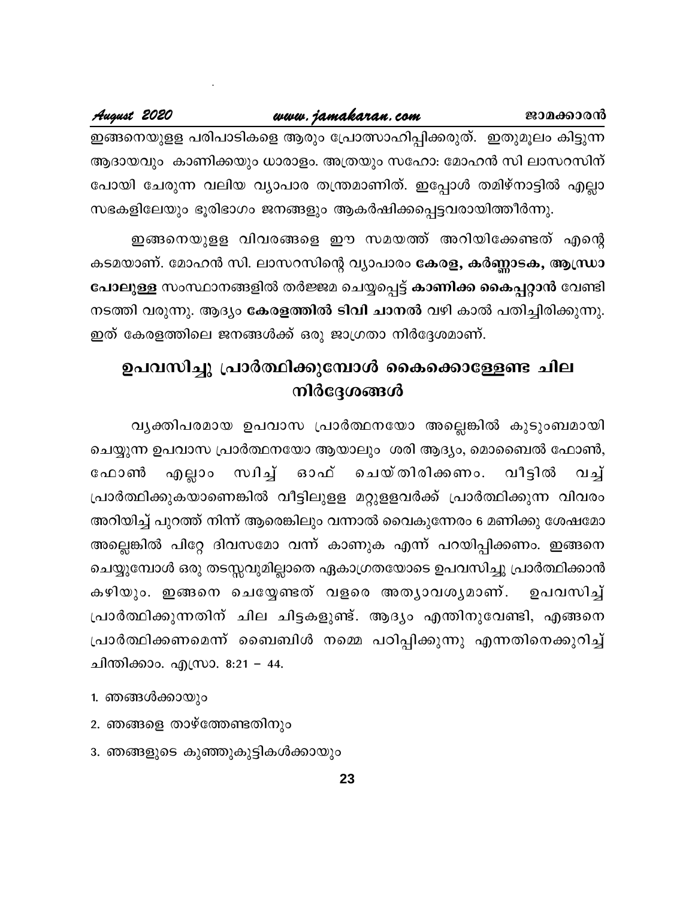ഇങ്ങനെയുള്ള പരിപാടികളെ ആരും പ്രോത്സാഹിപ്പിക്കരുത്. ഇതുമൂലം കിട്ടുന്ന ആദായവും കാണിക്കയും ധാരാളം. അത്രയും സഹോ: മോഹൻ സി ലാസറസിന് പോയി ചേരുന്ന വലിയ വ്യാപാര തന്ത്രമാണിത്. ഇപ്പോൾ തമിഴ്നാട്ടിൽ എല്ലാ സഭകളിലേയും ഭൂരിഭാഗം ജനങ്ങളും ആകർഷിക്കപ്പെട്ടവരായിത്തീർന്നു.

ഇങ്ങനെയുള്ള വിവരങ്ങളെ ഈ സമയത്ത് അറിയിക്കേണ്ടത് എന്റെ കടമയാണ്. മോഹൻ സി. ലാസറസിന്റെ വ്യാപാരം **കേരള, കർണ്ണാടക, ആന്ധ്രാ പോലുള്ള** സംസ്ഥാനങ്ങളിൽ തർജ്ജമ ചെയ്യപ്പെട്ട് **കാണിക്ക കൈപ്പറ്റാൻ** വേണ്ടി നടത്തി വരുന്നു. ആദ്യം **കേരളത്തിൽ ടിവി ചാനൽ** വഴി കാൽ പതിച്ചിരിക്കുന്നു. ഇത് കേരളത്തിലെ ജനങ്ങൾക്ക് ഒരു ജാഗ്രതാ നിർദ്ദേശമാണ്.

## ഉപവസിച്ചു പ്രാർത്ഥിക്കുമ്പോൾ കൈക്കൊള്ളേണ്ട ചില നിർദ്ദേശങ്ങൾ

വ്യക്തിപരമായ ഉപവാസ പ്രാർത്ഥനയോ അല്ലെങ്കിൽ കുടുംബമായി ചെയ്യുന്ന ഉപവാസ പ്രാർത്ഥനയോ ആയാലും ശരി ആദ്യം, മൊബൈൽ ഫോൺ, ഫോൺ എല്ലാം സ്വിച്ച് ഓഫ് ചെയ്തിരിക്കണം. വീട്ടിൽ വച്ച് പ്രാർത്ഥിക്കുകയാണെങ്കിൽ വീട്ടിലുള്ള മറ്റുള്ളവർക്ക് പ്രാർത്ഥിക്കുന്ന വിവരം അറിയിച്ച് പുറത്ത് നിന്ന് ആരെങ്കിലും വന്നാൽ വൈകുന്നേരം 6 മണിക്കു ശേഷമോ അല്ലെങ്കിൽ പിറ്റേ ദിവസമോ വന്ന് കാണുക എന്ന് പറയിപ്പിക്കണം. ഇങ്ങനെ ചെയ്യുമ്പോൾ ഒരു തടസ്സവുമില്ലാതെ ഏകാഗ്രതയോടെ ഉപവസിച്ചു പ്രാർത്ഥിക്കാൻ കഴിയും. ഇങ്ങനെ ചെയ്യേണ്ടത് വളരെ അത്യാവശ്യമാണ്. ഉപവസിച്ച് പ്രാർത്ഥിക്കുന്നതിന് ചില ചിട്ടകളുണ്ട്. ആദ്യം എന്തിനുവേണ്ടി, എങ്ങനെ പ്രാർത്ഥിക്കണമെന്ന് ബൈബിൾ നമ്മെ പഠിപ്പിക്കുന്നു എന്നതിനെക്കുറിച്ച് ചിന്തിക്കാം. എസ്രാ. 8:21 – 44.

1. ഞങ്ങൾക്കായും
2. ഞങ്ങളെ താഴ്ത്തേണ്ടതിനും
3. ഞങ്ങളുടെ കുഞ്ഞുകുട്ടികൾക്കായും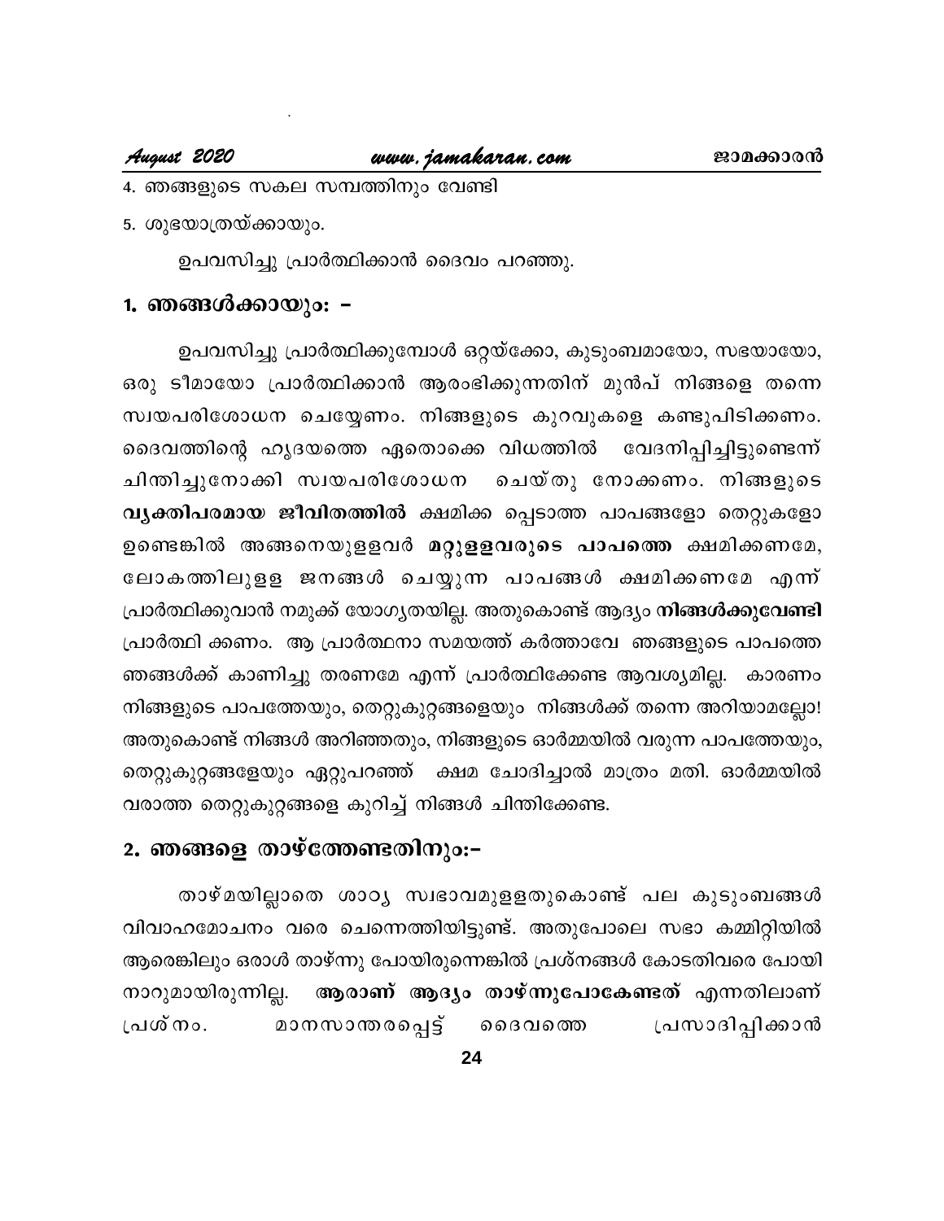4. ഞങ്ങളുടെ സകല സമ്പത്തിനും വേണ്ടി

5. ശുഭയാത്രയ്ക്കായും.

ഉപവസിച്ചു പ്രാർത്ഥിക്കാൻ ദൈവം പറഞ്ഞു.

## 1. ഞങ്ങൾക്കായും: -

ഉപവസിച്ചു പ്രാർത്ഥിക്കുമ്പോൾ ഒറ്റയ്ക്കോ, കുടുംബമായോ, സഭയായോ, ഒരു ടീമായോ പ്രാർത്ഥിക്കാൻ ആരംഭിക്കുന്നതിന് മുൻപ് നിങ്ങളെ തന്നെ സ്വയപരിശോധന ചെയ്യേണം. നിങ്ങളുടെ കുറവുകളെ കണ്ടുപിടിക്കണം. ദൈവത്തിന്റെ ഹൃദയത്തെ ഏതൊക്കെ വിധത്തിൽ വേദനിപ്പിച്ചിട്ടുണ്ടെന്ന് ചിന്തിച്ചുനോക്കി സ്വയപരിശോധന ചെയ്തു നോക്കണം. നിങ്ങളുടെ **വ്യക്തിപരമായ ജീവിതത്തിൽ** ക്ഷമിക്ക പ്പെടാത്ത പാപങ്ങളോ തെറ്റുകളോ ഉണ്ടെങ്കിൽ അങ്ങനെയുളളവർ **മറ്റുളളവരുടെ പാപത്തെ** ക്ഷമിക്കണമേ, ലോകത്തിലുളള ജനങ്ങൾ ചെയ്യുന്ന പാപങ്ങൾ ക്ഷമിക്കണമേ എന്ന് പ്രാർത്ഥിക്കുവാൻ നമുക്ക് യോഗ്യതയില്ല. അതുകൊണ്ട് ആദ്യം **നിങ്ങൾക്കുവേണ്ടി** പ്രാർത്ഥി ക്കണം. ആ പ്രാർത്ഥനാ സമയത്ത് കർത്താവേ ഞങ്ങളുടെ പാപത്തെ ഞങ്ങൾക്ക് കാണിച്ചു തരണമേ എന്ന് പ്രാർത്ഥിക്കേണ്ട ആവശ്യമില്ല. കാരണം നിങ്ങളുടെ പാപത്തേയും, തെറ്റുകുറ്റങ്ങളെയും നിങ്ങൾക്ക് തന്നെ അറിയാമല്ലോ! അതുകൊണ്ട് നിങ്ങൾ അറിഞ്ഞതും, നിങ്ങളുടെ ഓർമ്മയിൽ വരുന്ന പാപത്തേയും, തെറ്റുകുറ്റങ്ങളേയും ഏറ്റുപറഞ്ഞ് ക്ഷമ ചോദിച്ചാൽ മാത്രം മതി. ഓർമ്മയിൽ വരാത്ത തെറ്റുകുറ്റങ്ങളെ കുറിച്ച് നിങ്ങൾ ചിന്തിക്കേണ്ട.

## 2. ഞങ്ങളെ താഴ്ത്തേണ്ടതിനും:-

താഴ്മയില്ലാതെ ശാഠ്യ സ്വഭാവമുളളതുകൊണ്ട് പല കുടുംബങ്ങൾ വിവാഹമോചനം വരെ ചെന്നെത്തിയിട്ടുണ്ട്. അതുപോലെ സഭാ കമ്മിറ്റിയിൽ ആരെങ്കിലും ഒരാൾ താഴ്ന്നു പോയിരുന്നെങ്കിൽ പ്രശ്നങ്ങൾ കോടതിവരെ പോയി നാറുമായിരുന്നില്ല. **ആരാണ് ആദ്യം താഴ്ന്നുപോകേണ്ടത്** എന്നതിലാണ് പ്രശ്നം. മാനസാന്തരപ്പെട്ട് ദൈവത്തെ പ്രസാദിപ്പിക്കാൻ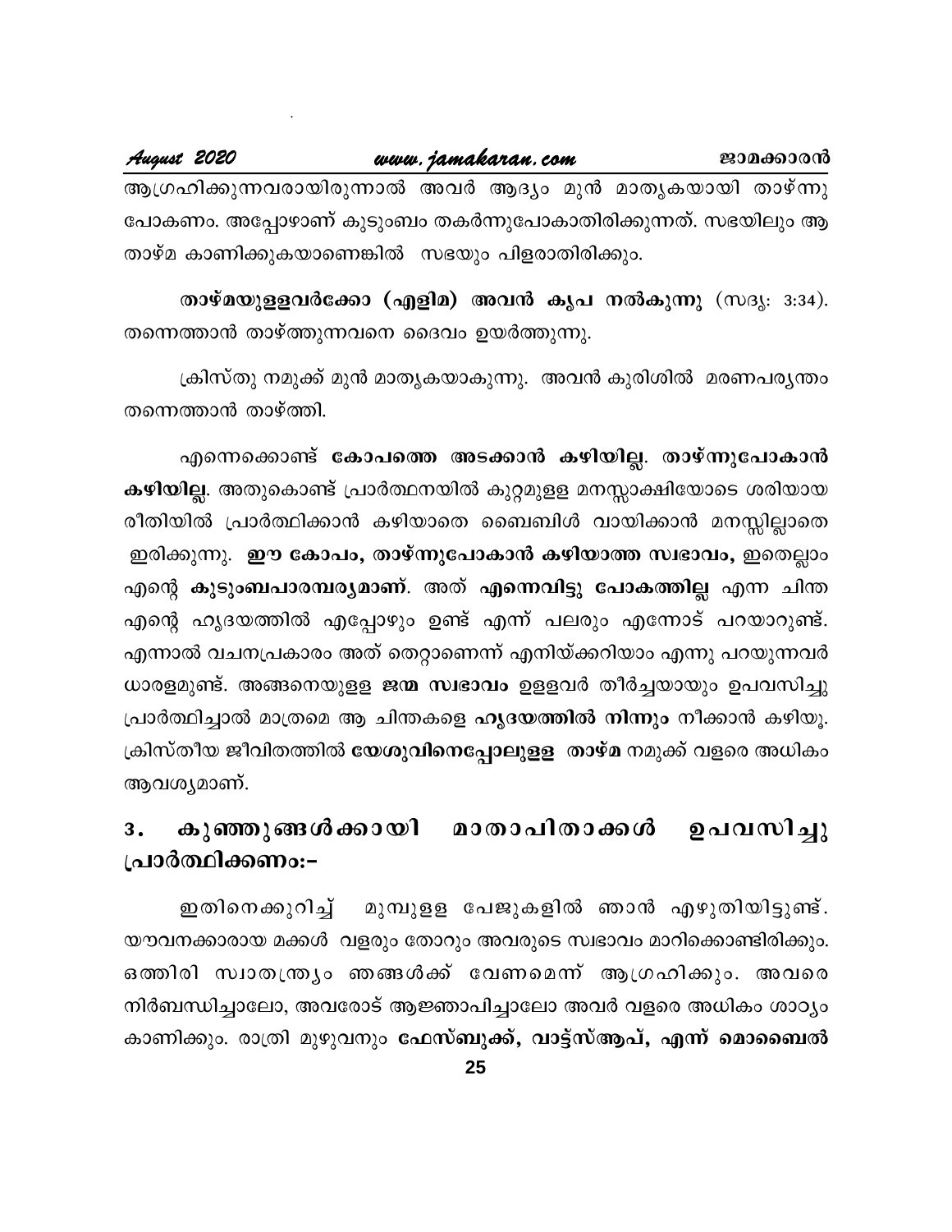ആഗ്രഹിക്കുന്നവരായിരുന്നാൽ അവർ ആദ്യം മുൻ മാതൃകയായി താഴ്ന്നു പോകണം. അപ്പോഴാണ് കുടുംബം തകർന്നുപോകാതിരിക്കുന്നത്. സഭയിലും ആ താഴ്മ കാണിക്കുകയാണെങ്കിൽ സഭയും പിളരാതിരിക്കും.

**താഴ്മയുള്ളവർക്കോ (എളിമ) അവൻ കൃപ നൽകുന്നു** (സദൃ: 3:34). തന്നെത്താൻ താഴ്ത്തുന്നവനെ ദൈവം ഉയർത്തുന്നു.

ക്രിസ്തു നമുക്ക് മുൻ മാതൃകയാകുന്നു. അവൻ കുരിശിൽ മരണപര്യന്തം തന്നെത്താൻ താഴ്ത്തി.

എന്നെക്കൊണ്ട് **കോപത്തെ അടക്കാൻ കഴിയില്ല**. **താഴ്ന്നുപോകാൻ കഴിയില്ല**. അതുകൊണ്ട് പ്രാർത്ഥനയിൽ കുറ്റമുള്ള മനസ്സാക്ഷിയോടെ ശരിയായ രീതിയിൽ പ്രാർത്ഥിക്കാൻ കഴിയാതെ ബൈബിൾ വായിക്കാൻ മനസ്സില്ലാതെ ഇരിക്കുന്നു. **ഈ കോപം, താഴ്ന്നുപോകാൻ കഴിയാത്ത സ്വഭാവം,** ഇതെല്ലാം എന്റെ **കുടുംബപാരമ്പര്യമാണ്**. അത് **എന്നെവിട്ടു പോകത്തില്ല** എന്ന ചിന്ത എന്റെ ഹൃദയത്തിൽ എപ്പോഴും ഉണ്ട് എന്ന് പലരും എന്നോട് പറയാറുണ്ട്. എന്നാൽ വചനപ്രകാരം അത് തെറ്റാണെന്ന് എനിയ്ക്കറിയാം എന്നു പറയുന്നവർ ധാരളമുണ്ട്. അങ്ങനെയുള്ള **ജന്മ സ്വഭാവം** ഉള്ളവർ തീർച്ചയായും ഉപവസിച്ചു പ്രാർത്ഥിച്ചാൽ മാത്രമെ ആ ചിന്തകളെ **ഹൃദയത്തിൽ നിന്നും** നീക്കാൻ കഴിയൂ. ക്രിസ്തീയ ജീവിതത്തിൽ **യേശുവിനെപ്പോലുള്ള താഴ്മ** നമുക്ക് വളരെ അധികം ആവശ്യമാണ്.

## 3. കുഞ്ഞുങ്ങൾക്കായി മാതാപിതാക്കൾ ഉപവസിച്ചു പ്രാർത്ഥിക്കണം:-

ഇതിനെക്കുറിച്ച് മുമ്പുള്ള പേജുകളിൽ ഞാൻ എഴുതിയിട്ടുണ്ട്. യൗവനക്കാരായ മക്കൾ വളരും തോറും അവരുടെ സ്വഭാവം മാറിക്കൊണ്ടിരിക്കും. ഒത്തിരി സ്വാതന്ത്ര്യം ഞങ്ങൾക്ക് വേണമെന്ന് ആഗ്രഹിക്കും. അവരെ നിർബന്ധിച്ചാലോ, അവരോട് ആജ്ഞാപിച്ചാലോ അവർ വളരെ അധികം ശാഠ്യം കാണിക്കും. രാത്രി മുഴുവനും **ഫേസ്ബുക്ക്, വാട്ട്സ്ആപ്, എന്ന് മൊബൈൽ**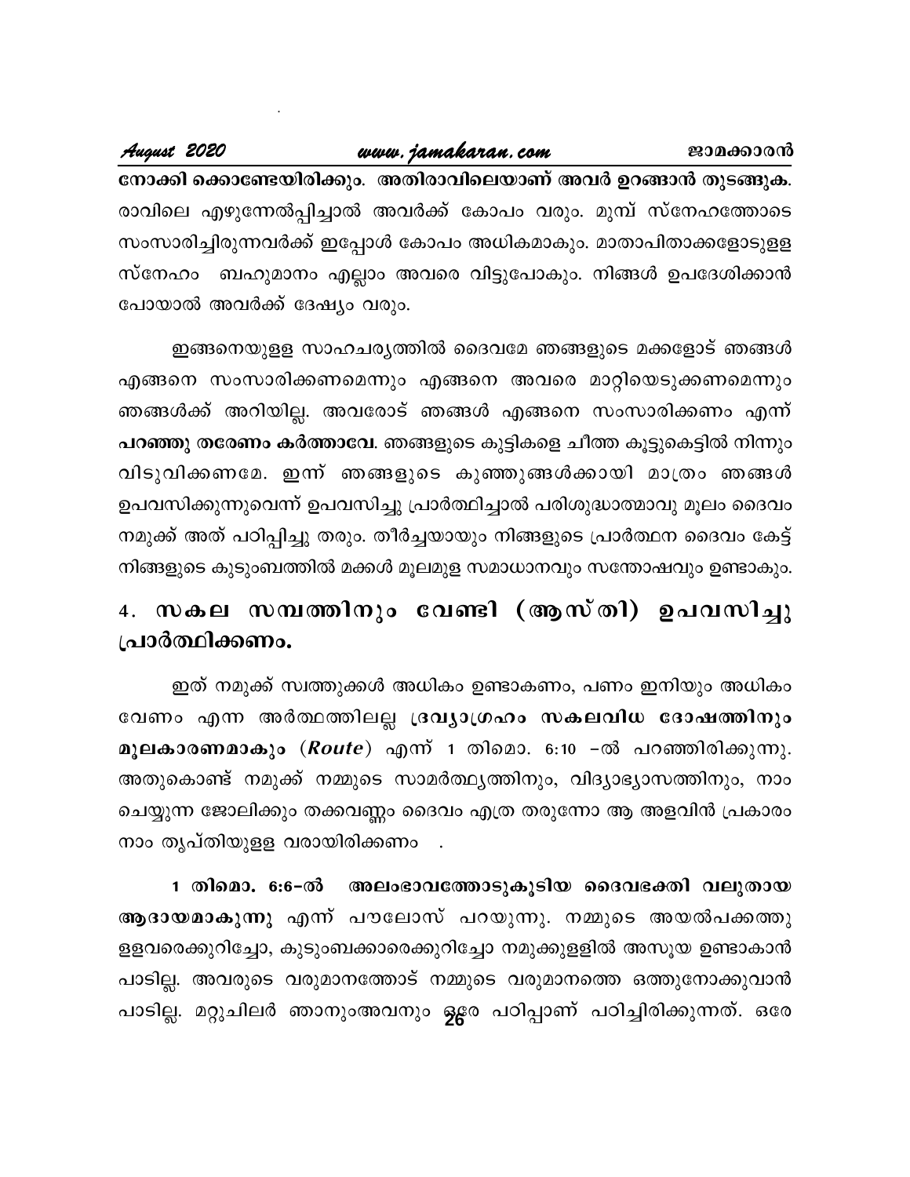**നോക്കി ക്കൊണ്ടേയിരിക്കും. അതിരാവിലെയാണ് അവർ ഉറങ്ങാൻ തുടങ്ങുക.** രാവിലെ എഴുന്നേൽപ്പിച്ചാൽ അവർക്ക് കോപം വരും. മുമ്പ് സ്നേഹത്തോടെ സംസാരിച്ചിരുന്നവർക്ക് ഇപ്പോൾ കോപം അധികമാകും. മാതാപിതാക്കളോടുള്ള സ്നേഹം ബഹുമാനം എല്ലാം അവരെ വിട്ടുപോകും. നിങ്ങൾ ഉപദേശിക്കാൻ പോയാൽ അവർക്ക് ദേഷ്യം വരും.

ഇങ്ങനെയുള്ള സാഹചര്യത്തിൽ ദൈവമേ ഞങ്ങളുടെ മക്കളോട് ഞങ്ങൾ എങ്ങനെ സംസാരിക്കണമെന്നും എങ്ങനെ അവരെ മാറ്റിയെടുക്കണമെന്നും ഞങ്ങൾക്ക് അറിയില്ല. അവരോട് ഞങ്ങൾ എങ്ങനെ സംസാരിക്കണം എന്ന് **പറഞ്ഞു തരേണം കർത്താവേ**. ഞങ്ങളുടെ കുട്ടികളെ ചീത്ത കൂട്ടുകെട്ടിൽ നിന്നും വിടുവിക്കണമേ. ഇന്ന് ഞങ്ങളുടെ കുഞ്ഞുങ്ങൾക്കായി മാത്രം ഞങ്ങൾ ഉപവസിക്കുന്നുവെന്ന് ഉപവസിച്ചു പ്രാർത്ഥിച്ചാൽ പരിശുദ്ധാത്മാവു മൂലം ദൈവം നമുക്ക് അത് പഠിപ്പിച്ചു തരും. തീർച്ചയായും നിങ്ങളുടെ പ്രാർത്ഥന ദൈവം കേട്ട് നിങ്ങളുടെ കുടുംബത്തിൽ മക്കൾ മൂലമുള്ള സമാധാനവും സന്തോഷവും ഉണ്ടാകും.

## 4. സകല സമ്പത്തിനും വേണ്ടി (ആസ്തി) ഉപവസിച്ചു പ്രാർത്ഥിക്കണം.

ഇത് നമുക്ക് സ്വത്തുക്കൾ അധികം ഉണ്ടാകണം, പണം ഇനിയും അധികം വേണം എന്ന അർത്ഥത്തിലല്ല **ദ്രവ്യാഗ്രഹം സകലവിധ ദോഷത്തിനും മൂലകാരണമാകും** (***Route***) എന്ന് 1 തിമൊ. 6:10 –ൽ പറഞ്ഞിരിക്കുന്നു. അതുകൊണ്ട് നമുക്ക് നമ്മുടെ സാമർത്ഥ്യത്തിനും, വിദ്യാഭ്യാസത്തിനും, നാം ചെയ്യുന്ന ജോലിക്കും തക്കവണ്ണം ദൈവം എത്ര തരുന്നോ ആ അളവിൻ പ്രകാരം നാം തൃപ്തിയുള്ള വരായിരിക്കണം .

**1 തിമൊ. 6:6–ൽ അലംഭാവത്തോടുകൂടിയ ദൈവഭക്തി വലുതായ ആദായമാകുന്നു** എന്ന് പൗലോസ് പറയുന്നു. നമ്മുടെ അയൽപക്കത്തു ള്ളവരെക്കുറിച്ചോ, കുടുംബക്കാരെക്കുറിച്ചോ നമുക്കുള്ളിൽ അസൂയ ഉണ്ടാകാൻ പാടില്ല. അവരുടെ വരുമാനത്തോട് നമ്മുടെ വരുമാനത്തെ ഒത്തുനോക്കുവാൻ പാടില്ല. മറ്റുചിലർ ഞാനുംഅവനും ഒരേ പഠിപ്പാണ് പഠിച്ചിരിക്കുന്നത്. ഒരേ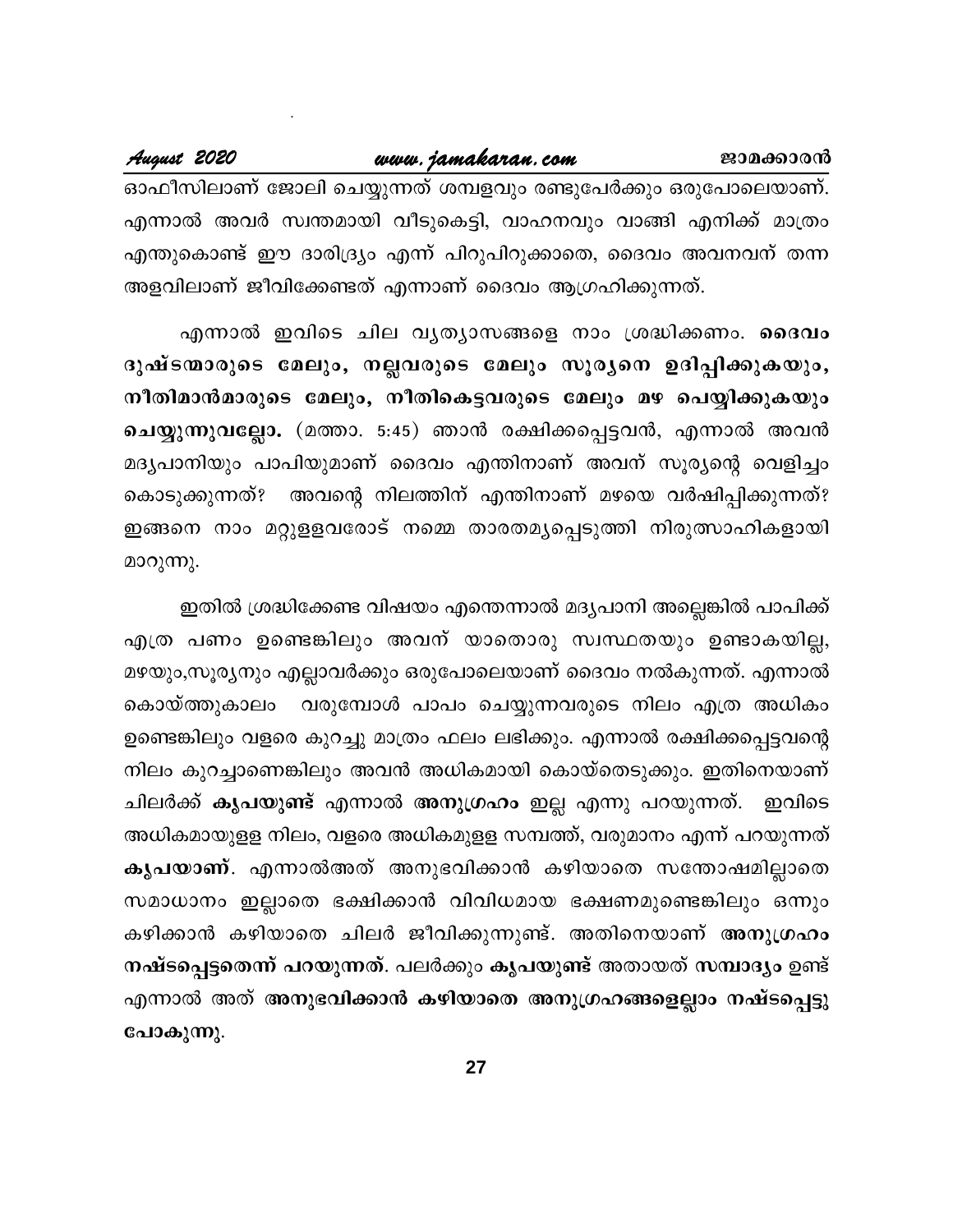ഓഫീസിലാണ് ജോലി ചെയ്യുന്നത് ശമ്പളവും രണ്ടുപേർക്കും ഒരുപോലെയാണ്. എന്നാൽ അവർ സ്വന്തമായി വീടുകെട്ടി, വാഹനവും വാങ്ങി എനിക്ക് മാത്രം എന്തുകൊണ്ട് ഈ ദാരിദ്ര്യം എന്ന് പിറുപിറുക്കാതെ, ദൈവം അവനവന് തന്ന അളവിലാണ് ജീവിക്കേണ്ടത് എന്നാണ് ദൈവം ആഗ്രഹിക്കുന്നത്.

എന്നാൽ ഇവിടെ ചില വ്യത്യാസങ്ങളെ നാം ശ്രദ്ധിക്കണം. **ദൈവം ദുഷ്ടന്മാരുടെ മേലും, നല്ലവരുടെ മേലും സൂര്യനെ ഉദിപ്പിക്കുകയും, നീതിമാൻമാരുടെ മേലും, നീതികെട്ടവരുടെ മേലും മഴ പെയ്യിക്കുകയും ചെയ്യുന്നുവല്ലോ.** (മത്താ. 5:45) ഞാൻ രക്ഷിക്കപ്പെട്ടവൻ, എന്നാൽ അവൻ മദ്യപാനിയും പാപിയുമാണ് ദൈവം എന്തിനാണ് അവന് സൂര്യന്റെ വെളിച്ചം കൊടുക്കുന്നത്? അവന്റെ നിലത്തിന് എന്തിനാണ് മഴയെ വർഷിപ്പിക്കുന്നത്? ഇങ്ങനെ നാം മറ്റുള്ളവരോട് നമ്മെ താരതമ്യപ്പെടുത്തി നിരുത്സാഹികളായി മാറുന്നു.

ഇതിൽ ശ്രദ്ധിക്കേണ്ട വിഷയം എന്തെന്നാൽ മദ്യപാനി അല്ലെങ്കിൽ പാപിക്ക് എത്ര പണം ഉണ്ടെങ്കിലും അവന് യാതൊരു സ്വസ്ഥതയും ഉണ്ടാകയില്ല, മഴയും,സൂര്യനും എല്ലാവർക്കും ഒരുപോലെയാണ് ദൈവം നൽകുന്നത്. എന്നാൽ കൊയ്ത്തുകാലം വരുമ്പോൾ പാപം ചെയ്യുന്നവരുടെ നിലം എത്ര അധികം ഉണ്ടെങ്കിലും വളരെ കുറച്ചു മാത്രം ഫലം ലഭിക്കും. എന്നാൽ രക്ഷിക്കപ്പെട്ടവന്റെ നിലം കുറച്ചാണെങ്കിലും അവൻ അധികമായി കൊയ്തെടുക്കും. ഇതിനെയാണ് ചിലർക്ക് **കൃപയുണ്ട്** എന്നാൽ **അനുഗ്രഹം** ഇല്ല എന്നു പറയുന്നത്. ഇവിടെ അധികമായുള്ള നിലം, വളരെ അധികമുള്ള സമ്പത്ത്, വരുമാനം എന്ന് പറയുന്നത് **കൃപയാണ്**. എന്നാൽഅത് അനുഭവിക്കാൻ കഴിയാതെ സന്തോഷമില്ലാതെ സമാധാനം ഇല്ലാതെ ഭക്ഷിക്കാൻ വിവിധമായ ഭക്ഷണമുണ്ടെങ്കിലും ഒന്നും കഴിക്കാൻ കഴിയാതെ ചിലർ ജീവിക്കുന്നുണ്ട്. അതിനെയാണ് **അനുഗ്രഹം നഷ്ടപ്പെട്ടതെന്ന് പറയുന്നത്**. പലർക്കും **കൃപയുണ്ട്** അതായത് **സമ്പാദ്യം** ഉണ്ട് എന്നാൽ അത് **അനുഭവിക്കാൻ കഴിയാതെ അനുഗ്രഹങ്ങളെല്ലാം നഷ്ടപ്പെട്ടു പോകുന്നു**.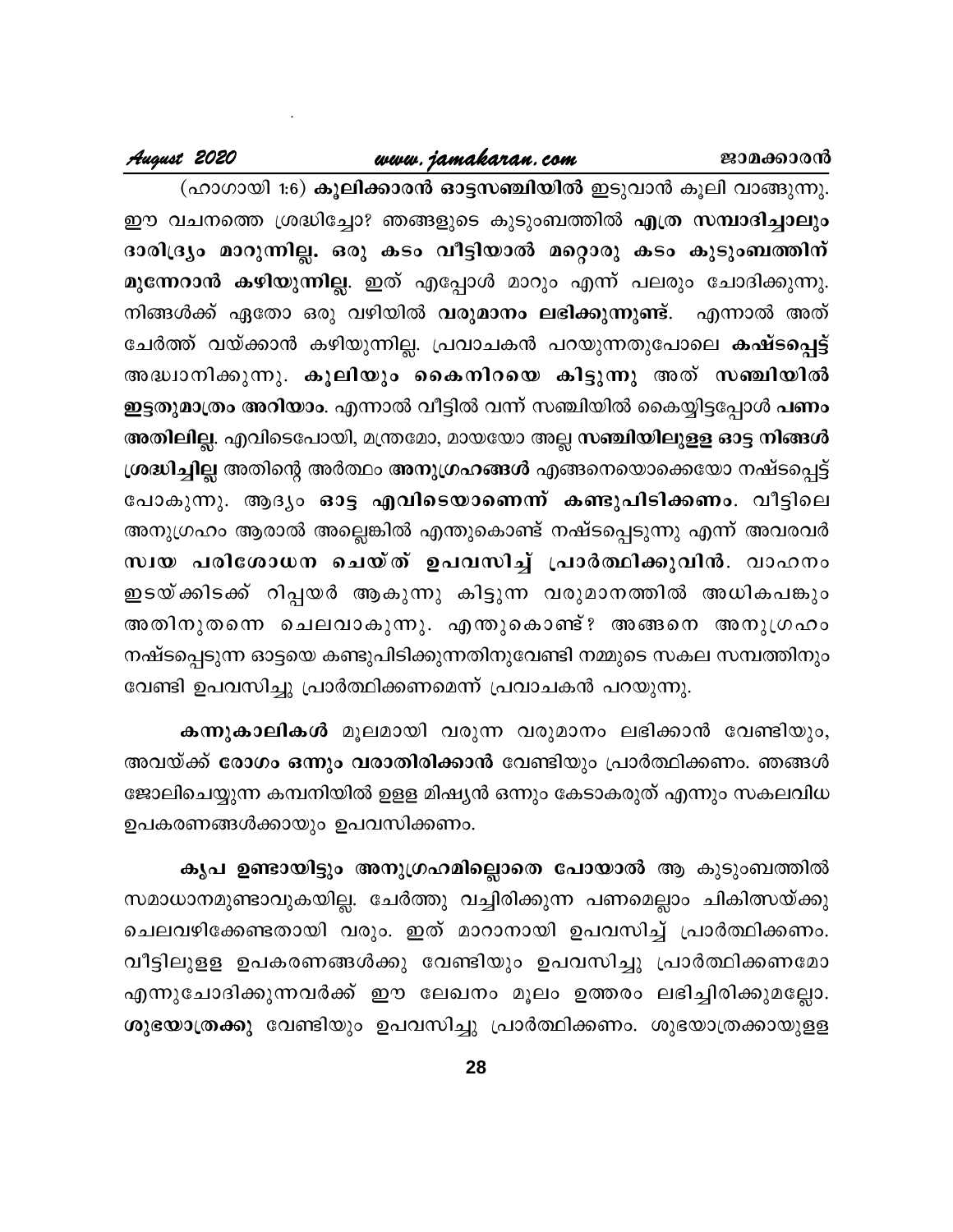(ഹാഗായി 1:6) **കൂലിക്കാരൻ ഓട്ടസഞ്ചിയിൽ** ഇടുവാൻ കൂലി വാങ്ങുന്നു. ഈ വചനത്തെ ശ്രദ്ധിച്ചോ? ഞങ്ങളുടെ കുടുംബത്തിൽ **എത്ര സമ്പാദിച്ചാലും ദാരിദ്ര്യം മാറുന്നില്ല. ഒരു കടം വീട്ടിയാൽ മറ്റൊരു കടം കുടുംബത്തിന് മുന്നേറാൻ കഴിയുന്നില്ല**. ഇത് എപ്പോൾ മാറും എന്ന് പലരും ചോദിക്കുന്നു. നിങ്ങൾക്ക് ഏതോ ഒരു വഴിയിൽ **വരുമാനം ലഭിക്കുന്നുണ്ട്**. എന്നാൽ അത് ചേർത്ത് വയ്ക്കാൻ കഴിയുന്നില്ല. പ്രവാചകൻ പറയുന്നതുപോലെ **കഷ്ടപ്പെട്ട്** അദ്ധ്വാനിക്കുന്നു. **കൂലിയും കൈനിറയെ കിട്ടുന്നു** അത് **സഞ്ചിയിൽ ഇട്ടതുമാത്രം അറിയാം**. എന്നാൽ വീട്ടിൽ വന്ന് സഞ്ചിയിൽ കൈയ്യിട്ടപ്പോൾ **പണം അതിലില്ല**. എവിടെപോയി, മന്ത്രമോ, മായയോ അല്ല **സഞ്ചിയിലുള്ള ഓട്ട നിങ്ങൾ ശ്രദ്ധിച്ചില്ല** അതിന്റെ അർത്ഥം **അനുഗ്രഹങ്ങൾ** എങ്ങനെയൊക്കെയോ നഷ്ടപ്പെട്ട് പോകുന്നു. ആദ്യം **ഓട്ട എവിടെയാണെന്ന് കണ്ടുപിടിക്കണം**. വീട്ടിലെ അനുഗ്രഹം ആരാൽ അല്ലെങ്കിൽ എന്തുകൊണ്ട് നഷ്ടപ്പെടുന്നു എന്ന് അവരവർ **സ്വയ പരിശോധന ചെയ്ത് ഉപവസിച്ച് പ്രാർത്ഥിക്കുവിൻ**. വാഹനം ഇടയ്ക്കിടക്ക് റിപ്പയർ ആകുന്നു കിട്ടുന്ന വരുമാനത്തിൽ അധികപങ്കും അതിനുതന്നെ ചെലവാകുന്നു. എന്തുകൊണ്ട്? അങ്ങനെ അനുഗ്രഹം നഷ്ടപ്പെടുന്ന ഓട്ടയെ കണ്ടുപിടിക്കുന്നതിനുവേണ്ടി നമ്മുടെ സകല സമ്പത്തിനും വേണ്ടി ഉപവസിച്ചു പ്രാർത്ഥിക്കണമെന്ന് പ്രവാചകൻ പറയുന്നു.

**കന്നുകാലികൾ** മൂലമായി വരുന്ന വരുമാനം ലഭിക്കാൻ വേണ്ടിയും, അവയ്ക്ക് **രോഗം ഒന്നും വരാതിരിക്കാൻ** വേണ്ടിയും പ്രാർത്ഥിക്കണം. ഞങ്ങൾ ജോലിചെയ്യുന്ന കമ്പനിയിൽ ഉള്ള മിഷ്യൻ ഒന്നും കേടാകരുത് എന്നും സകലവിധ ഉപകരണങ്ങൾക്കായും ഉപവസിക്കണം.

**കൃപ ഉണ്ടായിട്ടും അനുഗ്രഹമില്ലാതെ പോയാൽ** ആ കുടുംബത്തിൽ സമാധാനമുണ്ടാവുകയില്ല. ചേർത്തു വച്ചിരിക്കുന്ന പണമെല്ലാം ചികിത്സയ്ക്കു ചെലവഴിക്കേണ്ടതായി വരും. ഇത് മാറാനായി ഉപവസിച്ച് പ്രാർത്ഥിക്കണം. വീട്ടിലുള്ള ഉപകരണങ്ങൾക്കു വേണ്ടിയും ഉപവസിച്ചു പ്രാർത്ഥിക്കണമോ എന്നുചോദിക്കുന്നവർക്ക് ഈ ലേഖനം മൂലം ഉത്തരം ലഭിച്ചിരിക്കുമല്ലോ. **ശുഭയാത്രക്കു** വേണ്ടിയും ഉപവസിച്ചു പ്രാർത്ഥിക്കണം. ശുഭയാത്രക്കായുള്ള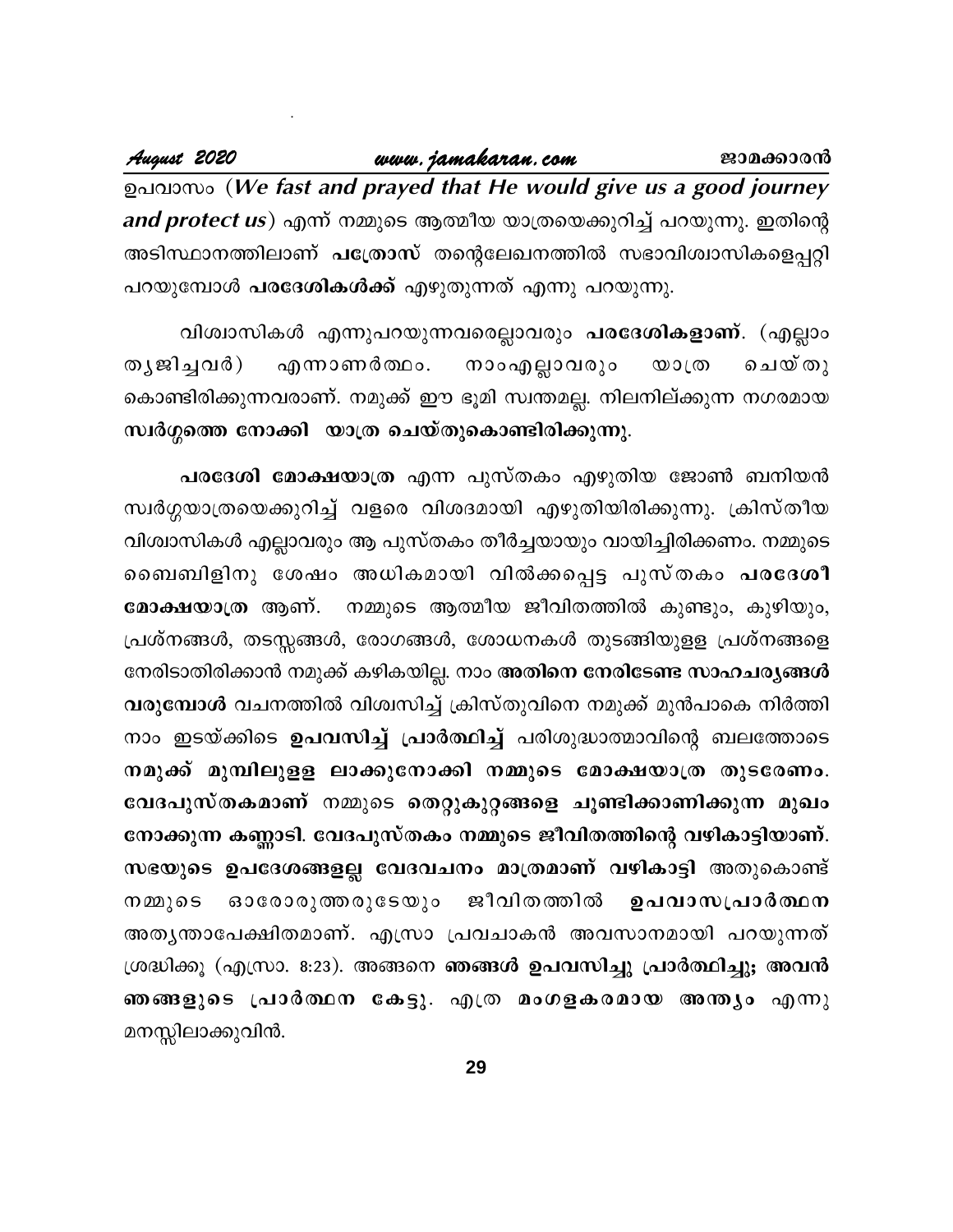ഉപവാസം (***We fast and prayed that He would give us a good journey and protect us***) എന്ന് നമ്മുടെ ആത്മീയ യാത്രയെക്കുറിച്ച് പറയുന്നു. ഇതിന്റെ അടിസ്ഥാനത്തിലാണ് **പത്രോസ്** തന്റെലേഖനത്തിൽ സഭാവിശ്വാസികളെപ്പറ്റി പറയുമ്പോൾ **പരദേശികൾക്ക്** എഴുതുന്നത് എന്നു പറയുന്നു.

വിശ്വാസികൾ എന്നുപറയുന്നവരെല്ലാവരും **പരദേശികളാണ്**. (എല്ലാം ത്യജിച്ചവർ) എന്നാണർത്ഥം. നാംഎല്ലാവരും യാത്ര ചെയ്തു കൊണ്ടിരിക്കുന്നവരാണ്. നമുക്ക് ഈ ഭൂമി സ്വന്തമല്ല. നിലനില്ക്കുന്ന നഗരമായ **സ്വർഗ്ഗത്തെ നോക്കി യാത്ര ചെയ്തുകൊണ്ടിരിക്കുന്നു.**

**പരദേശി മോക്ഷയാത്ര** എന്ന പുസ്തകം എഴുതിയ ജോൺ ബനിയൻ സ്വർഗ്ഗയാത്രയെക്കുറിച്ച് വളരെ വിശദമായി എഴുതിയിരിക്കുന്നു. ക്രിസ്തീയ വിശ്വാസികൾ എല്ലാവരും ആ പുസ്തകം തീർച്ചയായും വായിച്ചിരിക്കണം. നമ്മുടെ ബൈബിളിനു ശേഷം അധികമായി വിൽക്കപ്പെട്ട പുസ്തകം **പരദേശീ മോക്ഷയാത്ര** ആണ്. നമ്മുടെ ആത്മീയ ജീവിതത്തിൽ കുണ്ടും, കുഴിയും, പ്രശ്നങ്ങൾ, തടസ്സങ്ങൾ, രോഗങ്ങൾ, ശോധനകൾ തുടങ്ങിയുള്ള പ്രശ്നങ്ങളെ നേരിടാതിരിക്കാൻ നമുക്ക് കഴികയില്ല. നാം **അതിനെ നേരിടേണ്ട സാഹചര്യങ്ങൾ വരുമ്പോൾ** വചനത്തിൽ വിശ്വസിച്ച് ക്രിസ്തുവിനെ നമുക്ക് മുൻപാകെ നിർത്തി നാം ഇടയ്ക്കിടെ **ഉപവസിച്ച് പ്രാർത്ഥിച്ച്** പരിശുദ്ധാത്മാവിന്റെ ബലത്തോടെ **നമുക്ക് മുമ്പിലുള്ള ലാക്കുനോക്കി നമ്മുടെ മോക്ഷയാത്ര തുടരേണം. വേദപുസ്തകമാണ്** നമ്മുടെ **തെറ്റുകുറ്റങ്ങളെ ചൂണ്ടിക്കാണിക്കുന്ന മുഖം നോക്കുന്ന കണ്ണാടി. വേദപുസ്തകം നമ്മുടെ ജീവിതത്തിന്റെ വഴികാട്ടിയാണ്. സഭയുടെ ഉപദേശങ്ങളല്ല വേദവചനം മാത്രമാണ് വഴികാട്ടി** അതുകൊണ്ട് നമ്മുടെ ഓരോരുത്തരുടേയും ജീവിതത്തിൽ **ഉപവാസപ്രാർത്ഥന** അത്യന്താപേക്ഷിതമാണ്. എസ്രാ പ്രവചാകൻ അവസാനമായി പറയുന്നത് ശ്രദ്ധിക്കൂ (എസ്രാ. 8:23). അങ്ങനെ **ഞങ്ങൾ ഉപവസിച്ചു പ്രാർത്ഥിച്ചു; അവൻ ഞങ്ങളുടെ പ്രാർത്ഥന കേട്ടു.** എത്ര **മംഗളകരമായ അന്ത്യം** എന്നു മനസ്സിലാക്കുവിൻ.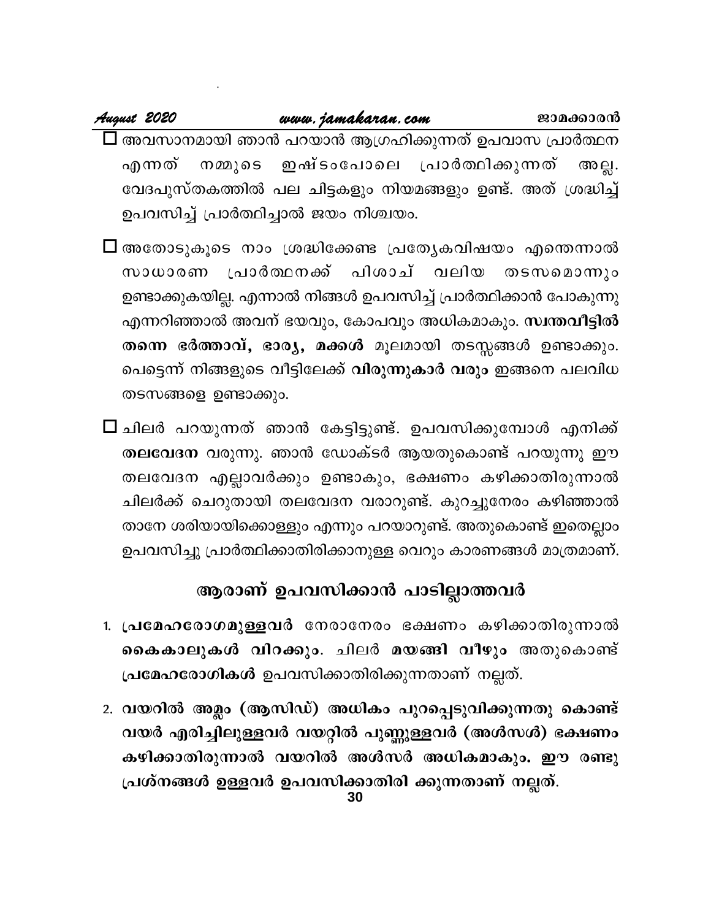- ☐ അവസാനമായി ഞാൻ പറയാൻ ആഗ്രഹിക്കുന്നത് ഉപവാസ പ്രാർത്ഥന എന്നത് നമ്മുടെ ഇഷ്ടംപോലെ പ്രാർത്ഥിക്കുന്നത് അല്ല. വേദപുസ്തകത്തിൽ പല ചിട്ടകളും നിയമങ്ങളും ഉണ്ട്. അത് ശ്രദ്ധിച്ച് ഉപവസിച്ച് പ്രാർത്ഥിച്ചാൽ ജയം നിശ്ചയം.

- ☐ അതോടുകൂടെ നാം ശ്രദ്ധിക്കേണ്ട പ്രത്യേകവിഷയം എന്തെന്നാൽ സാധാരണ പ്രാർത്ഥനക്ക് പിശാച് വലിയ തടസമൊന്നും ഉണ്ടാക്കുകയില്ല. എന്നാൽ നിങ്ങൾ ഉപവസിച്ച് പ്രാർത്ഥിക്കാൻ പോകുന്നു എന്നറിഞ്ഞാൽ അവന് ഭയവും, കോപവും അധികമാകും. **സ്വന്തവീട്ടിൽ തന്നെ ഭർത്താവ്, ഭാര്യ, മക്കൾ** മൂലമായി തടസ്സങ്ങൾ ഉണ്ടാക്കും. പെട്ടെന്ന് നിങ്ങളുടെ വീട്ടിലേക്ക് **വിരുന്നുകാർ വരും** ഇങ്ങനെ പലവിധ തടസങ്ങളെ ഉണ്ടാക്കും.

- ☐ ചിലർ പറയുന്നത് ഞാൻ കേട്ടിട്ടുണ്ട്. ഉപവസിക്കുമ്പോൾ എനിക്ക് **തലവേദന** വരുന്നു. ഞാൻ ഡോക്ടർ ആയതുകൊണ്ട് പറയുന്നു ഈ തലവേദന എല്ലാവർക്കും ഉണ്ടാകും, ഭക്ഷണം കഴിക്കാതിരുന്നാൽ ചിലർക്ക് ചെറുതായി തലവേദന വരാറുണ്ട്. കുറച്ചുനേരം കഴിഞ്ഞാൽ താനേ ശരിയായിക്കൊള്ളും എന്നും പറയാറുണ്ട്. അതുകൊണ്ട് ഇതെല്ലാം ഉപവസിച്ചു പ്രാർത്ഥിക്കാതിരിക്കാനുള്ള വെറും കാരണങ്ങൾ മാത്രമാണ്.

## ആരാണ് ഉപവസിക്കാൻ പാടില്ലാത്തവർ

1. **പ്രമേഹരോഗമുള്ളവർ** നേരാനേരം ഭക്ഷണം കഴിക്കാതിരുന്നാൽ **കൈകാലുകൾ വിറക്കും**. ചിലർ **മയങ്ങി വീഴും** അതുകൊണ്ട് **പ്രമേഹരോഗികൾ** ഉപവസിക്കാതിരിക്കുന്നതാണ് നല്ലത്.

2. **വയറിൽ അമ്ലം (ആസിഡ്) അധികം പുറപ്പെടുവിക്കുന്നതു കൊണ്ട് വയർ എരിച്ചിലുള്ളവർ വയറ്റിൽ പുണ്ണുള്ളവർ (അൾസൾ) ഭക്ഷണം കഴിക്കാതിരുന്നാൽ വയറിൽ അൾസർ അധികമാകും. ഈ രണ്ടു പ്രശ്നങ്ങൾ ഉള്ളവർ ഉപവസിക്കാതിരി ക്കുന്നതാണ് നല്ലത്.**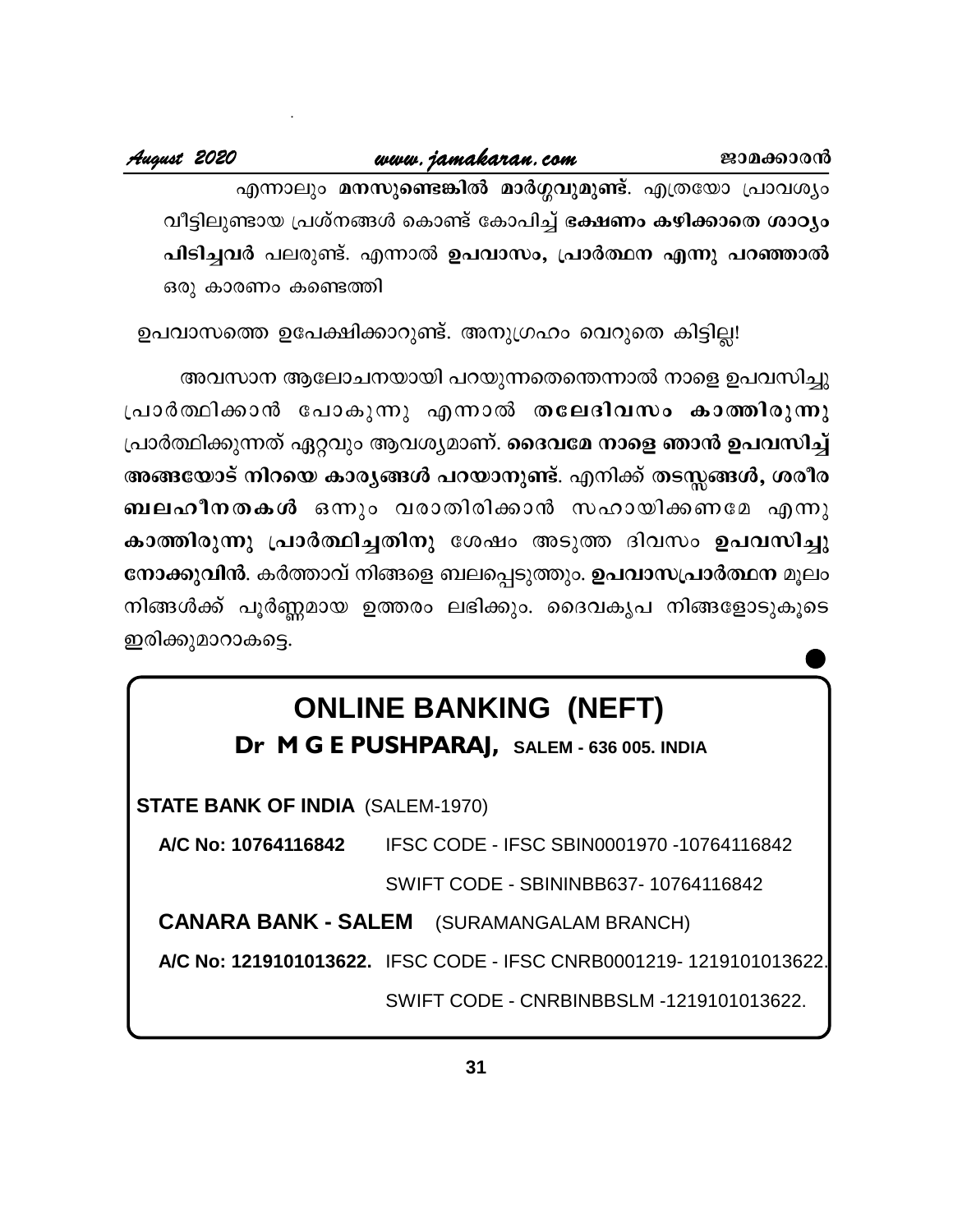എന്നാലും **മനസുണ്ടെങ്കിൽ മാർഗ്ഗവുമുണ്ട്**. എത്രയോ പ്രാവശ്യം വീട്ടിലുണ്ടായ പ്രശ്നങ്ങൾ കൊണ്ട് കോപിച്ച് **ഭക്ഷണം കഴിക്കാതെ ശാഠ്യം പിടിച്ചവർ** പലരുണ്ട്. എന്നാൽ **ഉപവാസം, പ്രാർത്ഥന എന്നു പറഞ്ഞാൽ** ഒരു കാരണം കണ്ടെത്തി

ഉപവാസത്തെ ഉപേക്ഷിക്കാറുണ്ട്. അനുഗ്രഹം വെറുതെ കിട്ടില്ല!

അവസാന ആലോചനയായി പറയുന്നതെന്തെന്നാൽ നാളെ ഉപവസിച്ചു പ്രാർത്ഥിക്കാൻ പോകുന്നു എന്നാൽ **തലേദിവസം കാത്തിരുന്നു** പ്രാർത്ഥിക്കുന്നത് ഏറ്റവും ആവശ്യമാണ്. **ദൈവമേ നാളെ ഞാൻ ഉപവസിച്ച് അങ്ങയോട് നിറയെ കാര്യങ്ങൾ പറയാനുണ്ട്**. എനിക്ക് **തടസ്സങ്ങൾ, ശരീര ബലഹീനതകൾ** ഒന്നും വരാതിരിക്കാൻ സഹായിക്കണമേ എന്നു **കാത്തിരുന്നു പ്രാർത്ഥിച്ചതിനു** ശേഷം അടുത്ത ദിവസം **ഉപവസിച്ചു നോക്കുവിൻ**. കർത്താവ് നിങ്ങളെ ബലപ്പെടുത്തും. **ഉപവാസപ്രാർത്ഥന** മൂലം നിങ്ങൾക്ക് പൂർണ്ണമായ ഉത്തരം ലഭിക്കും. ദൈവകൃപ നിങ്ങളോടുകൂടെ ഇരിക്കുമാറാകട്ടെ.

## ONLINE BANKING (NEFT)

**Dr M G E PUSHPARAJ, SALEM - 636 005. INDIA**

**STATE BANK OF INDIA** (SALEM-1970)

**A/C No: 10764116842** IFSC CODE - IFSC SBIN0001970 -10764116842

SWIFT CODE - SBININBB637- 10764116842

**CANARA BANK - SALEM** (SURAMANGALAM BRANCH)

**A/C No: 1219101013622.** IFSC CODE - IFSC CNRB0001219- 1219101013622.

SWIFT CODE - CNRBINBBSLM -1219101013622.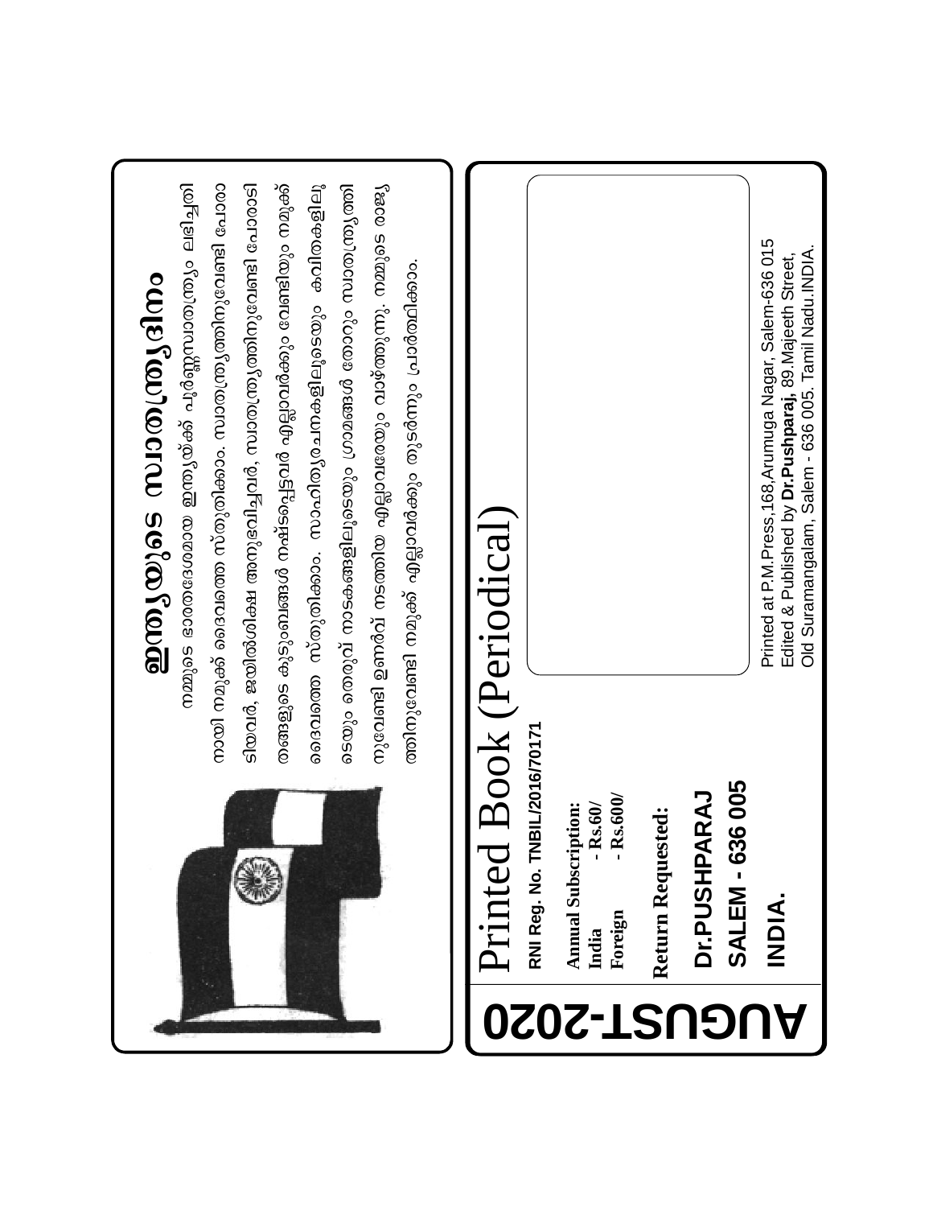## ഇന്ത്യയുടെ സ്വാതന്ത്ര്യദിനം

നമ്മുടെ ഭാരതദേശമായ ഇന്ത്യയ്ക്ക് പൂർണ്ണസ്വാതന്ത്ര്യം ലഭിച്ചതി നായി നമുക്ക് ദൈവത്തെ സ്തുതിക്കാം. സ്വാതന്ത്ര്യത്തിനുവേണ്ടി പോരാടിയവർ, ജയിൽശിക്ഷ അനുഭവിച്ചവർ, സ്വാതന്ത്ര്യത്തിനുവേണ്ടി പോരാടി തങ്ങളുടെ കുടുംബങ്ങൾ നഷ്ടപ്പെട്ടവർ എല്ലാവർക്കും വേണ്ടിയും നമുക്ക് ദൈവത്തെ സ്തുതിക്കാം. സാഹിത്യരചനകളിലൂടെയും കവിതകളിലൂടെയും തെരുവ് നാടകങ്ങളിലൂടെയും ഗ്രാമങ്ങൾ തോറും സ്വാതന്ത്ര്യത്തിനുവേണ്ടി ഉണർവ് നടത്തിയ എല്ലാവരെയും വാഴ്ത്തുന്നു. നമ്മുടെ രാജ്യത്തിനുവേണ്ടി നമുക്ക് എല്ലാവർക്കും തുടർന്നും പ്രാർത്ഥിക്കാം.

# AUGUST-2020

# Printed Book (Periodical)

**RNI Reg. No. TNBIL/2016/70171**

**Annual Subscription:**
**India - Rs.60/**
**Foreign - Rs.600/**

**Return Requested:**

**Dr.PUSHPARAJ**
**SALEM - 636 005**
**INDIA.**

Printed at P.M.Press,168,Arumuga Nagar, Salem-636 015
Edited & Published by **Dr.Pushparaj,** 89.Majeeth Street,
Old Suramangalam, Salem - 636 005. Tamil Nadu.INDIA.